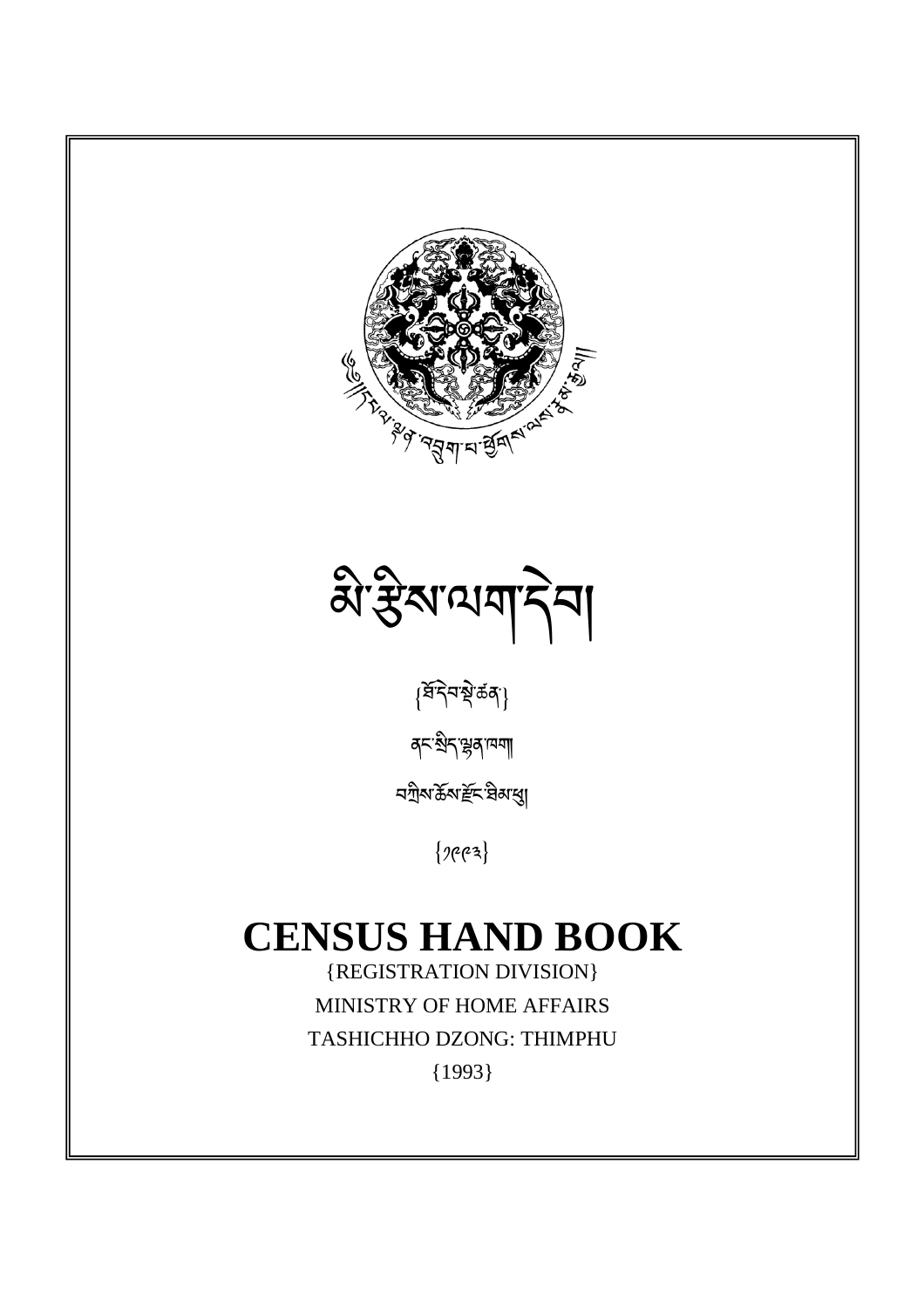# མི་རྩིས་ལག་དེབ།

{ཐོ་བཀོད་སྡེ་ཚན་}

ནང་སྲིད་ལྷན་ཁག།

བཀྲིས་ཆོས་རྫོང་ཐིམ་ཕུ།

{༡༩༩༣}

# CENSUS HAND BOOK

{REGISTRATION DIVISION}

MINISTRY OF HOME AFFAIRS

TASHICHHO DZONG: THIMPHU

{1993}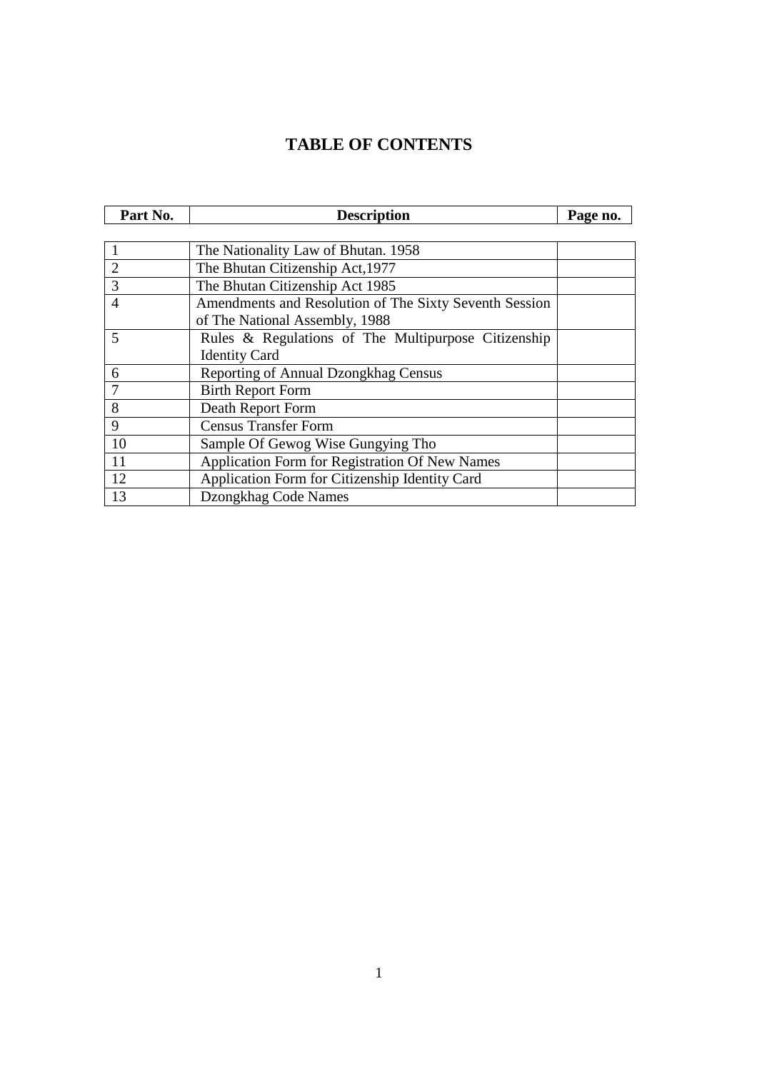# TABLE OF CONTENTS

| Part No. | Description | Page no. |
|---|---|---|
| 1 | The Nationality Law of Bhutan. 1958 | |
| 2 | The Bhutan Citizenship Act,1977 | |
| 3 | The Bhutan Citizenship Act 1985 | |
| 4 | Amendments and Resolution of The Sixty Seventh Session of The National Assembly, 1988 | |
| 5 | Rules & Regulations of The Multipurpose Citizenship Identity Card | |
| 6 | Reporting of Annual Dzongkhag Census | |
| 7 | Birth Report Form | |
| 8 | Death Report Form | |
| 9 | Census Transfer Form | |
| 10 | Sample Of Gewog Wise Gungying Tho | |
| 11 | Application Form for Registration Of New Names | |
| 12 | Application Form for Citizenship Identity Card | |
| 13 | Dzongkhag Code Names | |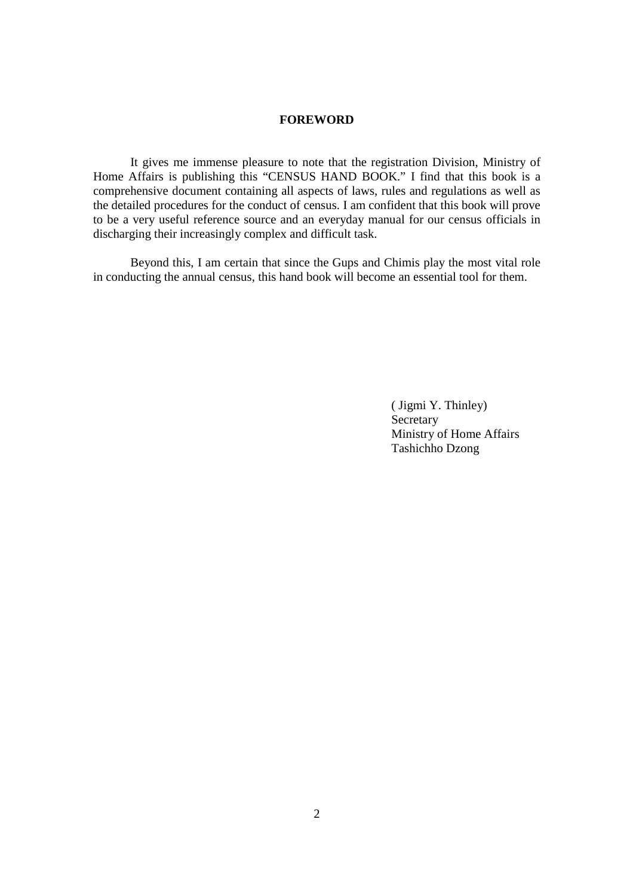## FOREWORD

It gives me immense pleasure to note that the registration Division, Ministry of Home Affairs is publishing this "CENSUS HAND BOOK." I find that this book is a comprehensive document containing all aspects of laws, rules and regulations as well as the detailed procedures for the conduct of census. I am confident that this book will prove to be a very useful reference source and an everyday manual for our census officials in discharging their increasingly complex and difficult task.

Beyond this, I am certain that since the Gups and Chimis play the most vital role in conducting the annual census, this hand book will become an essential tool for them.

( Jigmi Y. Thinley)
Secretary
Ministry of Home Affairs
Tashichho Dzong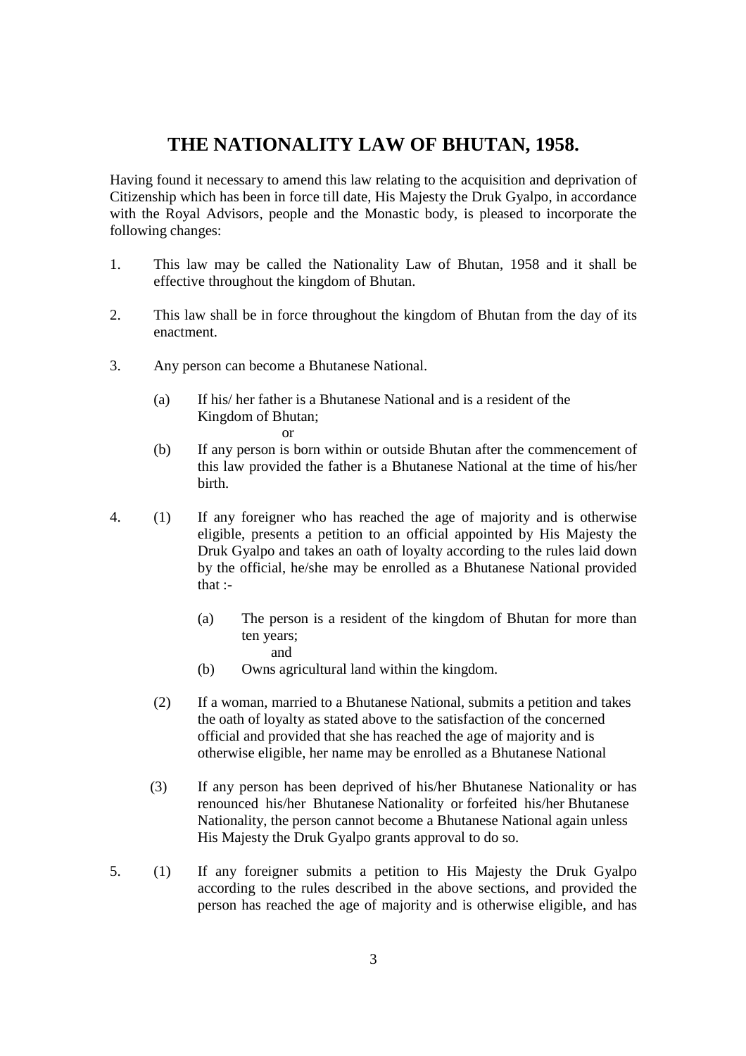# THE NATIONALITY LAW OF BHUTAN, 1958.

Having found it necessary to amend this law relating to the acquisition and deprivation of Citizenship which has been in force till date, His Majesty the Druk Gyalpo, in accordance with the Royal Advisors, people and the Monastic body, is pleased to incorporate the following changes:

1. This law may be called the Nationality Law of Bhutan, 1958 and it shall be effective throughout the kingdom of Bhutan.

2. This law shall be in force throughout the kingdom of Bhutan from the day of its enactment.

3. Any person can become a Bhutanese National.

   (a) If his/ her father is a Bhutanese National and is a resident of the Kingdom of Bhutan;

   or

   (b) If any person is born within or outside Bhutan after the commencement of this law provided the father is a Bhutanese National at the time of his/her birth.

4. (1) If any foreigner who has reached the age of majority and is otherwise eligible, presents a petition to an official appointed by His Majesty the Druk Gyalpo and takes an oath of loyalty according to the rules laid down by the official, he/she may be enrolled as a Bhutanese National provided that :-

   (a) The person is a resident of the kingdom of Bhutan for more than ten years;

   and

   (b) Owns agricultural land within the kingdom.

   (2) If a woman, married to a Bhutanese National, submits a petition and takes the oath of loyalty as stated above to the satisfaction of the concerned official and provided that she has reached the age of majority and is otherwise eligible, her name may be enrolled as a Bhutanese National

   (3) If any person has been deprived of his/her Bhutanese Nationality or has renounced his/her Bhutanese Nationality or forfeited his/her Bhutanese Nationality, the person cannot become a Bhutanese National again unless His Majesty the Druk Gyalpo grants approval to do so.

5. (1) If any foreigner submits a petition to His Majesty the Druk Gyalpo according to the rules described in the above sections, and provided the person has reached the age of majority and is otherwise eligible, and has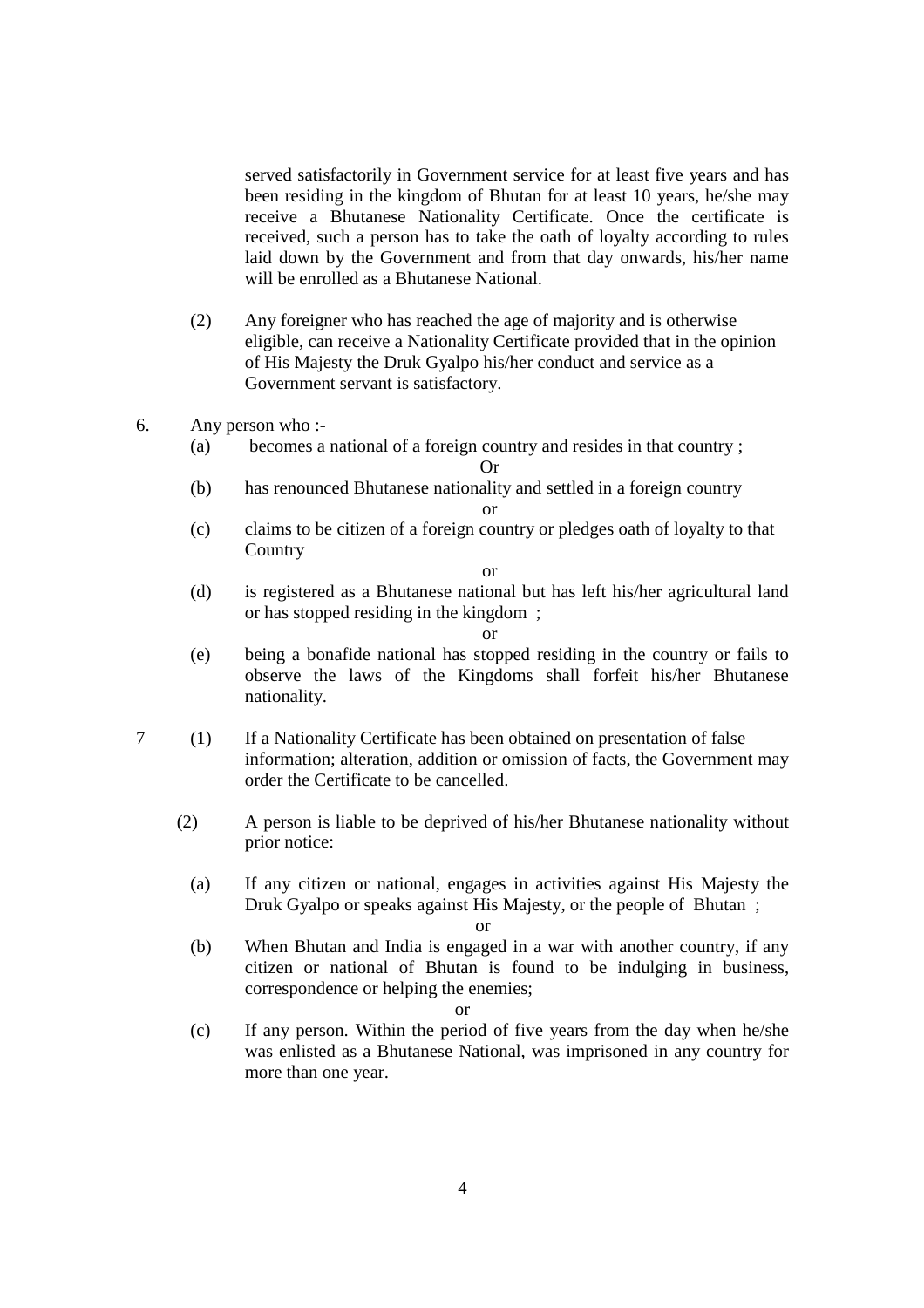served satisfactorily in Government service for at least five years and has been residing in the kingdom of Bhutan for at least 10 years, he/she may receive a Bhutanese Nationality Certificate. Once the certificate is received, such a person has to take the oath of loyalty according to rules laid down by the Government and from that day onwards, his/her name will be enrolled as a Bhutanese National.

(2) Any foreigner who has reached the age of majority and is otherwise eligible, can receive a Nationality Certificate provided that in the opinion of His Majesty the Druk Gyalpo his/her conduct and service as a Government servant is satisfactory.

6. Any person who :-

(a) becomes a national of a foreign country and resides in that country ;

Or

(b) has renounced Bhutanese nationality and settled in a foreign country

or

(c) claims to be citizen of a foreign country or pledges oath of loyalty to that Country

or

(d) is registered as a Bhutanese national but has left his/her agricultural land or has stopped residing in the kingdom ;

or

(e) being a bonafide national has stopped residing in the country or fails to observe the laws of the Kingdoms shall forfeit his/her Bhutanese nationality.

7 (1) If a Nationality Certificate has been obtained on presentation of false information; alteration, addition or omission of facts, the Government may order the Certificate to be cancelled.

(2) A person is liable to be deprived of his/her Bhutanese nationality without prior notice:

(a) If any citizen or national, engages in activities against His Majesty the Druk Gyalpo or speaks against His Majesty, or the people of Bhutan ;

or

(b) When Bhutan and India is engaged in a war with another country, if any citizen or national of Bhutan is found to be indulging in business, correspondence or helping the enemies;

or

(c) If any person. Within the period of five years from the day when he/she was enlisted as a Bhutanese National, was imprisoned in any country for more than one year.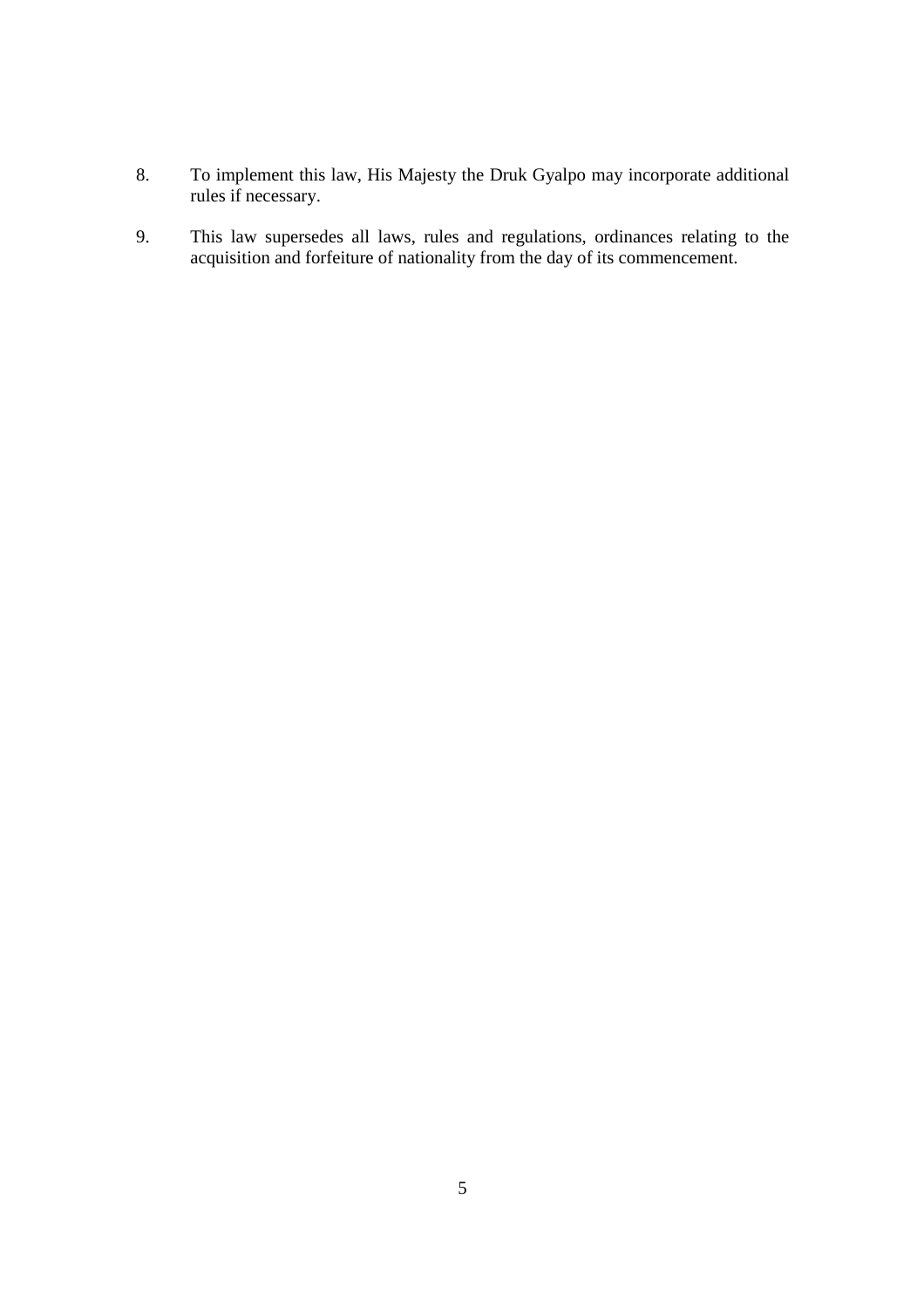8. To implement this law, His Majesty the Druk Gyalpo may incorporate additional rules if necessary.

9. This law supersedes all laws, rules and regulations, ordinances relating to the acquisition and forfeiture of nationality from the day of its commencement.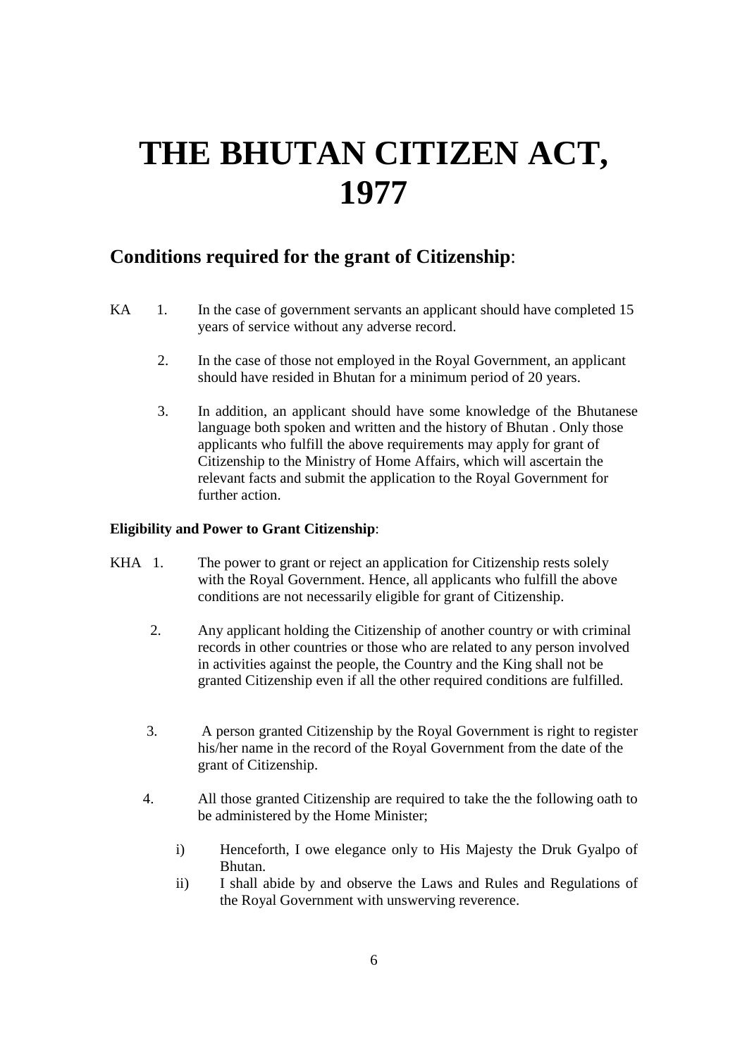# THE BHUTAN CITIZEN ACT, 1977

## Conditions required for the grant of Citizenship:

KA 1. In the case of government servants an applicant should have completed 15 years of service without any adverse record.

2. In the case of those not employed in the Royal Government, an applicant should have resided in Bhutan for a minimum period of 20 years.

3. In addition, an applicant should have some knowledge of the Bhutanese language both spoken and written and the history of Bhutan . Only those applicants who fulfill the above requirements may apply for grant of Citizenship to the Ministry of Home Affairs, which will ascertain the relevant facts and submit the application to the Royal Government for further action.

**Eligibility and Power to Grant Citizenship**:

KHA 1. The power to grant or reject an application for Citizenship rests solely with the Royal Government. Hence, all applicants who fulfill the above conditions are not necessarily eligible for grant of Citizenship.

2. Any applicant holding the Citizenship of another country or with criminal records in other countries or those who are related to any person involved in activities against the people, the Country and the King shall not be granted Citizenship even if all the other required conditions are fulfilled.

3. A person granted Citizenship by the Royal Government is right to register his/her name in the record of the Royal Government from the date of the grant of Citizenship.

4. All those granted Citizenship are required to take the the following oath to be administered by the Home Minister;

   i) Henceforth, I owe elegance only to His Majesty the Druk Gyalpo of Bhutan.

   ii) I shall abide by and observe the Laws and Rules and Regulations of the Royal Government with unswerving reverence.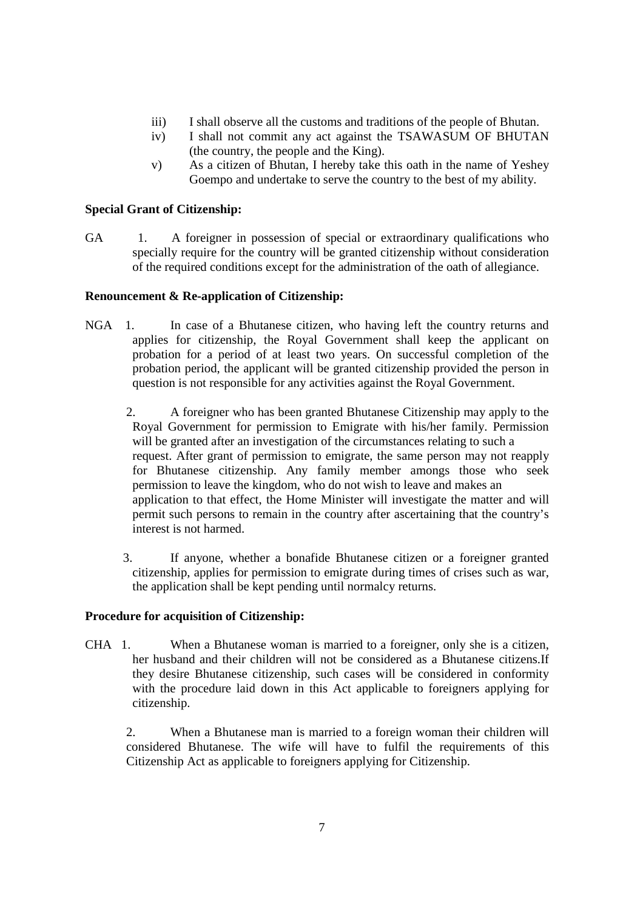iii) I shall observe all the customs and traditions of the people of Bhutan.

iv) I shall not commit any act against the TSAWASUM OF BHUTAN (the country, the people and the King).

v) As a citizen of Bhutan, I hereby take this oath in the name of Yeshey Goempo and undertake to serve the country to the best of my ability.

**Special Grant of Citizenship:**

GA 1. A foreigner in possession of special or extraordinary qualifications who specially require for the country will be granted citizenship without consideration of the required conditions except for the administration of the oath of allegiance.

**Renouncement & Re-application of Citizenship:**

NGA 1. In case of a Bhutanese citizen, who having left the country returns and applies for citizenship, the Royal Government shall keep the applicant on probation for a period of at least two years. On successful completion of the probation period, the applicant will be granted citizenship provided the person in question is not responsible for any activities against the Royal Government.

2. A foreigner who has been granted Bhutanese Citizenship may apply to the Royal Government for permission to Emigrate with his/her family. Permission will be granted after an investigation of the circumstances relating to such a request. After grant of permission to emigrate, the same person may not reapply for Bhutanese citizenship. Any family member amongs those who seek permission to leave the kingdom, who do not wish to leave and makes an application to that effect, the Home Minister will investigate the matter and will permit such persons to remain in the country after ascertaining that the country's interest is not harmed.

3. If anyone, whether a bonafide Bhutanese citizen or a foreigner granted citizenship, applies for permission to emigrate during times of crises such as war, the application shall be kept pending until normalcy returns.

**Procedure for acquisition of Citizenship:**

CHA 1. When a Bhutanese woman is married to a foreigner, only she is a citizen, her husband and their children will not be considered as a Bhutanese citizens.If they desire Bhutanese citizenship, such cases will be considered in conformity with the procedure laid down in this Act applicable to foreigners applying for citizenship.

2. When a Bhutanese man is married to a foreign woman their children will considered Bhutanese. The wife will have to fulfil the requirements of this Citizenship Act as applicable to foreigners applying for Citizenship.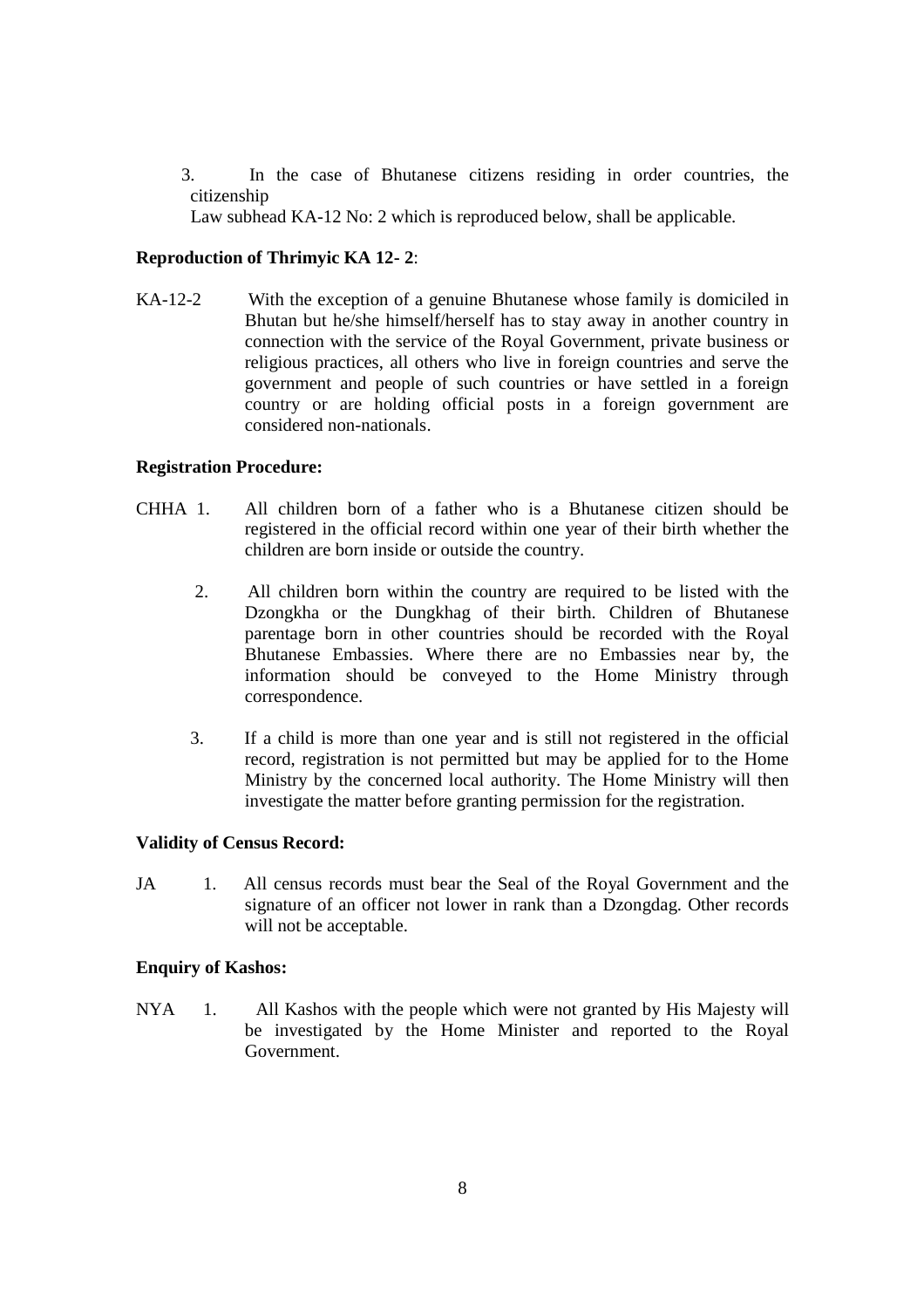3. In the case of Bhutanese citizens residing in order countries, the citizenship Law subhead KA-12 No: 2 which is reproduced below, shall be applicable.

**Reproduction of Thrimyic KA 12- 2**:

KA-12-2 With the exception of a genuine Bhutanese whose family is domiciled in Bhutan but he/she himself/herself has to stay away in another country in connection with the service of the Royal Government, private business or religious practices, all others who live in foreign countries and serve the government and people of such countries or have settled in a foreign country or are holding official posts in a foreign government are considered non-nationals.

**Registration Procedure:**

CHHA 1. All children born of a father who is a Bhutanese citizen should be registered in the official record within one year of their birth whether the children are born inside or outside the country.

2. All children born within the country are required to be listed with the Dzongkha or the Dungkhag of their birth. Children of Bhutanese parentage born in other countries should be recorded with the Royal Bhutanese Embassies. Where there are no Embassies near by, the information should be conveyed to the Home Ministry through correspondence.

3. If a child is more than one year and is still not registered in the official record, registration is not permitted but may be applied for to the Home Ministry by the concerned local authority. The Home Ministry will then investigate the matter before granting permission for the registration.

**Validity of Census Record:**

JA 1. All census records must bear the Seal of the Royal Government and the signature of an officer not lower in rank than a Dzongdag. Other records will not be acceptable.

**Enquiry of Kashos:**

NYA 1. All Kashos with the people which were not granted by His Majesty will be investigated by the Home Minister and reported to the Royal Government.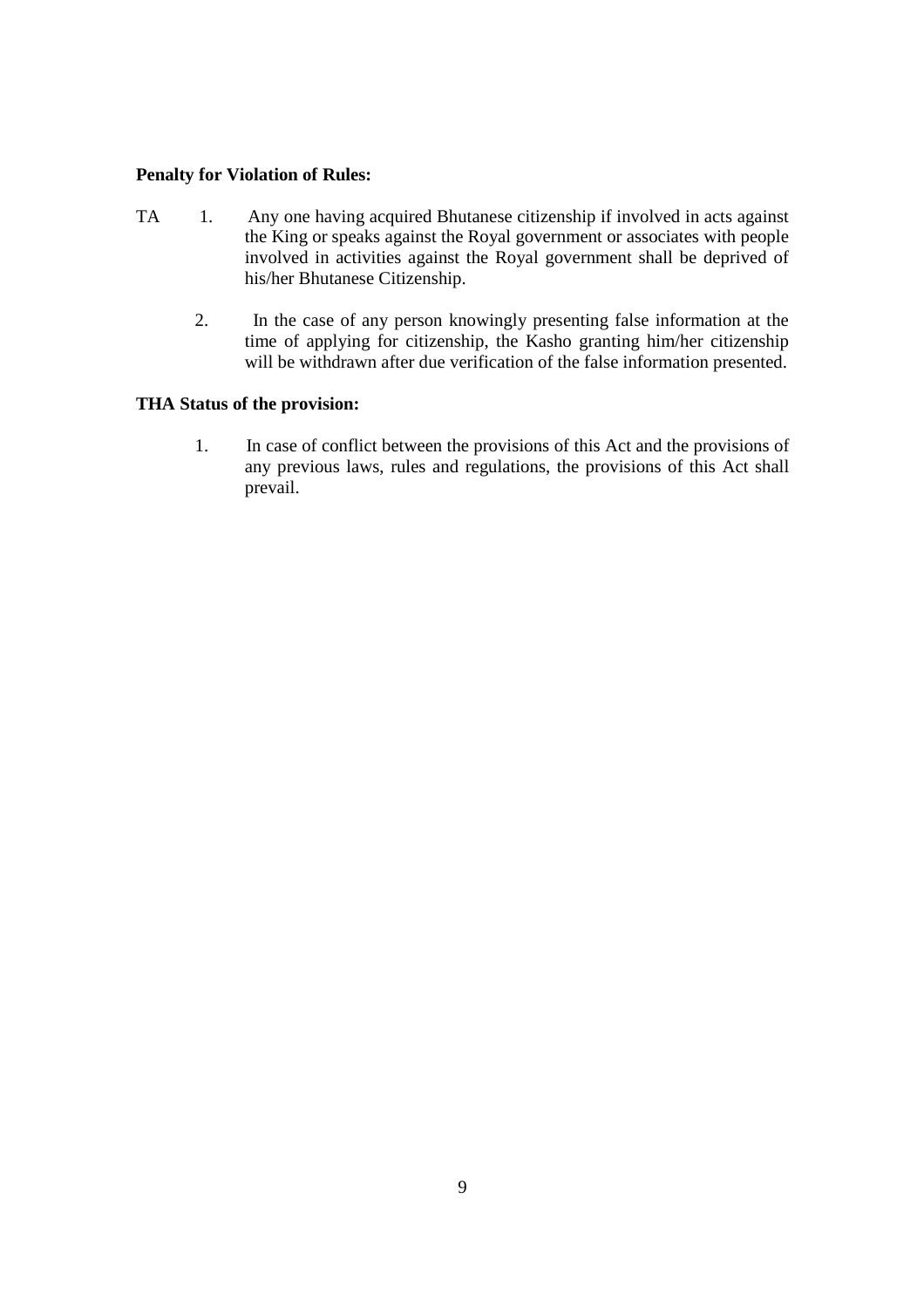**Penalty for Violation of Rules:**

TA 1. Any one having acquired Bhutanese citizenship if involved in acts against the King or speaks against the Royal government or associates with people involved in activities against the Royal government shall be deprived of his/her Bhutanese Citizenship.

2. In the case of any person knowingly presenting false information at the time of applying for citizenship, the Kasho granting him/her citizenship will be withdrawn after due verification of the false information presented.

**THA Status of the provision:**

1. In case of conflict between the provisions of this Act and the provisions of any previous laws, rules and regulations, the provisions of this Act shall prevail.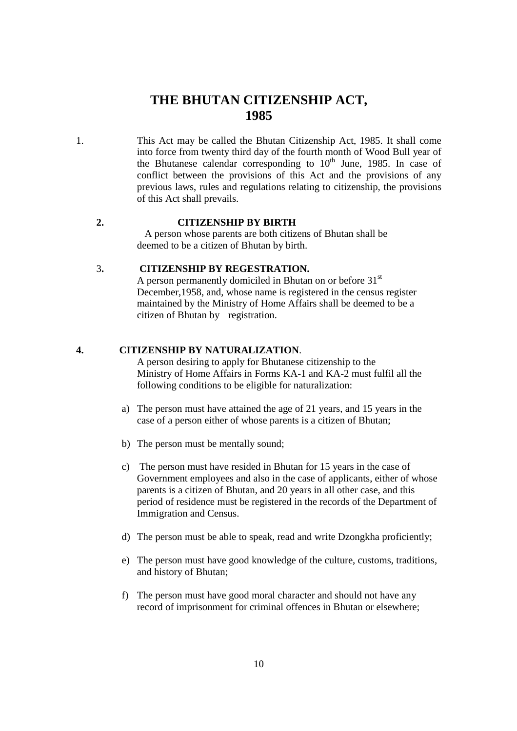# THE BHUTAN CITIZENSHIP ACT, 1985

1. This Act may be called the Bhutan Citizenship Act, 1985. It shall come into force from twenty third day of the fourth month of Wood Bull year of the Bhutanese calendar corresponding to 10th June, 1985. In case of conflict between the provisions of this Act and the provisions of any previous laws, rules and regulations relating to citizenship, the provisions of this Act shall prevails.

**2. CITIZENSHIP BY BIRTH**

A person whose parents are both citizens of Bhutan shall be deemed to be a citizen of Bhutan by birth.

3**. CITIZENSHIP BY REGESTRATION.**

A person permanently domiciled in Bhutan on or before 31st December,1958, and, whose name is registered in the census register maintained by the Ministry of Home Affairs shall be deemed to be a citizen of Bhutan by registration.

**4. CITIZENSHIP BY NATURALIZATION**.

A person desiring to apply for Bhutanese citizenship to the Ministry of Home Affairs in Forms KA-1 and KA-2 must fulfil all the following conditions to be eligible for naturalization:

a) The person must have attained the age of 21 years, and 15 years in the case of a person either of whose parents is a citizen of Bhutan;

b) The person must be mentally sound;

c) The person must have resided in Bhutan for 15 years in the case of Government employees and also in the case of applicants, either of whose parents is a citizen of Bhutan, and 20 years in all other case, and this period of residence must be registered in the records of the Department of Immigration and Census.

d) The person must be able to speak, read and write Dzongkha proficiently;

e) The person must have good knowledge of the culture, customs, traditions, and history of Bhutan;

f) The person must have good moral character and should not have any record of imprisonment for criminal offences in Bhutan or elsewhere;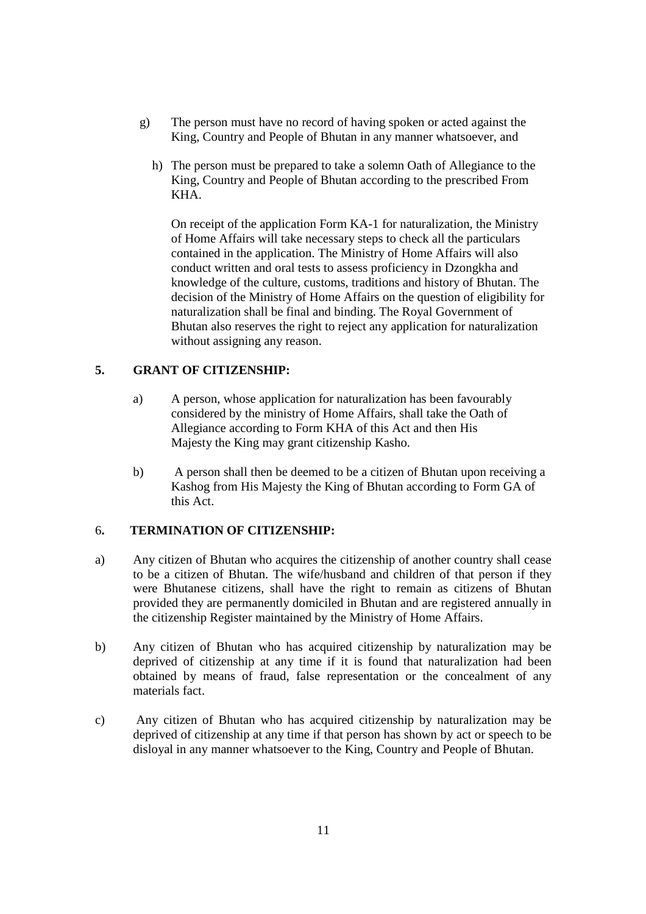g) The person must have no record of having spoken or acted against the King, Country and People of Bhutan in any manner whatsoever, and

h) The person must be prepared to take a solemn Oath of Allegiance to the King, Country and People of Bhutan according to the prescribed From KHA.

On receipt of the application Form KA-1 for naturalization, the Ministry of Home Affairs will take necessary steps to check all the particulars contained in the application. The Ministry of Home Affairs will also conduct written and oral tests to assess proficiency in Dzongkha and knowledge of the culture, customs, traditions and history of Bhutan. The decision of the Ministry of Home Affairs on the question of eligibility for naturalization shall be final and binding. The Royal Government of Bhutan also reserves the right to reject any application for naturalization without assigning any reason.

## 5. GRANT OF CITIZENSHIP:

a) A person, whose application for naturalization has been favourably considered by the ministry of Home Affairs, shall take the Oath of Allegiance according to Form KHA of this Act and then His Majesty the King may grant citizenship Kasho.

b) A person shall then be deemed to be a citizen of Bhutan upon receiving a Kashog from His Majesty the King of Bhutan according to Form GA of this Act.

## 6. TERMINATION OF CITIZENSHIP:

a) Any citizen of Bhutan who acquires the citizenship of another country shall cease to be a citizen of Bhutan. The wife/husband and children of that person if they were Bhutanese citizens, shall have the right to remain as citizens of Bhutan provided they are permanently domiciled in Bhutan and are registered annually in the citizenship Register maintained by the Ministry of Home Affairs.

b) Any citizen of Bhutan who has acquired citizenship by naturalization may be deprived of citizenship at any time if it is found that naturalization had been obtained by means of fraud, false representation or the concealment of any materials fact.

c) Any citizen of Bhutan who has acquired citizenship by naturalization may be deprived of citizenship at any time if that person has shown by act or speech to be disloyal in any manner whatsoever to the King, Country and People of Bhutan.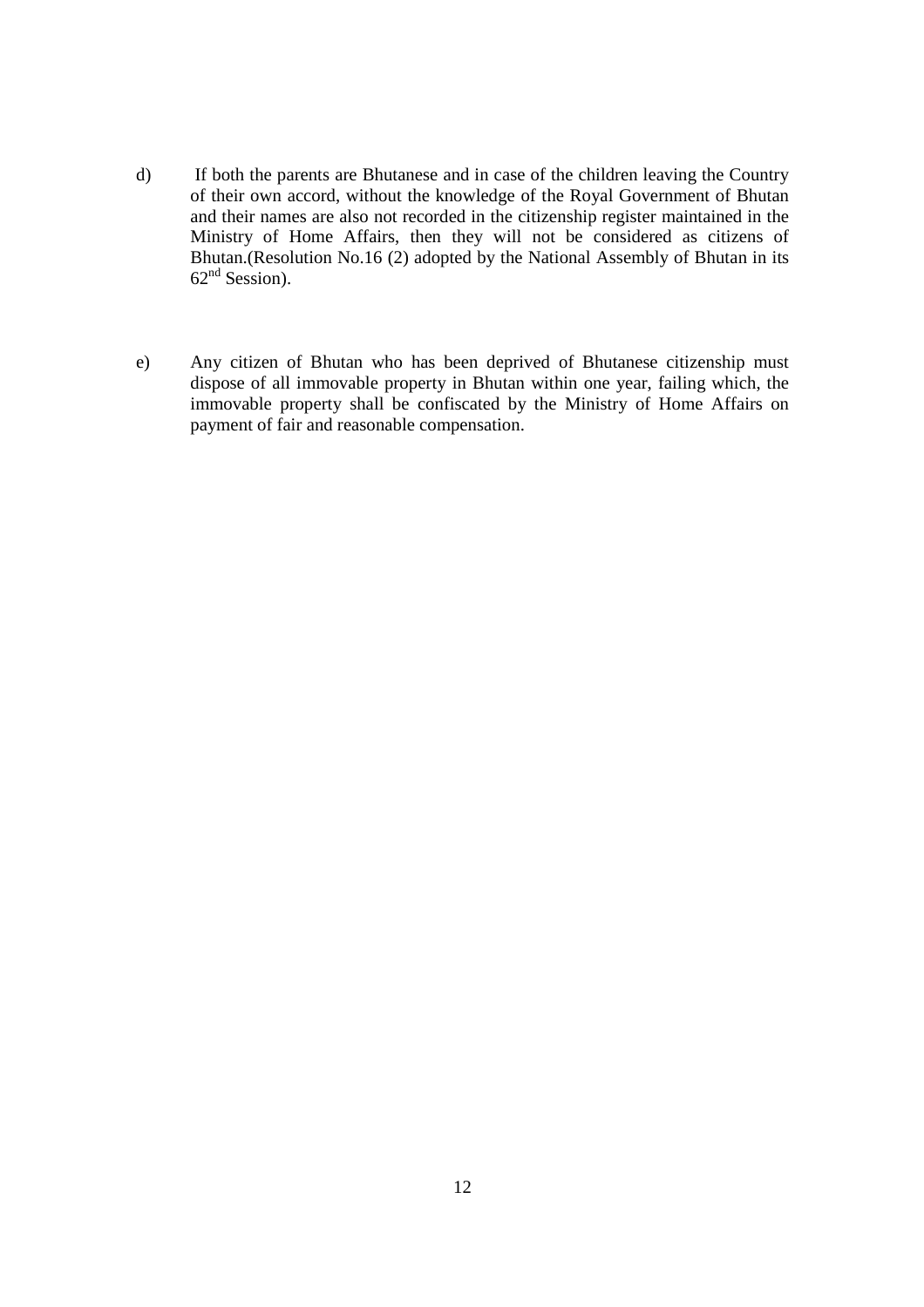d) If both the parents are Bhutanese and in case of the children leaving the Country of their own accord, without the knowledge of the Royal Government of Bhutan and their names are also not recorded in the citizenship register maintained in the Ministry of Home Affairs, then they will not be considered as citizens of Bhutan.(Resolution No.16 (2) adopted by the National Assembly of Bhutan in its 62nd Session).

e) Any citizen of Bhutan who has been deprived of Bhutanese citizenship must dispose of all immovable property in Bhutan within one year, failing which, the immovable property shall be confiscated by the Ministry of Home Affairs on payment of fair and reasonable compensation.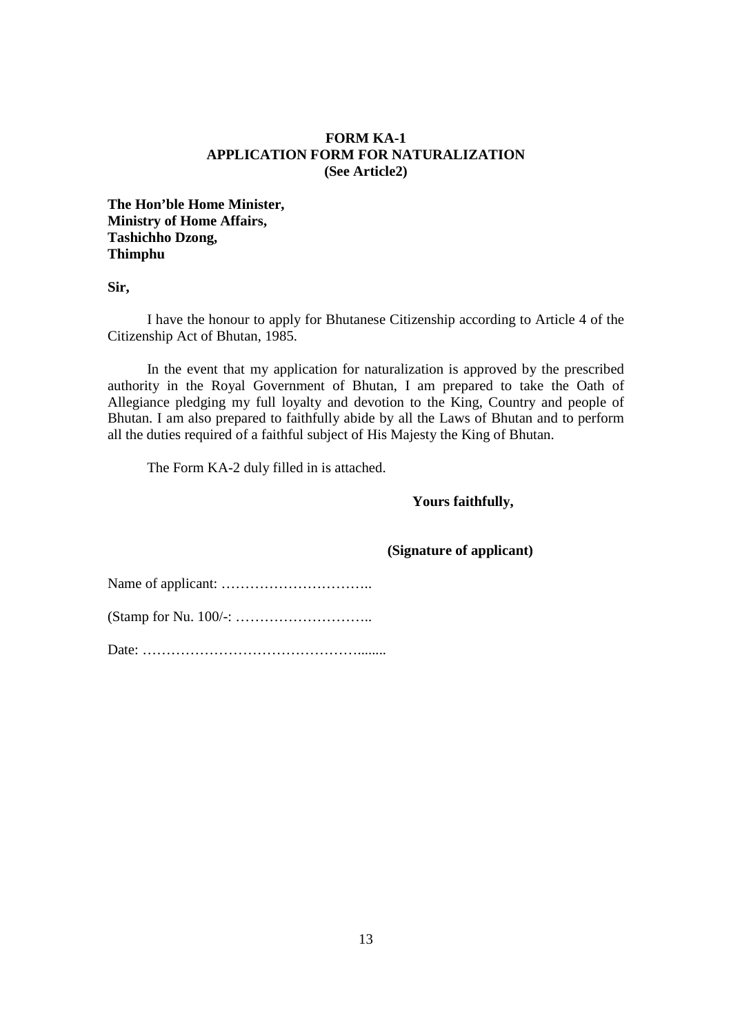**FORM KA-1**
**APPLICATION FORM FOR NATURALIZATION**
**(See Article2)**

**The Hon'ble Home Minister,**
**Ministry of Home Affairs,**
**Tashichho Dzong,**
**Thimphu**

**Sir,**

I have the honour to apply for Bhutanese Citizenship according to Article 4 of the Citizenship Act of Bhutan, 1985.

In the event that my application for naturalization is approved by the prescribed authority in the Royal Government of Bhutan, I am prepared to take the Oath of Allegiance pledging my full loyalty and devotion to the King, Country and people of Bhutan. I am also prepared to faithfully abide by all the Laws of Bhutan and to perform all the duties required of a faithful subject of His Majesty the King of Bhutan.

The Form KA-2 duly filled in is attached.

**Yours faithfully,**

**(Signature of applicant)**

Name of applicant: …………………………..

(Stamp for Nu. 100/-: ………………………..

Date: ……………………………………........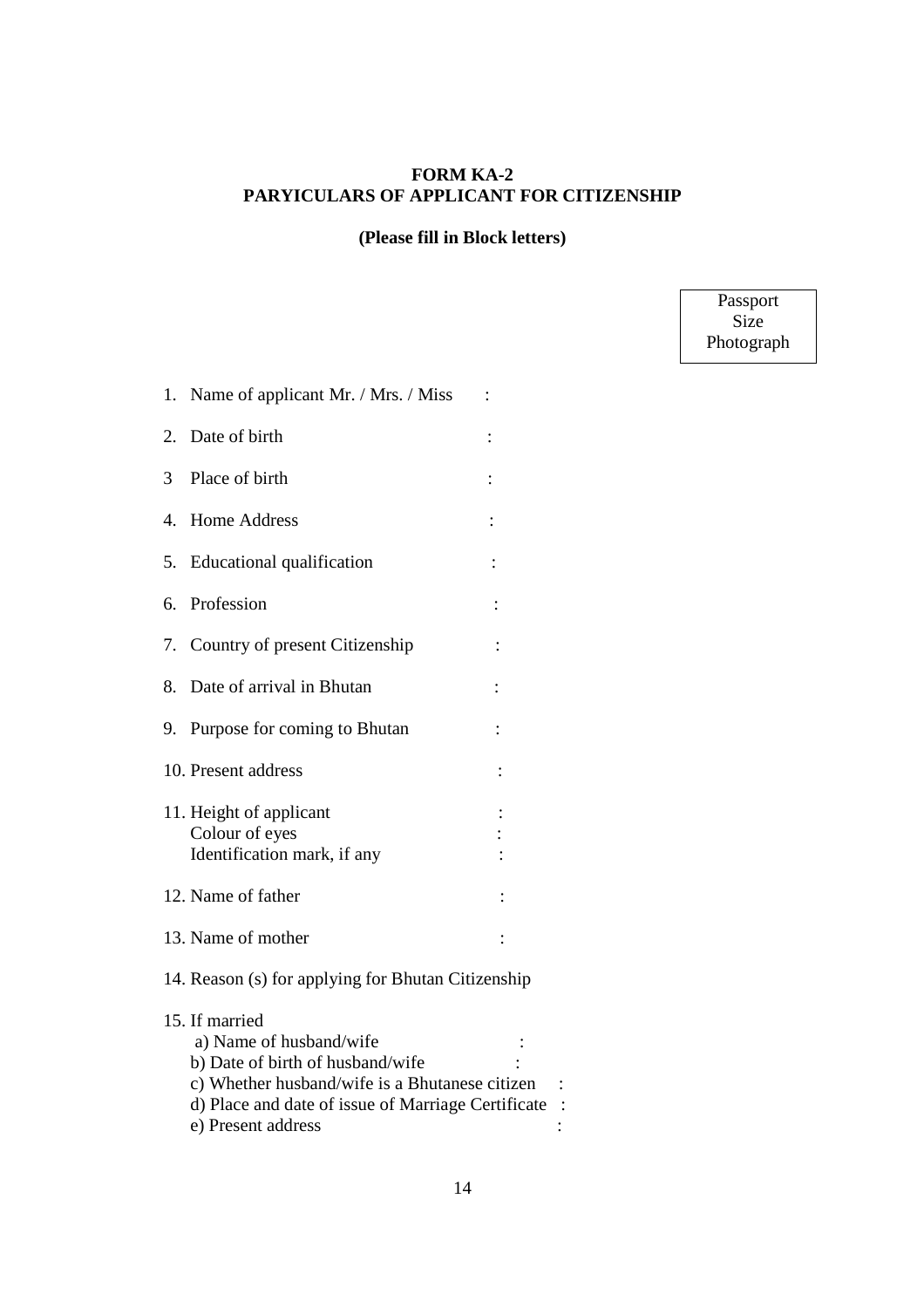**FORM KA-2**
**PARYICULARS OF APPLICANT FOR CITIZENSHIP**

**(Please fill in Block letters)**

Passport Size Photograph

1. Name of applicant Mr. / Mrs. / Miss :
2. Date of birth :
3. Place of birth :
4. Home Address :
5. Educational qualification :
6. Profession :
7. Country of present Citizenship :
8. Date of arrival in Bhutan :
9. Purpose for coming to Bhutan :
10. Present address :
11. Height of applicant :
    Colour of eyes :
    Identification mark, if any :
12. Name of father :
13. Name of mother :
14. Reason (s) for applying for Bhutan Citizenship
15. If married
    a) Name of husband/wife :
    b) Date of birth of husband/wife :
    c) Whether husband/wife is a Bhutanese citizen :
    d) Place and date of issue of Marriage Certificate :
    e) Present address :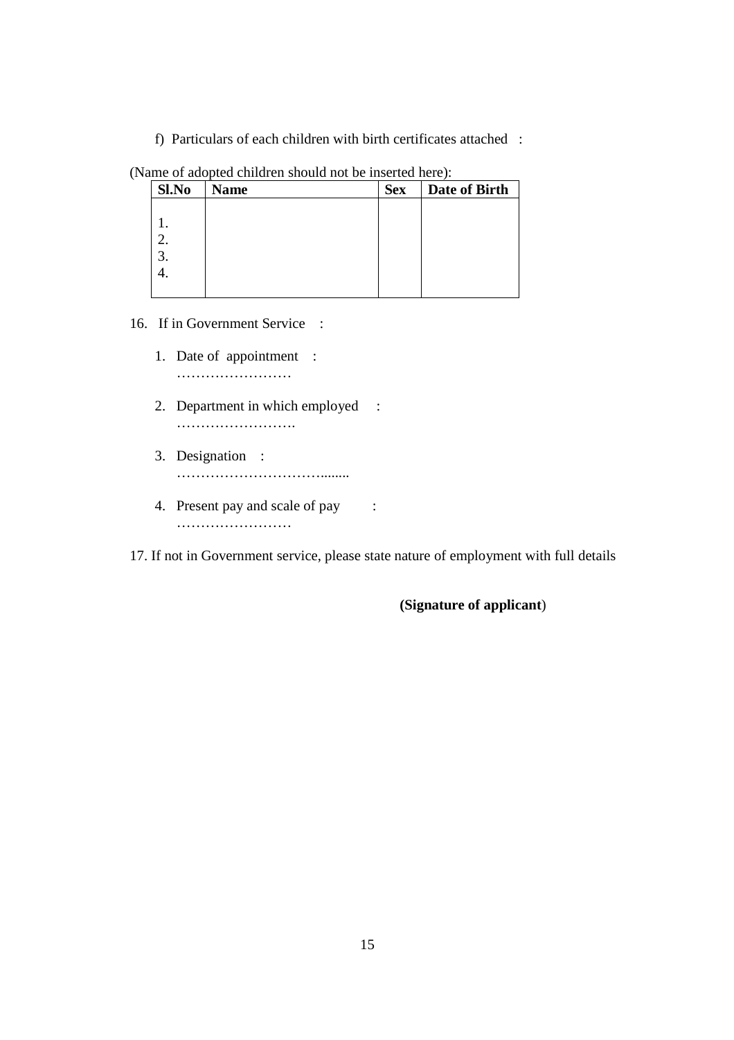f) Particulars of each children with birth certificates attached :

(Name of adopted children should not be inserted here):

| Sl.No | Name | Sex | Date of Birth |
|---|---|---|---|
| 1. | | | |
| 2. | | | |
| 3. | | | |
| 4. | | | |

16. If in Government Service :

    1. Date of appointment : ……………………
    2. Department in which employed : …………………….
    3. Designation : ……………………………........
    4. Present pay and scale of pay : ……………………

17. If not in Government service, please state nature of employment with full details

**(Signature of applicant)**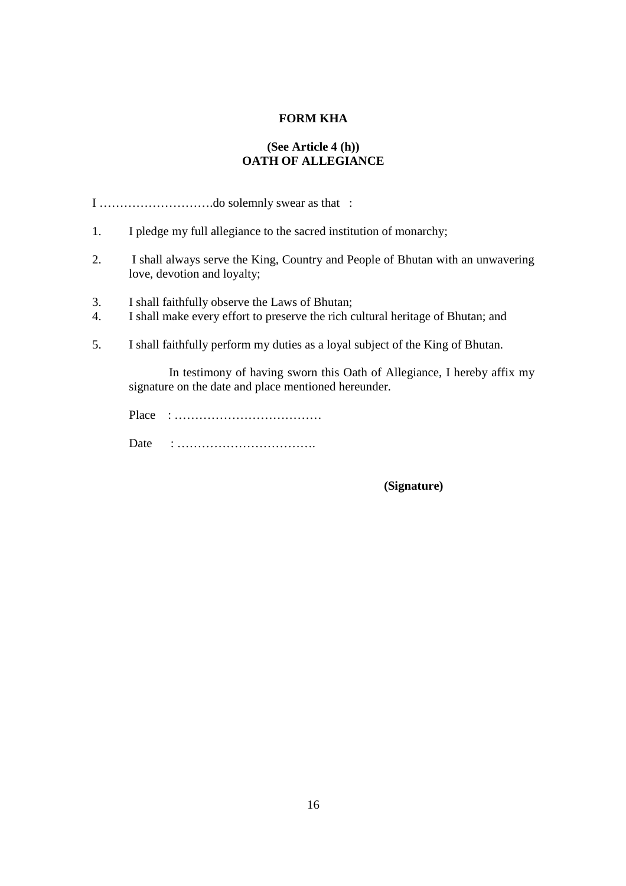**FORM KHA**

**(See Article 4 (h))**
**OATH OF ALLEGIANCE**

I ……………………….do solemnly swear as that :

1. I pledge my full allegiance to the sacred institution of monarchy;
2. I shall always serve the King, Country and People of Bhutan with an unwavering love, devotion and loyalty;
3. I shall faithfully observe the Laws of Bhutan;
4. I shall make every effort to preserve the rich cultural heritage of Bhutan; and
5. I shall faithfully perform my duties as a loyal subject of the King of Bhutan.

In testimony of having sworn this Oath of Allegiance, I hereby affix my signature on the date and place mentioned hereunder.

Place : ………………………………

Date : …………………………….

**(Signature)**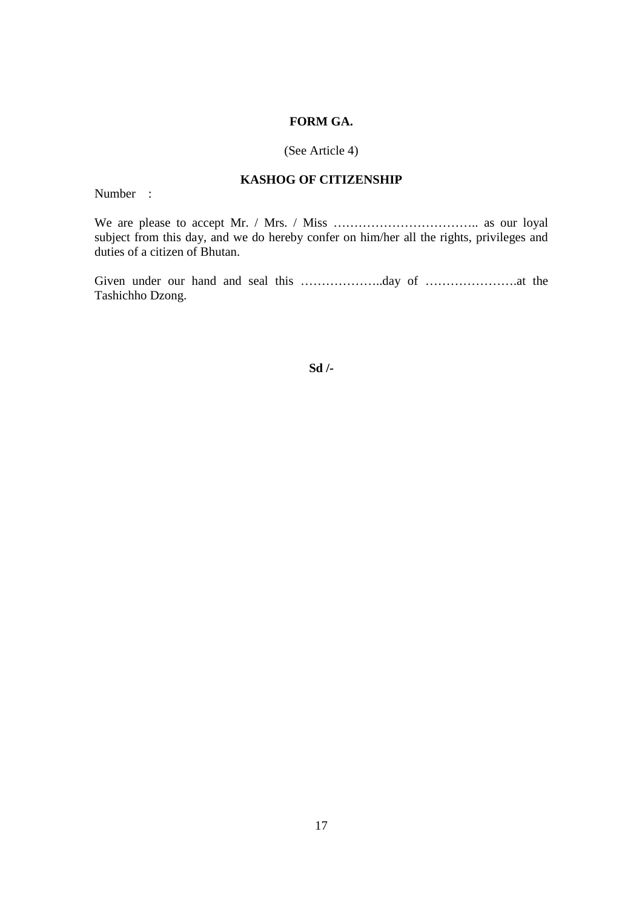**FORM GA.**

(See Article 4)

**KASHOG OF CITIZENSHIP**

Number :

We are please to accept Mr. / Mrs. / Miss …………………………….. as our loyal subject from this day, and we do hereby confer on him/her all the rights, privileges and duties of a citizen of Bhutan.

Given under our hand and seal this ………………..day of ………………….at the Tashichho Dzong.

**Sd /-**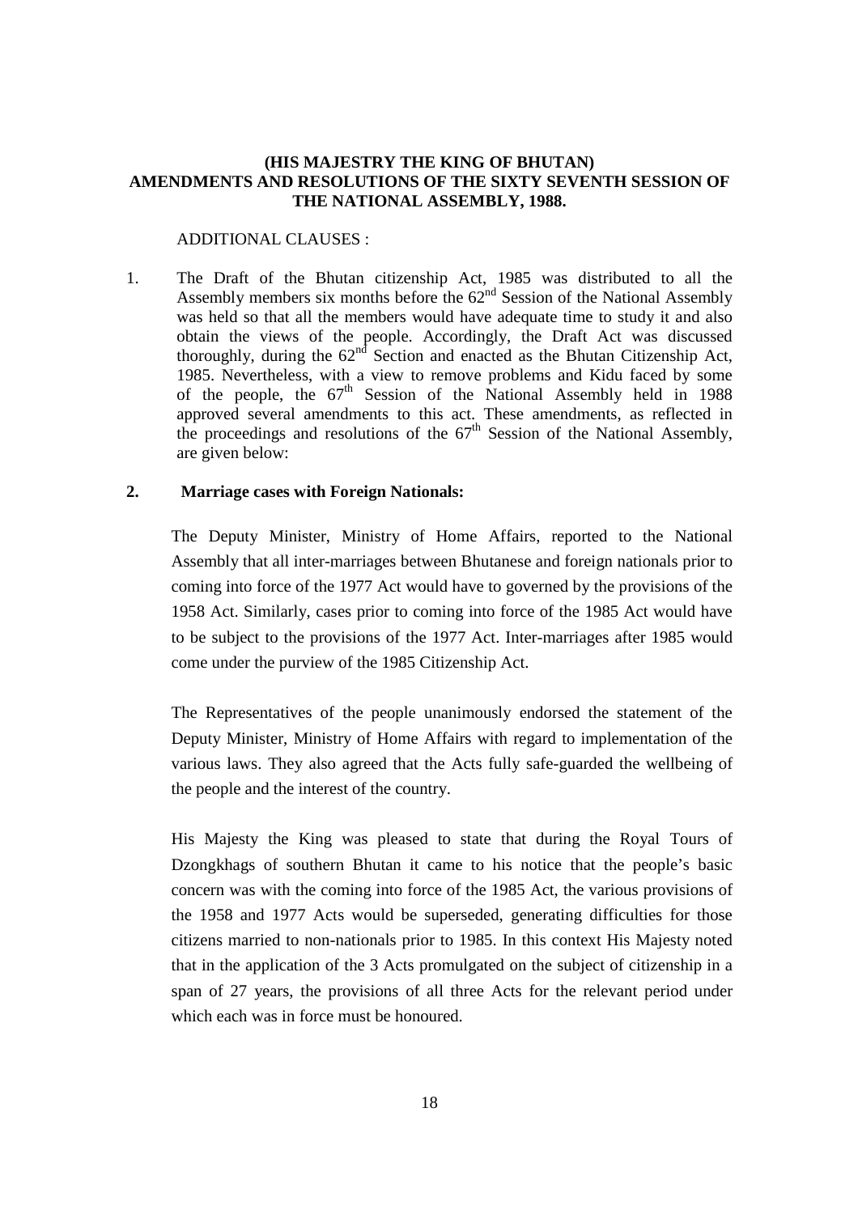**(HIS MAJESTRY THE KING OF BHUTAN)**
**AMENDMENTS AND RESOLUTIONS OF THE SIXTY SEVENTH SESSION OF THE NATIONAL ASSEMBLY, 1988.**

ADDITIONAL CLAUSES :

1. The Draft of the Bhutan citizenship Act, 1985 was distributed to all the Assembly members six months before the 62nd Session of the National Assembly was held so that all the members would have adequate time to study it and also obtain the views of the people. Accordingly, the Draft Act was discussed thoroughly, during the 62nd Section and enacted as the Bhutan Citizenship Act, 1985. Nevertheless, with a view to remove problems and Kidu faced by some of the people, the 67th Session of the National Assembly held in 1988 approved several amendments to this act. These amendments, as reflected in the proceedings and resolutions of the 67th Session of the National Assembly, are given below:

**2. Marriage cases with Foreign Nationals:**

The Deputy Minister, Ministry of Home Affairs, reported to the National Assembly that all inter-marriages between Bhutanese and foreign nationals prior to coming into force of the 1977 Act would have to governed by the provisions of the 1958 Act. Similarly, cases prior to coming into force of the 1985 Act would have to be subject to the provisions of the 1977 Act. Inter-marriages after 1985 would come under the purview of the 1985 Citizenship Act.

The Representatives of the people unanimously endorsed the statement of the Deputy Minister, Ministry of Home Affairs with regard to implementation of the various laws. They also agreed that the Acts fully safe-guarded the wellbeing of the people and the interest of the country.

His Majesty the King was pleased to state that during the Royal Tours of Dzongkhags of southern Bhutan it came to his notice that the people's basic concern was with the coming into force of the 1985 Act, the various provisions of the 1958 and 1977 Acts would be superseded, generating difficulties for those citizens married to non-nationals prior to 1985. In this context His Majesty noted that in the application of the 3 Acts promulgated on the subject of citizenship in a span of 27 years, the provisions of all three Acts for the relevant period under which each was in force must be honoured.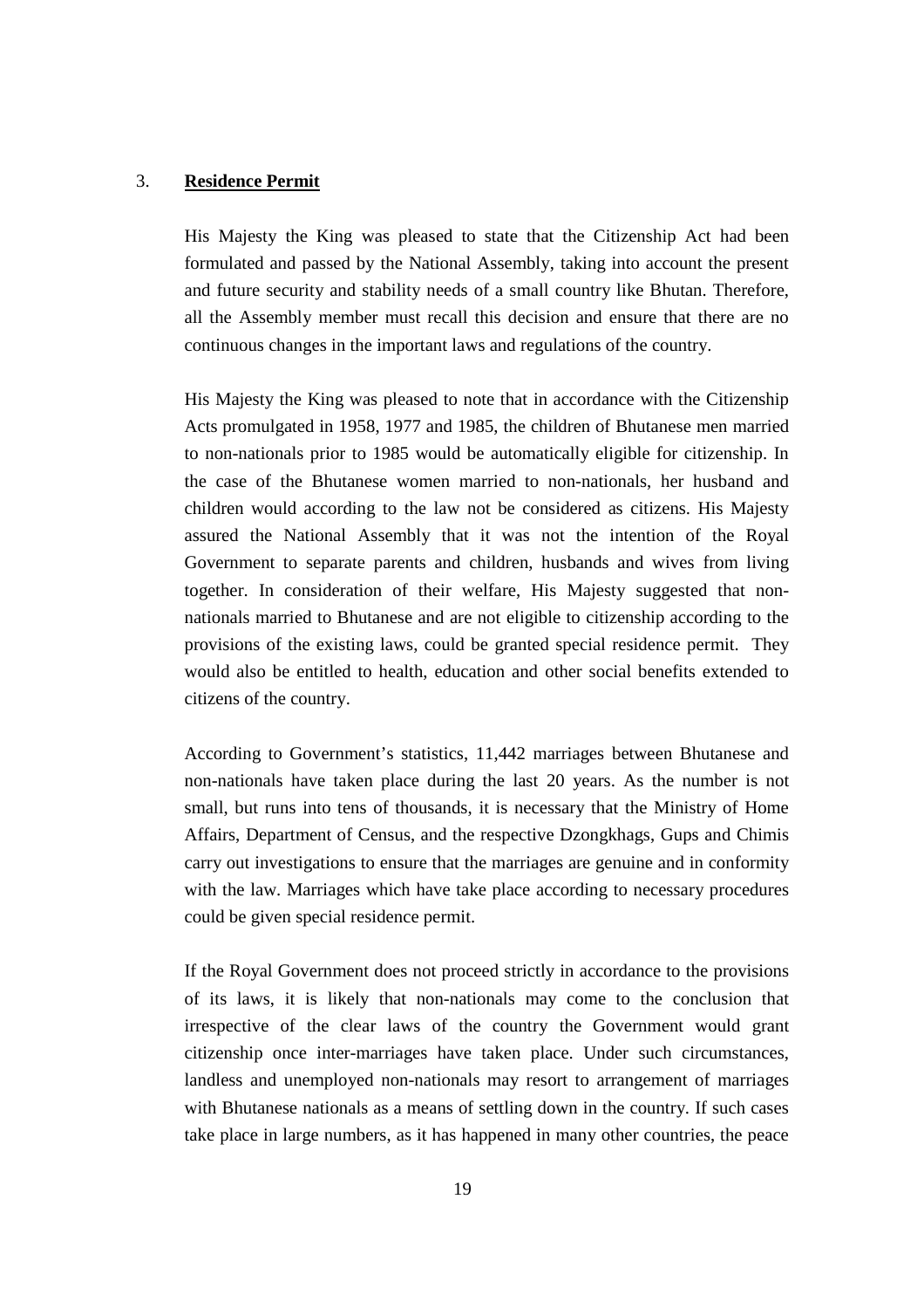## 3. **Residence Permit**

His Majesty the King was pleased to state that the Citizenship Act had been formulated and passed by the National Assembly, taking into account the present and future security and stability needs of a small country like Bhutan. Therefore, all the Assembly member must recall this decision and ensure that there are no continuous changes in the important laws and regulations of the country.

His Majesty the King was pleased to note that in accordance with the Citizenship Acts promulgated in 1958, 1977 and 1985, the children of Bhutanese men married to non-nationals prior to 1985 would be automatically eligible for citizenship. In the case of the Bhutanese women married to non-nationals, her husband and children would according to the law not be considered as citizens. His Majesty assured the National Assembly that it was not the intention of the Royal Government to separate parents and children, husbands and wives from living together. In consideration of their welfare, His Majesty suggested that non-nationals married to Bhutanese and are not eligible to citizenship according to the provisions of the existing laws, could be granted special residence permit. They would also be entitled to health, education and other social benefits extended to citizens of the country.

According to Government's statistics, 11,442 marriages between Bhutanese and non-nationals have taken place during the last 20 years. As the number is not small, but runs into tens of thousands, it is necessary that the Ministry of Home Affairs, Department of Census, and the respective Dzongkhags, Gups and Chimis carry out investigations to ensure that the marriages are genuine and in conformity with the law. Marriages which have take place according to necessary procedures could be given special residence permit.

If the Royal Government does not proceed strictly in accordance to the provisions of its laws, it is likely that non-nationals may come to the conclusion that irrespective of the clear laws of the country the Government would grant citizenship once inter-marriages have taken place. Under such circumstances, landless and unemployed non-nationals may resort to arrangement of marriages with Bhutanese nationals as a means of settling down in the country. If such cases take place in large numbers, as it has happened in many other countries, the peace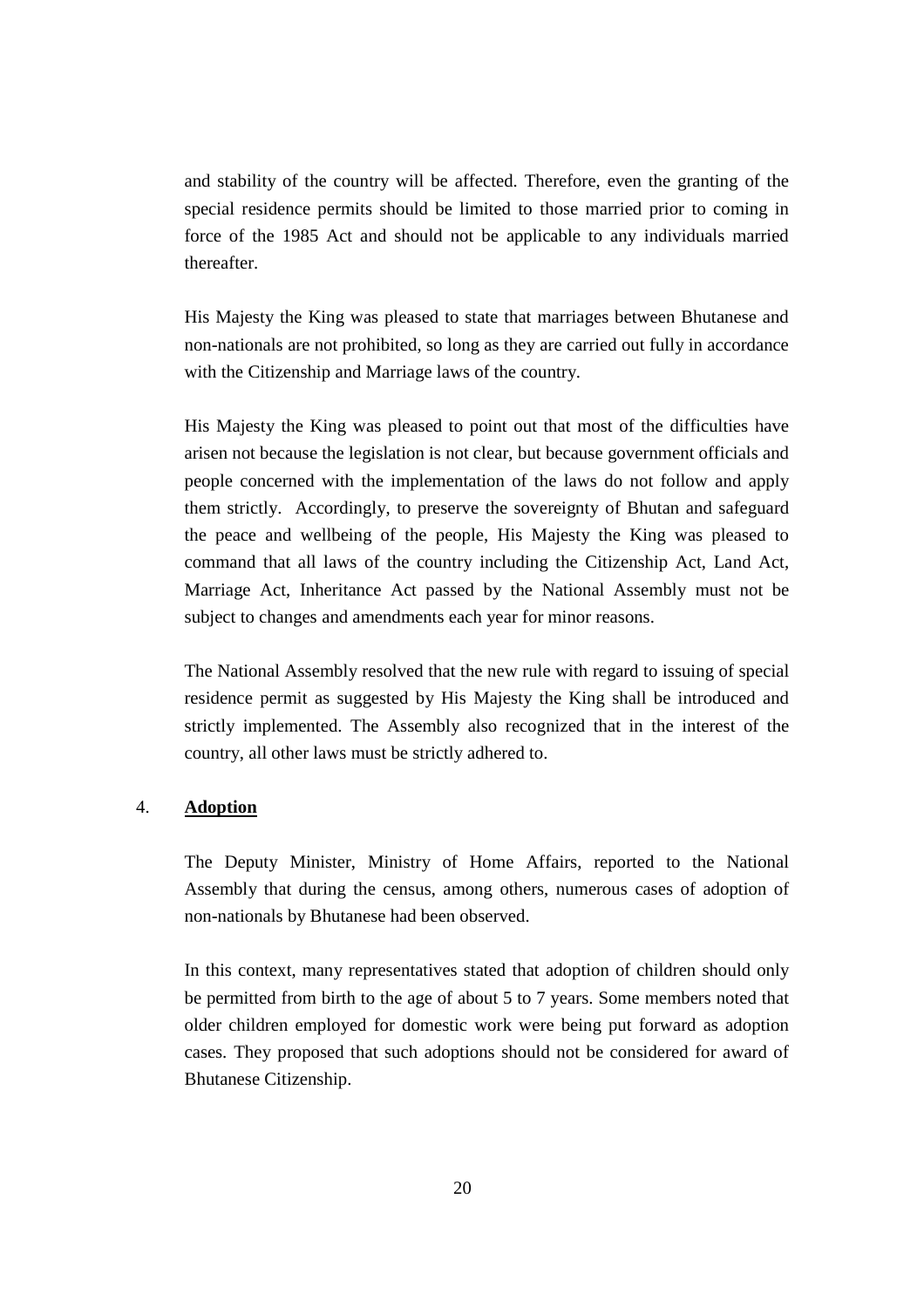and stability of the country will be affected. Therefore, even the granting of the special residence permits should be limited to those married prior to coming in force of the 1985 Act and should not be applicable to any individuals married thereafter.

His Majesty the King was pleased to state that marriages between Bhutanese and non-nationals are not prohibited, so long as they are carried out fully in accordance with the Citizenship and Marriage laws of the country.

His Majesty the King was pleased to point out that most of the difficulties have arisen not because the legislation is not clear, but because government officials and people concerned with the implementation of the laws do not follow and apply them strictly. Accordingly, to preserve the sovereignty of Bhutan and safeguard the peace and wellbeing of the people, His Majesty the King was pleased to command that all laws of the country including the Citizenship Act, Land Act, Marriage Act, Inheritance Act passed by the National Assembly must not be subject to changes and amendments each year for minor reasons.

The National Assembly resolved that the new rule with regard to issuing of special residence permit as suggested by His Majesty the King shall be introduced and strictly implemented. The Assembly also recognized that in the interest of the country, all other laws must be strictly adhered to.

## 4. **Adoption**

The Deputy Minister, Ministry of Home Affairs, reported to the National Assembly that during the census, among others, numerous cases of adoption of non-nationals by Bhutanese had been observed.

In this context, many representatives stated that adoption of children should only be permitted from birth to the age of about 5 to 7 years. Some members noted that older children employed for domestic work were being put forward as adoption cases. They proposed that such adoptions should not be considered for award of Bhutanese Citizenship.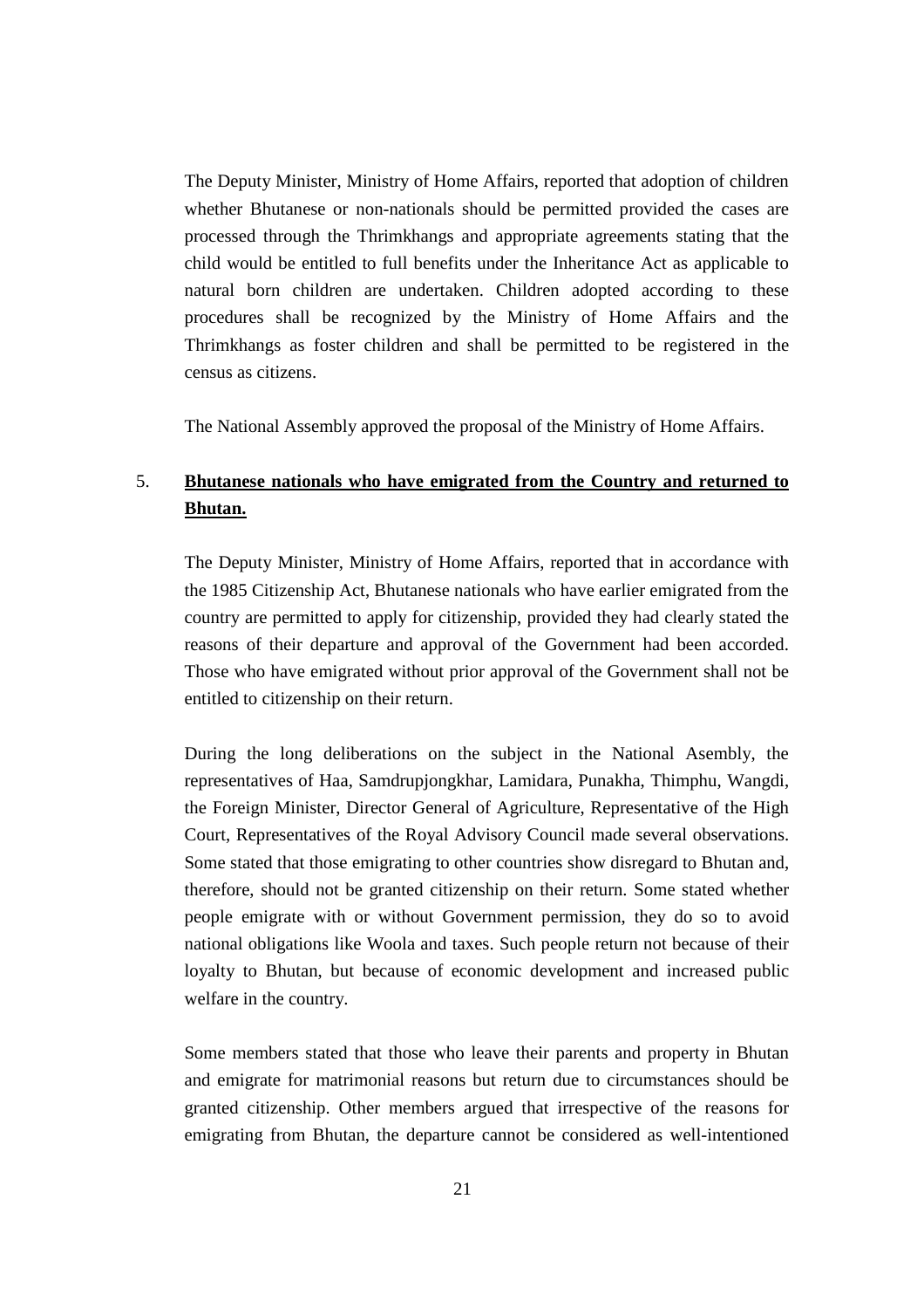The Deputy Minister, Ministry of Home Affairs, reported that adoption of children whether Bhutanese or non-nationals should be permitted provided the cases are processed through the Thrimkhangs and appropriate agreements stating that the child would be entitled to full benefits under the Inheritance Act as applicable to natural born children are undertaken. Children adopted according to these procedures shall be recognized by the Ministry of Home Affairs and the Thrimkhangs as foster children and shall be permitted to be registered in the census as citizens.

The National Assembly approved the proposal of the Ministry of Home Affairs.

## 5. **Bhutanese nationals who have emigrated from the Country and returned to Bhutan.**

The Deputy Minister, Ministry of Home Affairs, reported that in accordance with the 1985 Citizenship Act, Bhutanese nationals who have earlier emigrated from the country are permitted to apply for citizenship, provided they had clearly stated the reasons of their departure and approval of the Government had been accorded. Those who have emigrated without prior approval of the Government shall not be entitled to citizenship on their return.

During the long deliberations on the subject in the National Asembly, the representatives of Haa, Samdrupjongkhar, Lamidara, Punakha, Thimphu, Wangdi, the Foreign Minister, Director General of Agriculture, Representative of the High Court, Representatives of the Royal Advisory Council made several observations. Some stated that those emigrating to other countries show disregard to Bhutan and, therefore, should not be granted citizenship on their return. Some stated whether people emigrate with or without Government permission, they do so to avoid national obligations like Woola and taxes. Such people return not because of their loyalty to Bhutan, but because of economic development and increased public welfare in the country.

Some members stated that those who leave their parents and property in Bhutan and emigrate for matrimonial reasons but return due to circumstances should be granted citizenship. Other members argued that irrespective of the reasons for emigrating from Bhutan, the departure cannot be considered as well-intentioned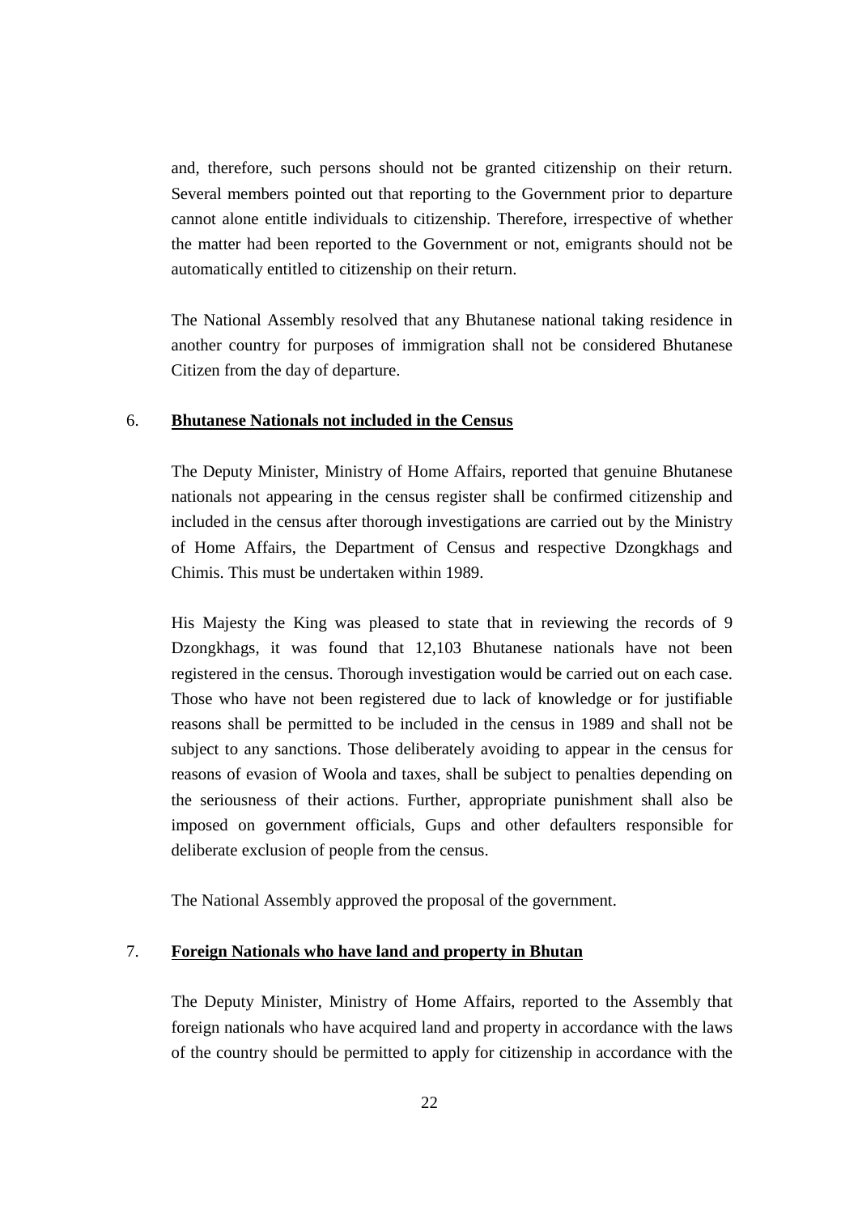and, therefore, such persons should not be granted citizenship on their return. Several members pointed out that reporting to the Government prior to departure cannot alone entitle individuals to citizenship. Therefore, irrespective of whether the matter had been reported to the Government or not, emigrants should not be automatically entitled to citizenship on their return.

The National Assembly resolved that any Bhutanese national taking residence in another country for purposes of immigration shall not be considered Bhutanese Citizen from the day of departure.

## 6. **Bhutanese Nationals not included in the Census**

The Deputy Minister, Ministry of Home Affairs, reported that genuine Bhutanese nationals not appearing in the census register shall be confirmed citizenship and included in the census after thorough investigations are carried out by the Ministry of Home Affairs, the Department of Census and respective Dzongkhags and Chimis. This must be undertaken within 1989.

His Majesty the King was pleased to state that in reviewing the records of 9 Dzongkhags, it was found that 12,103 Bhutanese nationals have not been registered in the census. Thorough investigation would be carried out on each case. Those who have not been registered due to lack of knowledge or for justifiable reasons shall be permitted to be included in the census in 1989 and shall not be subject to any sanctions. Those deliberately avoiding to appear in the census for reasons of evasion of Woola and taxes, shall be subject to penalties depending on the seriousness of their actions. Further, appropriate punishment shall also be imposed on government officials, Gups and other defaulters responsible for deliberate exclusion of people from the census.

The National Assembly approved the proposal of the government.

## 7. **Foreign Nationals who have land and property in Bhutan**

The Deputy Minister, Ministry of Home Affairs, reported to the Assembly that foreign nationals who have acquired land and property in accordance with the laws of the country should be permitted to apply for citizenship in accordance with the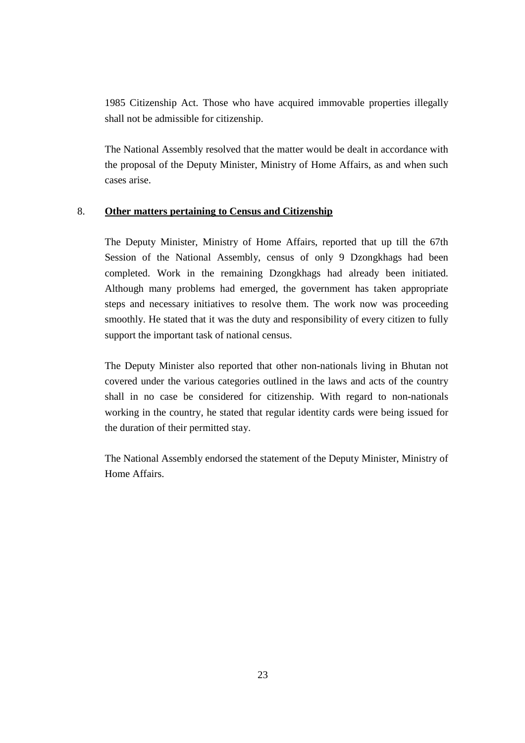1985 Citizenship Act. Those who have acquired immovable properties illegally shall not be admissible for citizenship.

The National Assembly resolved that the matter would be dealt in accordance with the proposal of the Deputy Minister, Ministry of Home Affairs, as and when such cases arise.

## 8. <u>**Other matters pertaining to Census and Citizenship**</u>

The Deputy Minister, Ministry of Home Affairs, reported that up till the 67th Session of the National Assembly, census of only 9 Dzongkhags had been completed. Work in the remaining Dzongkhags had already been initiated. Although many problems had emerged, the government has taken appropriate steps and necessary initiatives to resolve them. The work now was proceeding smoothly. He stated that it was the duty and responsibility of every citizen to fully support the important task of national census.

The Deputy Minister also reported that other non-nationals living in Bhutan not covered under the various categories outlined in the laws and acts of the country shall in no case be considered for citizenship. With regard to non-nationals working in the country, he stated that regular identity cards were being issued for the duration of their permitted stay.

The National Assembly endorsed the statement of the Deputy Minister, Ministry of Home Affairs.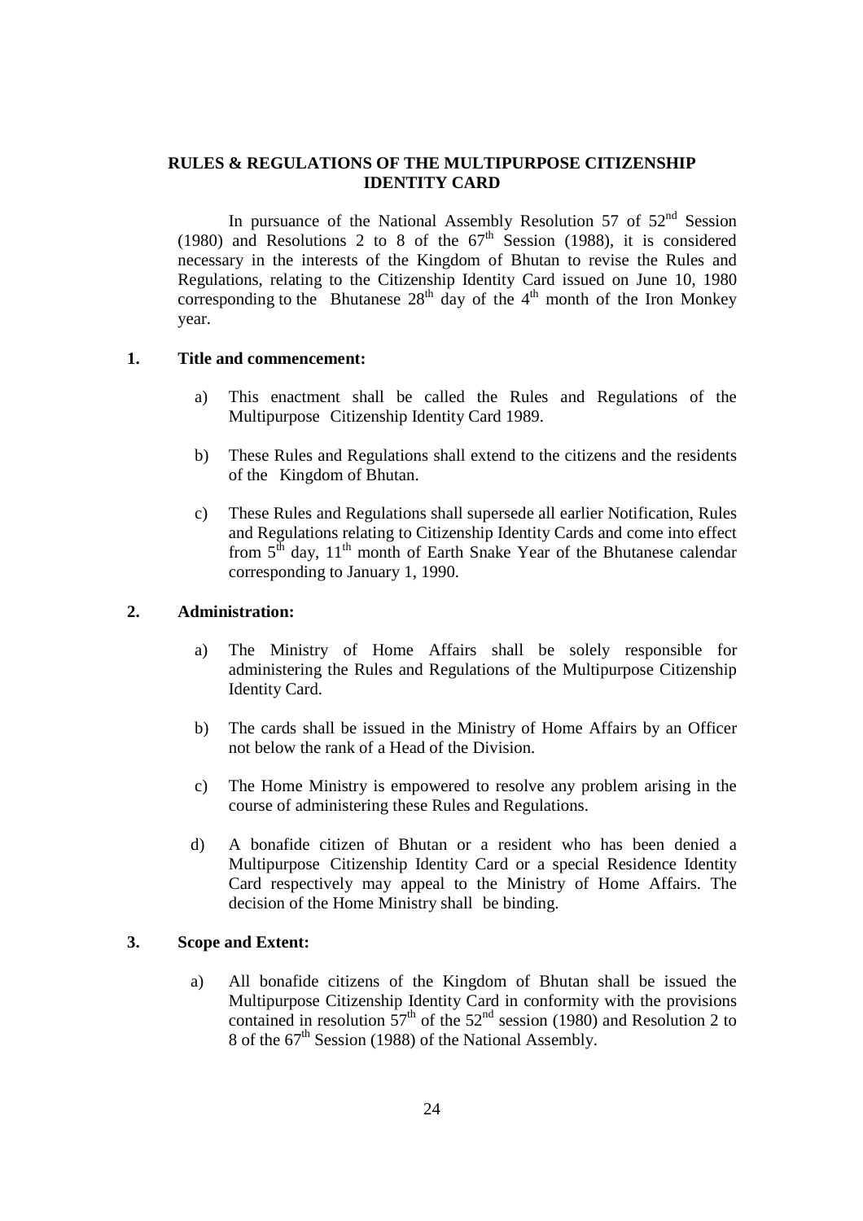**RULES & REGULATIONS OF THE MULTIPURPOSE CITIZENSHIP IDENTITY CARD**

In pursuance of the National Assembly Resolution 57 of 52nd Session (1980) and Resolutions 2 to 8 of the 67th Session (1988), it is considered necessary in the interests of the Kingdom of Bhutan to revise the Rules and Regulations, relating to the Citizenship Identity Card issued on June 10, 1980 corresponding to the Bhutanese 28th day of the 4th month of the Iron Monkey year.

**1. Title and commencement:**

a) This enactment shall be called the Rules and Regulations of the Multipurpose Citizenship Identity Card 1989.

b) These Rules and Regulations shall extend to the citizens and the residents of the Kingdom of Bhutan.

c) These Rules and Regulations shall supersede all earlier Notification, Rules and Regulations relating to Citizenship Identity Cards and come into effect from 5th day, 11th month of Earth Snake Year of the Bhutanese calendar corresponding to January 1, 1990.

**2. Administration:**

a) The Ministry of Home Affairs shall be solely responsible for administering the Rules and Regulations of the Multipurpose Citizenship Identity Card.

b) The cards shall be issued in the Ministry of Home Affairs by an Officer not below the rank of a Head of the Division.

c) The Home Ministry is empowered to resolve any problem arising in the course of administering these Rules and Regulations.

d) A bonafide citizen of Bhutan or a resident who has been denied a Multipurpose Citizenship Identity Card or a special Residence Identity Card respectively may appeal to the Ministry of Home Affairs. The decision of the Home Ministry shall be binding.

**3. Scope and Extent:**

a) All bonafide citizens of the Kingdom of Bhutan shall be issued the Multipurpose Citizenship Identity Card in conformity with the provisions contained in resolution 57th of the 52nd session (1980) and Resolution 2 to 8 of the 67th Session (1988) of the National Assembly.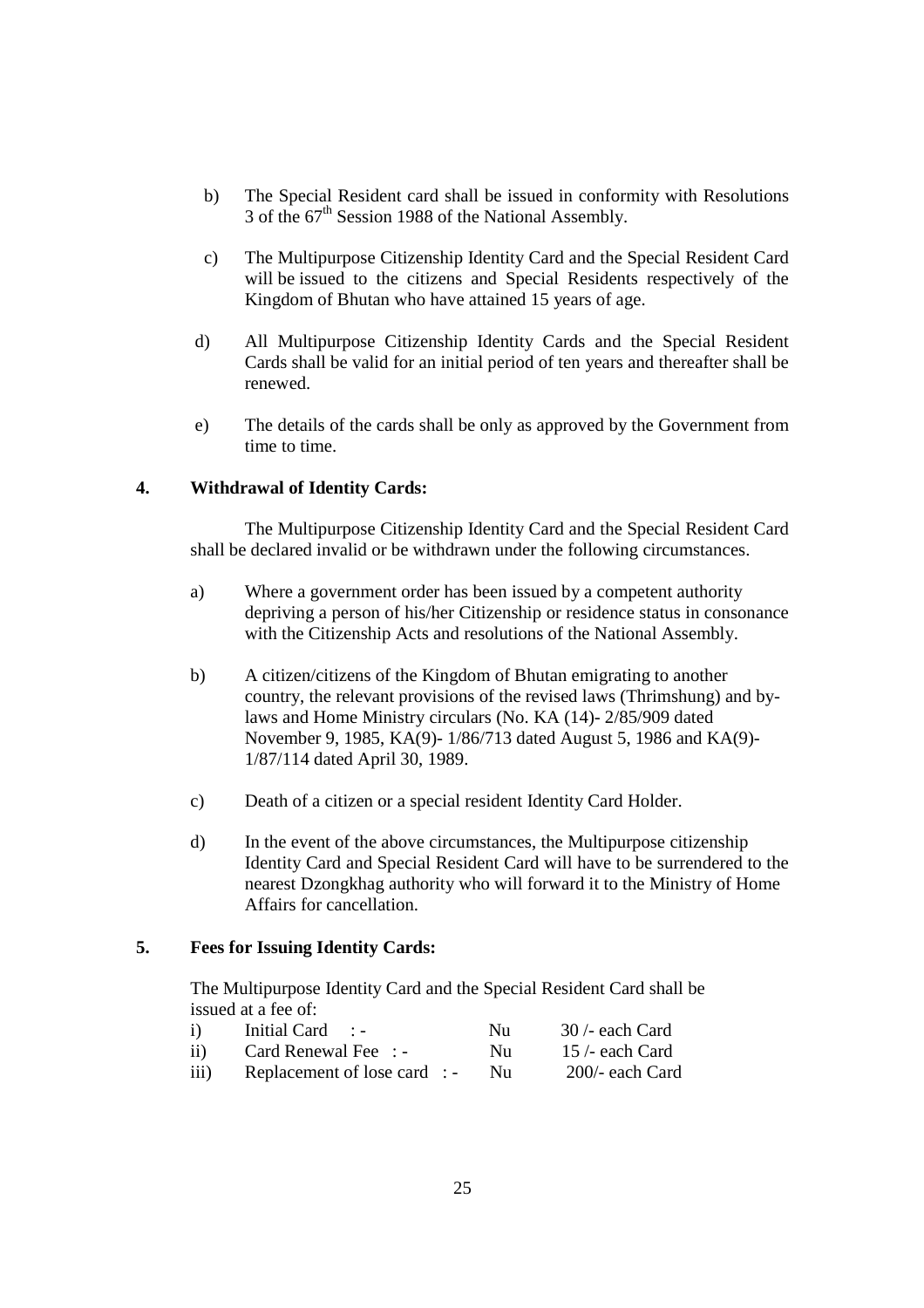b) The Special Resident card shall be issued in conformity with Resolutions 3 of the 67th Session 1988 of the National Assembly.

c) The Multipurpose Citizenship Identity Card and the Special Resident Card will be issued to the citizens and Special Residents respectively of the Kingdom of Bhutan who have attained 15 years of age.

d) All Multipurpose Citizenship Identity Cards and the Special Resident Cards shall be valid for an initial period of ten years and thereafter shall be renewed.

e) The details of the cards shall be only as approved by the Government from time to time.

**4. Withdrawal of Identity Cards:**

The Multipurpose Citizenship Identity Card and the Special Resident Card shall be declared invalid or be withdrawn under the following circumstances.

a) Where a government order has been issued by a competent authority depriving a person of his/her Citizenship or residence status in consonance with the Citizenship Acts and resolutions of the National Assembly.

b) A citizen/citizens of the Kingdom of Bhutan emigrating to another country, the relevant provisions of the revised laws (Thrimshung) and by-laws and Home Ministry circulars (No. KA (14)- 2/85/909 dated November 9, 1985, KA(9)- 1/86/713 dated August 5, 1986 and KA(9)- 1/87/114 dated April 30, 1989.

c) Death of a citizen or a special resident Identity Card Holder.

d) In the event of the above circumstances, the Multipurpose citizenship Identity Card and Special Resident Card will have to be surrendered to the nearest Dzongkhag authority who will forward it to the Ministry of Home Affairs for cancellation.

**5. Fees for Issuing Identity Cards:**

The Multipurpose Identity Card and the Special Resident Card shall be issued at a fee of:

| | | | |
|---|---|---|---|
| i) | Initial Card : - | Nu | 30 /- each Card |
| ii) | Card Renewal Fee : - | Nu | 15 /- each Card |
| iii) | Replacement of lose card : - | Nu | 200/- each Card |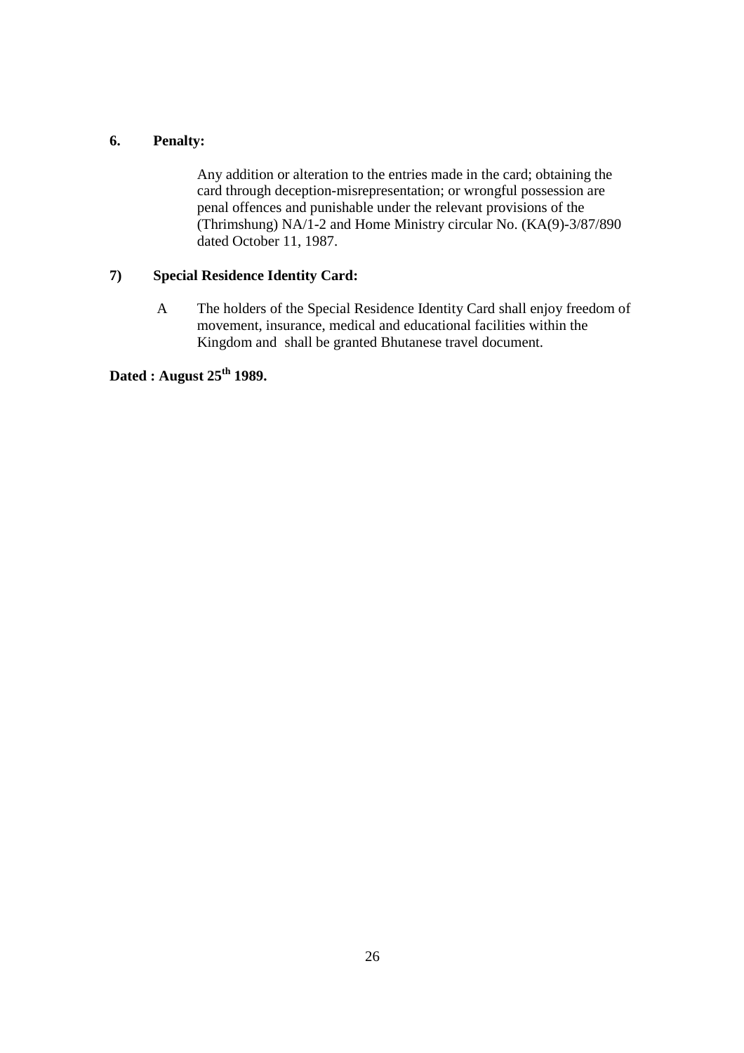**6. Penalty:**

Any addition or alteration to the entries made in the card; obtaining the card through deception-misrepresentation; or wrongful possession are penal offences and punishable under the relevant provisions of the (Thrimshung) NA/1-2 and Home Ministry circular No. (KA(9)-3/87/890 dated October 11, 1987.

**7) Special Residence Identity Card:**

A The holders of the Special Residence Identity Card shall enjoy freedom of movement, insurance, medical and educational facilities within the Kingdom and shall be granted Bhutanese travel document.

**Dated : August 25th 1989.**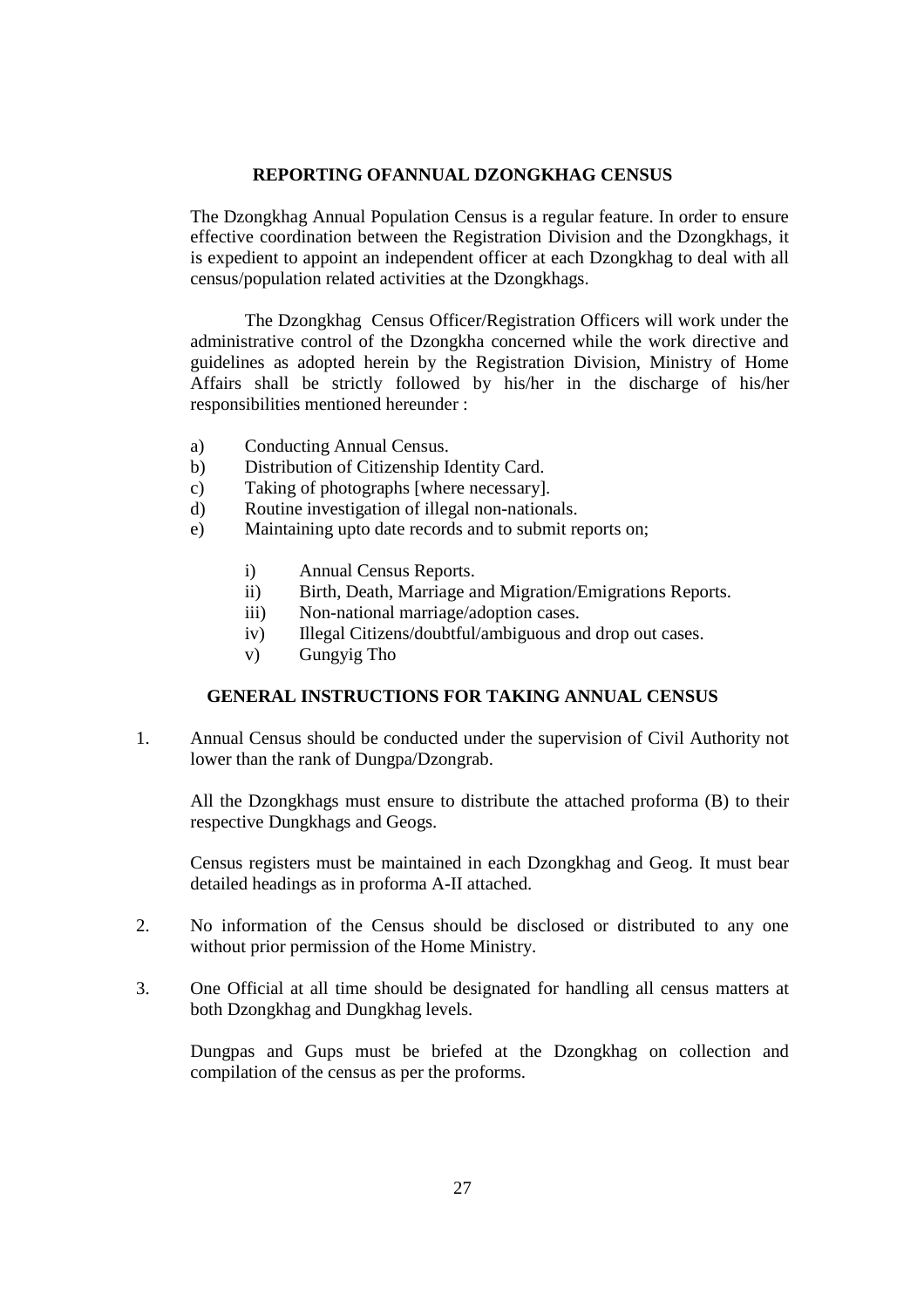## REPORTING OFANNUAL DZONGKHAG CENSUS

The Dzongkhag Annual Population Census is a regular feature. In order to ensure effective coordination between the Registration Division and the Dzongkhags, it is expedient to appoint an independent officer at each Dzongkhag to deal with all census/population related activities at the Dzongkhags.

The Dzongkhag Census Officer/Registration Officers will work under the administrative control of the Dzongkha concerned while the work directive and guidelines as adopted herein by the Registration Division, Ministry of Home Affairs shall be strictly followed by his/her in the discharge of his/her responsibilities mentioned hereunder :

a) Conducting Annual Census.
b) Distribution of Citizenship Identity Card.
c) Taking of photographs [where necessary].
d) Routine investigation of illegal non-nationals.
e) Maintaining upto date records and to submit reports on;

    i) Annual Census Reports.
    ii) Birth, Death, Marriage and Migration/Emigrations Reports.
    iii) Non-national marriage/adoption cases.
    iv) Illegal Citizens/doubtful/ambiguous and drop out cases.
    v) Gungyig Tho

## GENERAL INSTRUCTIONS FOR TAKING ANNUAL CENSUS

1. Annual Census should be conducted under the supervision of Civil Authority not lower than the rank of Dungpa/Dzongrab.

   All the Dzongkhags must ensure to distribute the attached proforma (B) to their respective Dungkhags and Geogs.

   Census registers must be maintained in each Dzongkhag and Geog. It must bear detailed headings as in proforma A-II attached.

2. No information of the Census should be disclosed or distributed to any one without prior permission of the Home Ministry.

3. One Official at all time should be designated for handling all census matters at both Dzongkhag and Dungkhag levels.

   Dungpas and Gups must be briefed at the Dzongkhag on collection and compilation of the census as per the proforms.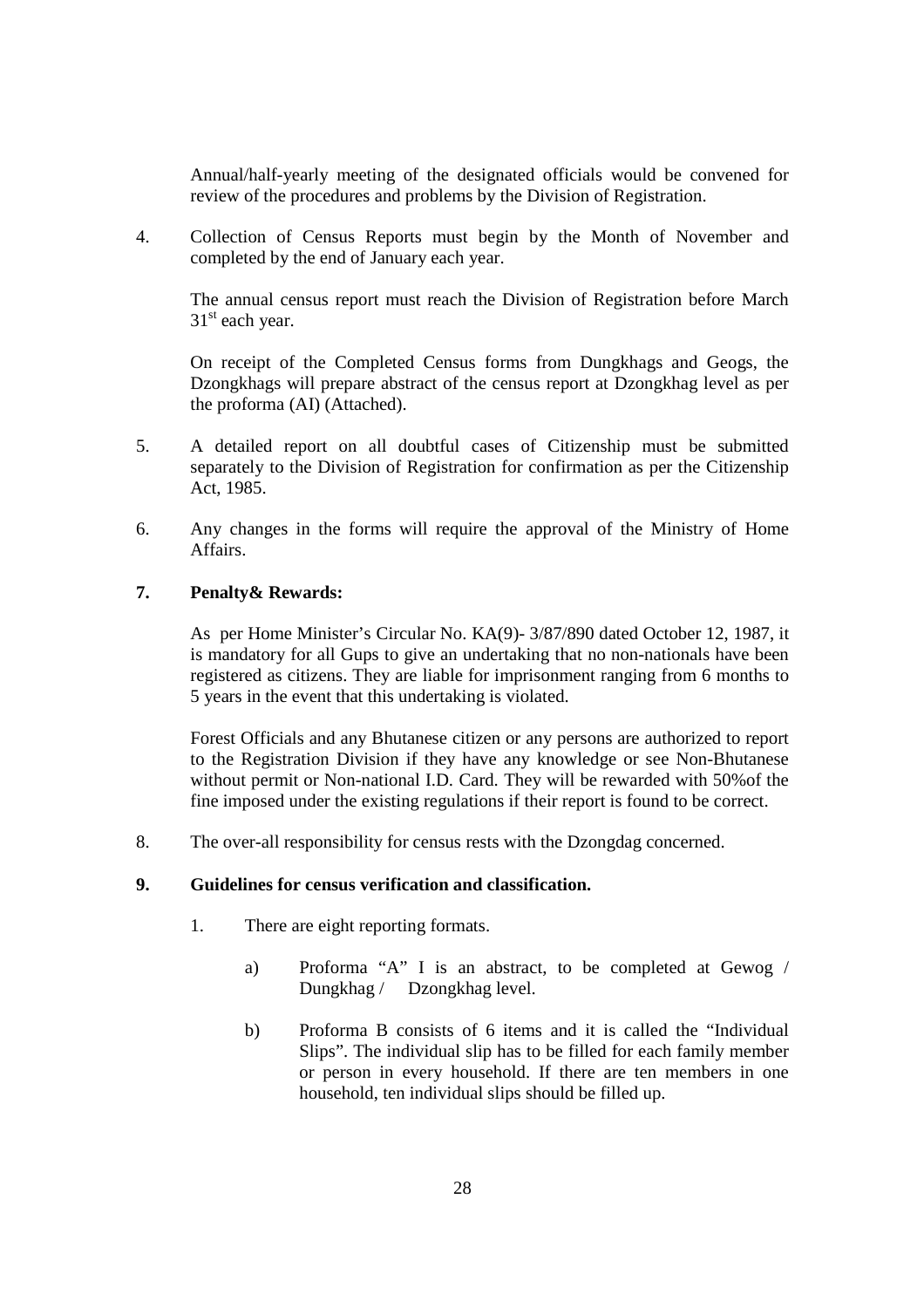Annual/half-yearly meeting of the designated officials would be convened for review of the procedures and problems by the Division of Registration.

4. Collection of Census Reports must begin by the Month of November and completed by the end of January each year.

   The annual census report must reach the Division of Registration before March 31st each year.

   On receipt of the Completed Census forms from Dungkhags and Geogs, the Dzongkhags will prepare abstract of the census report at Dzongkhag level as per the proforma (AI) (Attached).

5. A detailed report on all doubtful cases of Citizenship must be submitted separately to the Division of Registration for confirmation as per the Citizenship Act, 1985.

6. Any changes in the forms will require the approval of the Ministry of Home Affairs.

**7. Penalty& Rewards:**

As per Home Minister's Circular No. KA(9)- 3/87/890 dated October 12, 1987, it is mandatory for all Gups to give an undertaking that no non-nationals have been registered as citizens. They are liable for imprisonment ranging from 6 months to 5 years in the event that this undertaking is violated.

Forest Officials and any Bhutanese citizen or any persons are authorized to report to the Registration Division if they have any knowledge or see Non-Bhutanese without permit or Non-national I.D. Card. They will be rewarded with 50%of the fine imposed under the existing regulations if their report is found to be correct.

8. The over-all responsibility for census rests with the Dzongdag concerned.

**9. Guidelines for census verification and classification.**

1. There are eight reporting formats.

   a) Proforma "A" I is an abstract, to be completed at Gewog / Dungkhag / Dzongkhag level.

   b) Proforma B consists of 6 items and it is called the "Individual Slips". The individual slip has to be filled for each family member or person in every household. If there are ten members in one household, ten individual slips should be filled up.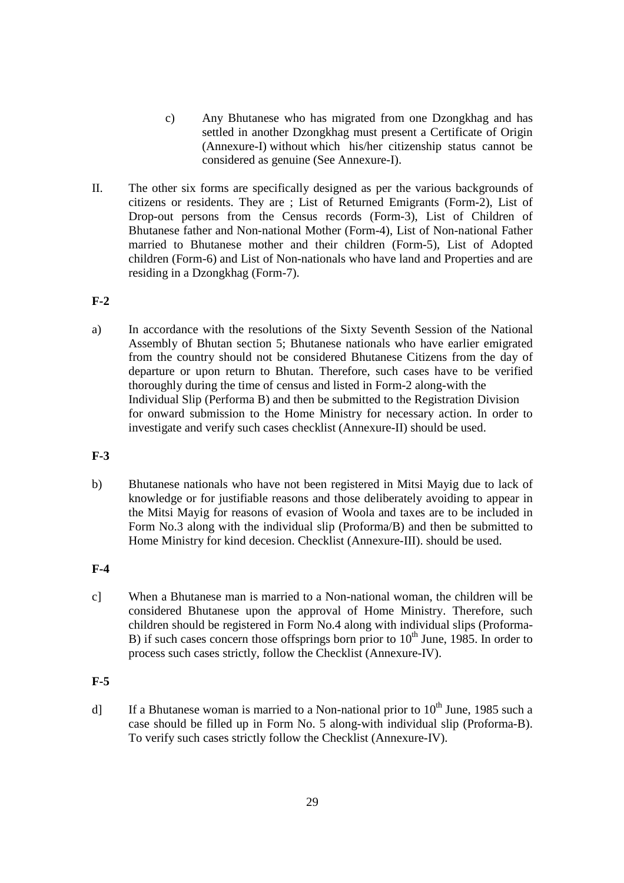c) Any Bhutanese who has migrated from one Dzongkhag and has settled in another Dzongkhag must present a Certificate of Origin (Annexure-I) without which his/her citizenship status cannot be considered as genuine (See Annexure-I).

II. The other six forms are specifically designed as per the various backgrounds of citizens or residents. They are ; List of Returned Emigrants (Form-2), List of Drop-out persons from the Census records (Form-3), List of Children of Bhutanese father and Non-national Mother (Form-4), List of Non-national Father married to Bhutanese mother and their children (Form-5), List of Adopted children (Form-6) and List of Non-nationals who have land and Properties and are residing in a Dzongkhag (Form-7).

**F-2**

a) In accordance with the resolutions of the Sixty Seventh Session of the National Assembly of Bhutan section 5; Bhutanese nationals who have earlier emigrated from the country should not be considered Bhutanese Citizens from the day of departure or upon return to Bhutan. Therefore, such cases have to be verified thoroughly during the time of census and listed in Form-2 along-with the Individual Slip (Performa B) and then be submitted to the Registration Division for onward submission to the Home Ministry for necessary action. In order to investigate and verify such cases checklist (Annexure-II) should be used.

**F-3**

b) Bhutanese nationals who have not been registered in Mitsi Mayig due to lack of knowledge or for justifiable reasons and those deliberately avoiding to appear in the Mitsi Mayig for reasons of evasion of Woola and taxes are to be included in Form No.3 along with the individual slip (Proforma/B) and then be submitted to Home Ministry for kind decesion. Checklist (Annexure-III). should be used.

**F-4**

c] When a Bhutanese man is married to a Non-national woman, the children will be considered Bhutanese upon the approval of Home Ministry. Therefore, such children should be registered in Form No.4 along with individual slips (Proforma-B) if such cases concern those offsprings born prior to 10th June, 1985. In order to process such cases strictly, follow the Checklist (Annexure-IV).

**F-5**

d] If a Bhutanese woman is married to a Non-national prior to 10th June, 1985 such a case should be filled up in Form No. 5 along-with individual slip (Proforma-B). To verify such cases strictly follow the Checklist (Annexure-IV).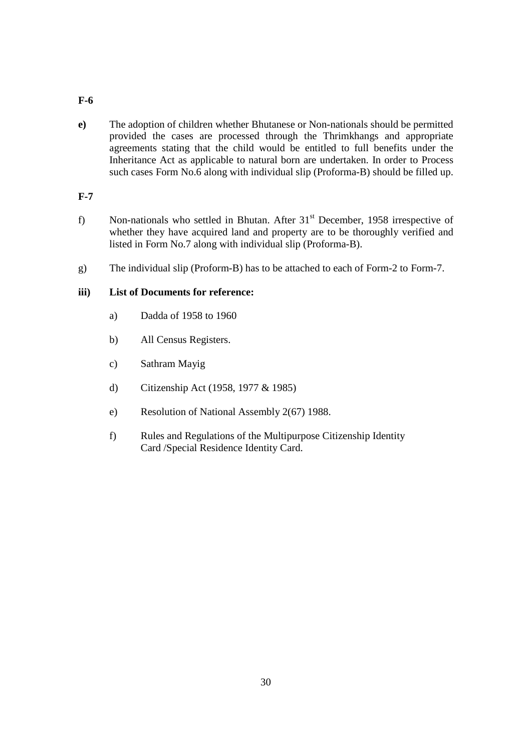**F-6**

**e)** The adoption of children whether Bhutanese or Non-nationals should be permitted provided the cases are processed through the Thrimkhangs and appropriate agreements stating that the child would be entitled to full benefits under the Inheritance Act as applicable to natural born are undertaken. In order to Process such cases Form No.6 along with individual slip (Proforma-B) should be filled up.

**F-7**

f) Non-nationals who settled in Bhutan. After 31st December, 1958 irrespective of whether they have acquired land and property are to be thoroughly verified and listed in Form No.7 along with individual slip (Proforma-B).

g) The individual slip (Proform-B) has to be attached to each of Form-2 to Form-7.

**iii) List of Documents for reference:**

a) Dadda of 1958 to 1960

b) All Census Registers.

c) Sathram Mayig

d) Citizenship Act (1958, 1977 & 1985)

e) Resolution of National Assembly 2(67) 1988.

f) Rules and Regulations of the Multipurpose Citizenship Identity Card /Special Residence Identity Card.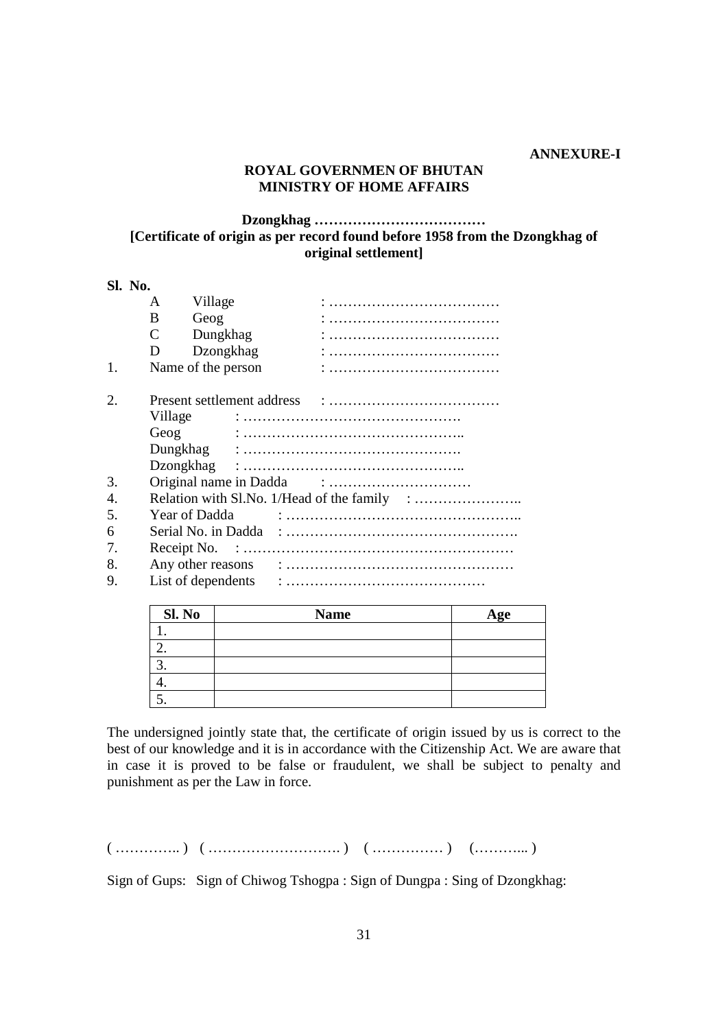**ANNEXURE-I**

**ROYAL GOVERNMEN OF BHUTAN**
**MINISTRY OF HOME AFFAIRS**

**Dzongkhag ………………………………**
**[Certificate of origin as per record found before 1958 from the Dzongkhag of original settlement]**

**Sl. No.**

A Village : ………………………………
B Geog : ………………………………
C Dungkhag : ………………………………
D Dzongkhag : ………………………………

1. Name of the person : ………………………………
2. Present settlement address : ………………………………
   Village : ……………………………………….
   Geog : ………………………………………..
   Dungkhag : ……………………………………….
   Dzongkhag : ………………………………………..
3. Original name in Dadda : …………………………
4. Relation with Sl.No. 1/Head of the family : …………………..
5. Year of Dadda : …………………………………………..
6. Serial No. in Dadda : ………………………………………….
7. Receipt No. : ………………………………………………
8. Any other reasons : …………………………………………
9. List of dependents : ……………………………………

| Sl. No | Name | Age |
|---|---|---|
| 1. | | |
| 2. | | |
| 3. | | |
| 4. | | |
| 5. | | |

The undersigned jointly state that, the certificate of origin issued by us is correct to the best of our knowledge and it is in accordance with the Citizenship Act. We are aware that in case it is proved to be false or fraudulent, we shall be subject to penalty and punishment as per the Law in force.

( ………….. ) ( ………………………. ) ( …………… ) (………... )

Sign of Gups: Sign of Chiwog Tshogpa : Sign of Dungpa : Sing of Dzongkhag: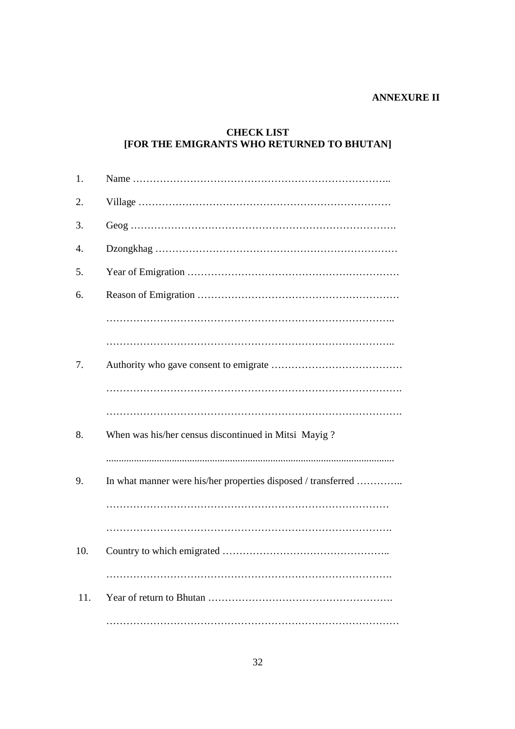**ANNEXURE II**

**CHECK LIST**
**[FOR THE EMIGRANTS WHO RETURNED TO BHUTAN]**

1. Name …………………………………………………………………..
2. Village …………………………………………………………………
3. Geog ………………………………………………………………….
4. Dzongkhag ……………………………………………………………
5. Year of Emigration ……………………………………………………
6. Reason of Emigration …………………………………………………

   ……………………………………………………………………………..

   ……………………………………………………………………………..
7. Authority who gave consent to emigrate …………………………………

   …………………………………………………………………………….

   …………………………………………………………………………….
8. When was his/her census discontinued in Mitsi Mayig ?

   ..................................................................................................................
9. In what manner were his/her properties disposed / transferred …………..

   ……………………………………………………………………………

   …………………………………………………………………………….
10. Country to which emigrated …………………………………………..

    …………………………………………………………………………….
11. Year of return to Bhutan ……………………………………………….

    ……………………………………………………………………………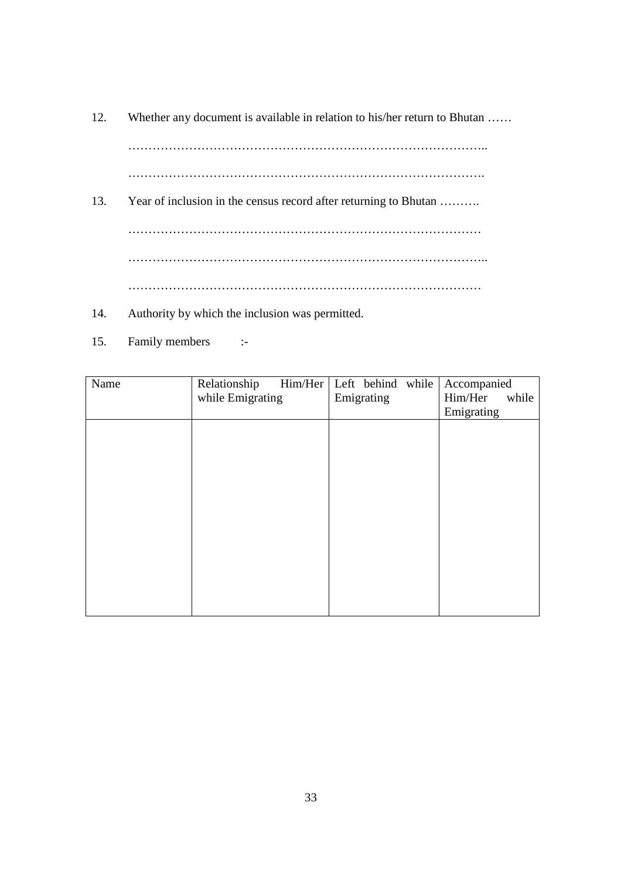12. Whether any document is available in relation to his/her return to Bhutan ……

    ……………………………………………………………………………..

    …………………………………………………………………………….

13. Year of inclusion in the census record after returning to Bhutan ……….

    ……………………………………………………………………………

    ……………………………………………………………………………..

    ……………………………………………………………………………

14. Authority by which the inclusion was permitted.

15. Family members :-

| Name | Relationship Him/Her while Emigrating | Left behind while Emigrating | Accompanied Him/Her while Emigrating |
|---|---|---|---|
| | | | |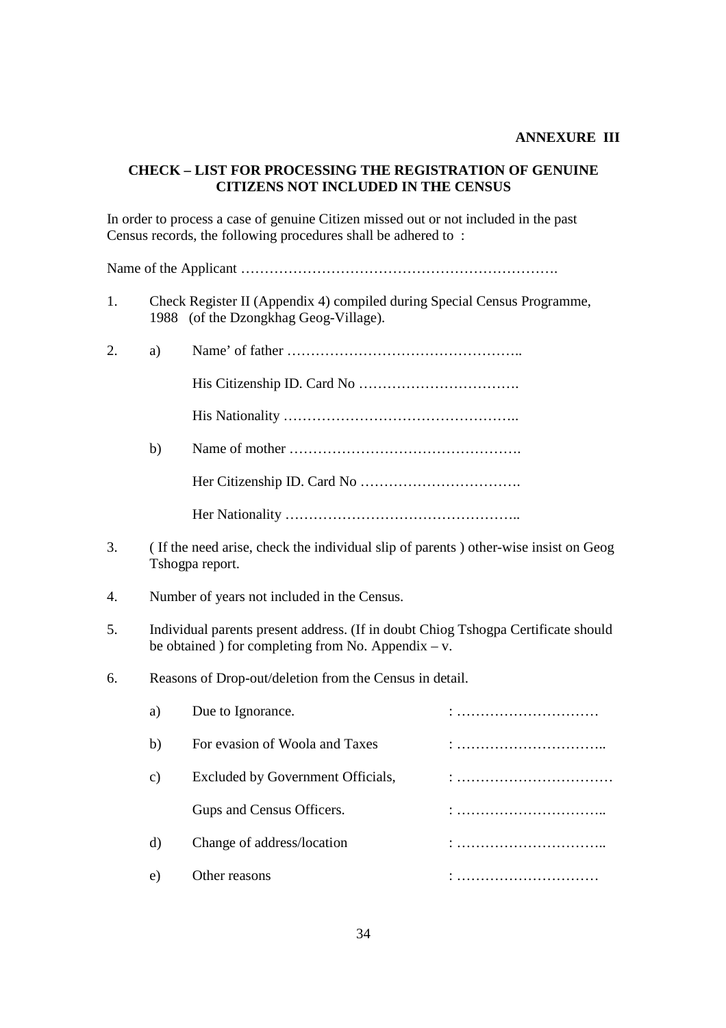**ANNEXURE III**

**CHECK – LIST FOR PROCESSING THE REGISTRATION OF GENUINE CITIZENS NOT INCLUDED IN THE CENSUS**

In order to process a case of genuine Citizen missed out or not included in the past Census records, the following procedures shall be adhered to :

Name of the Applicant ………………………………………………………….

1. Check Register II (Appendix 4) compiled during Special Census Programme, 1988 (of the Dzongkhag Geog-Village).

2. a) Name' of father …………………………………………..

   His Citizenship ID. Card No …………………………….

   His Nationality …………………………………………..

   b) Name of mother ………………………………………….

   Her Citizenship ID. Card No …………………………….

   Her Nationality …………………………………………..

3. ( If the need arise, check the individual slip of parents ) other-wise insist on Geog Tshogpa report.

4. Number of years not included in the Census.

5. Individual parents present address. (If in doubt Chiog Tshogpa Certificate should be obtained ) for completing from No. Appendix – v.

6. Reasons of Drop-out/deletion from the Census in detail.

   a) Due to Ignorance. : …………………………

   b) For evasion of Woola and Taxes : …………………………..

   c) Excluded by Government Officials, : ……………………………

      Gups and Census Officers. : …………………………..

   d) Change of address/location : …………………………..

   e) Other reasons : …………………………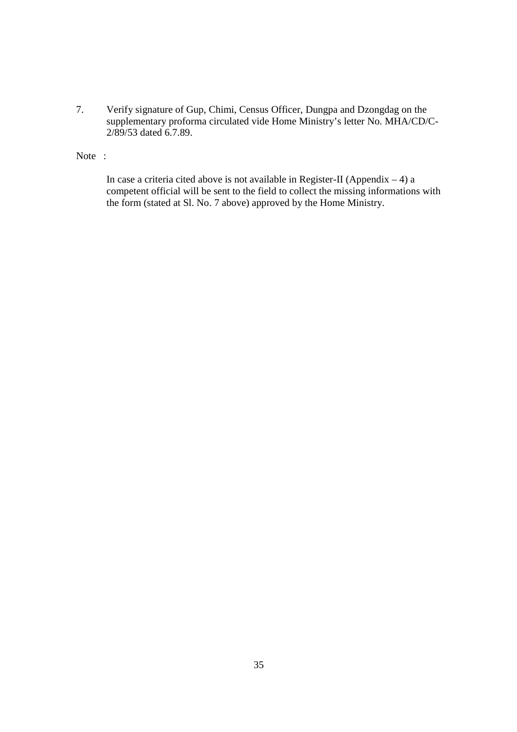7. Verify signature of Gup, Chimi, Census Officer, Dungpa and Dzongdag on the supplementary proforma circulated vide Home Ministry's letter No. MHA/CD/C-2/89/53 dated 6.7.89.

Note :

In case a criteria cited above is not available in Register-II (Appendix – 4) a competent official will be sent to the field to collect the missing informations with the form (stated at Sl. No. 7 above) approved by the Home Ministry.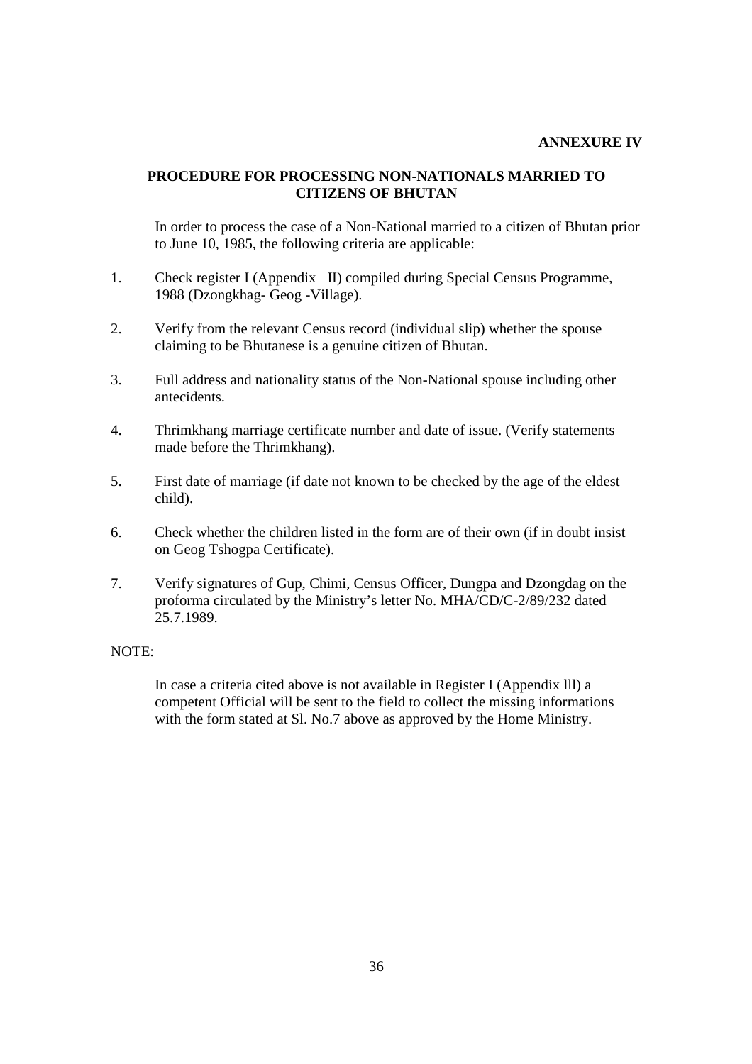**ANNEXURE IV**

## PROCEDURE FOR PROCESSING NON-NATIONALS MARRIED TO CITIZENS OF BHUTAN

In order to process the case of a Non-National married to a citizen of Bhutan prior to June 10, 1985, the following criteria are applicable:

1. Check register I (Appendix II) compiled during Special Census Programme, 1988 (Dzongkhag- Geog -Village).
2. Verify from the relevant Census record (individual slip) whether the spouse claiming to be Bhutanese is a genuine citizen of Bhutan.
3. Full address and nationality status of the Non-National spouse including other antecidents.
4. Thrimkhang marriage certificate number and date of issue. (Verify statements made before the Thrimkhang).
5. First date of marriage (if date not known to be checked by the age of the eldest child).
6. Check whether the children listed in the form are of their own (if in doubt insist on Geog Tshogpa Certificate).
7. Verify signatures of Gup, Chimi, Census Officer, Dungpa and Dzongdag on the proforma circulated by the Ministry's letter No. MHA/CD/C-2/89/232 dated 25.7.1989.

NOTE:

In case a criteria cited above is not available in Register I (Appendix lll) a competent Official will be sent to the field to collect the missing informations with the form stated at Sl. No.7 above as approved by the Home Ministry.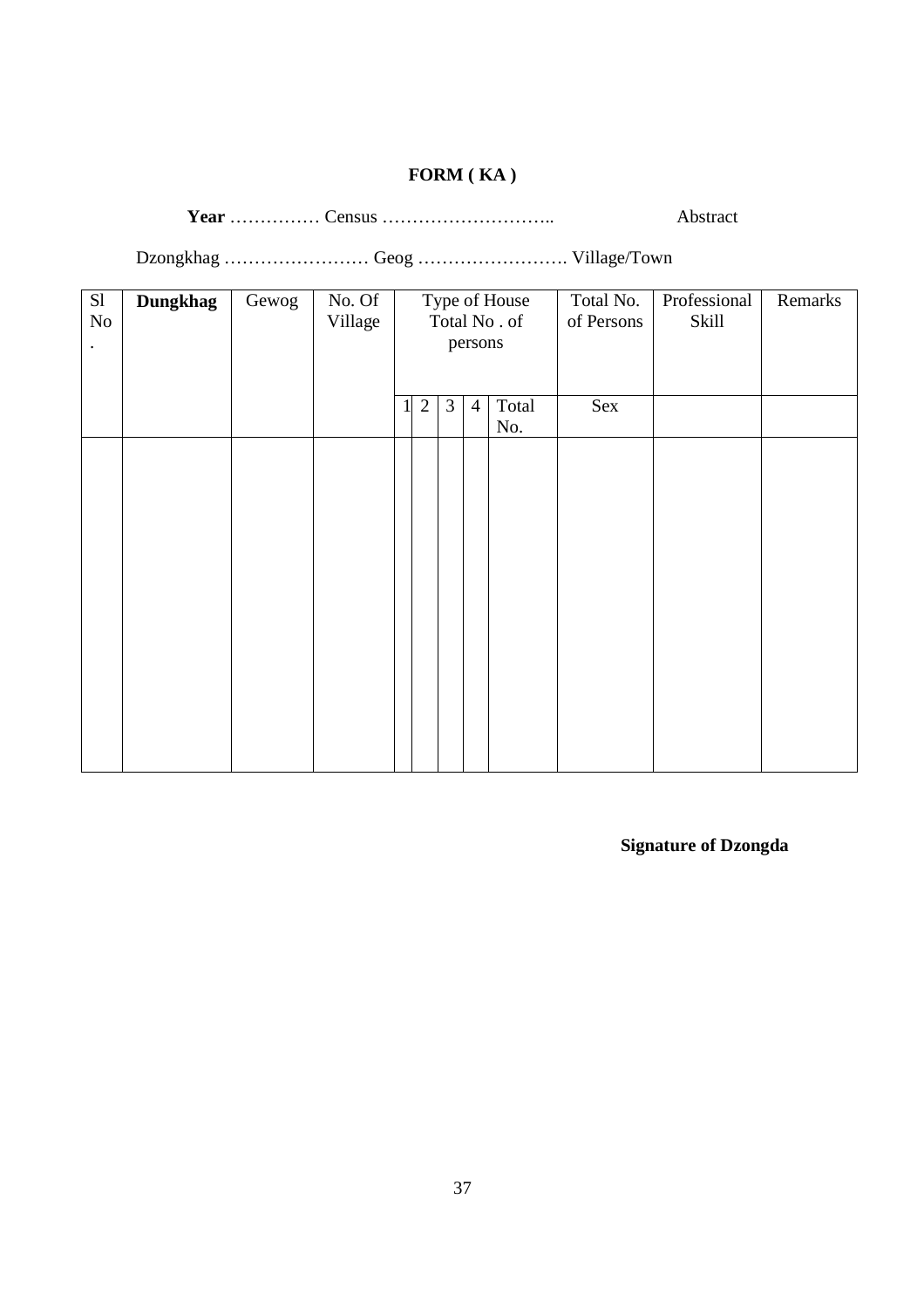**FORM ( KA )**

**Year** …………… Census ……………………….. Abstract

Dzongkhag …………………… Geog ……………………. Village/Town

| Sl No. | **Dungkhag** | Gewog | No. Of Village | Type of House Total No . of persons | | | | | Total No. of Persons | Professional Skill | Remarks |
|---|---|---|---|---|---|---|---|---|---|---|---|
| | | | | 1 | 2 | 3 | 4 | Total No. | Sex | | |
| | | | | | | | | | | | |

**Signature of Dzongda**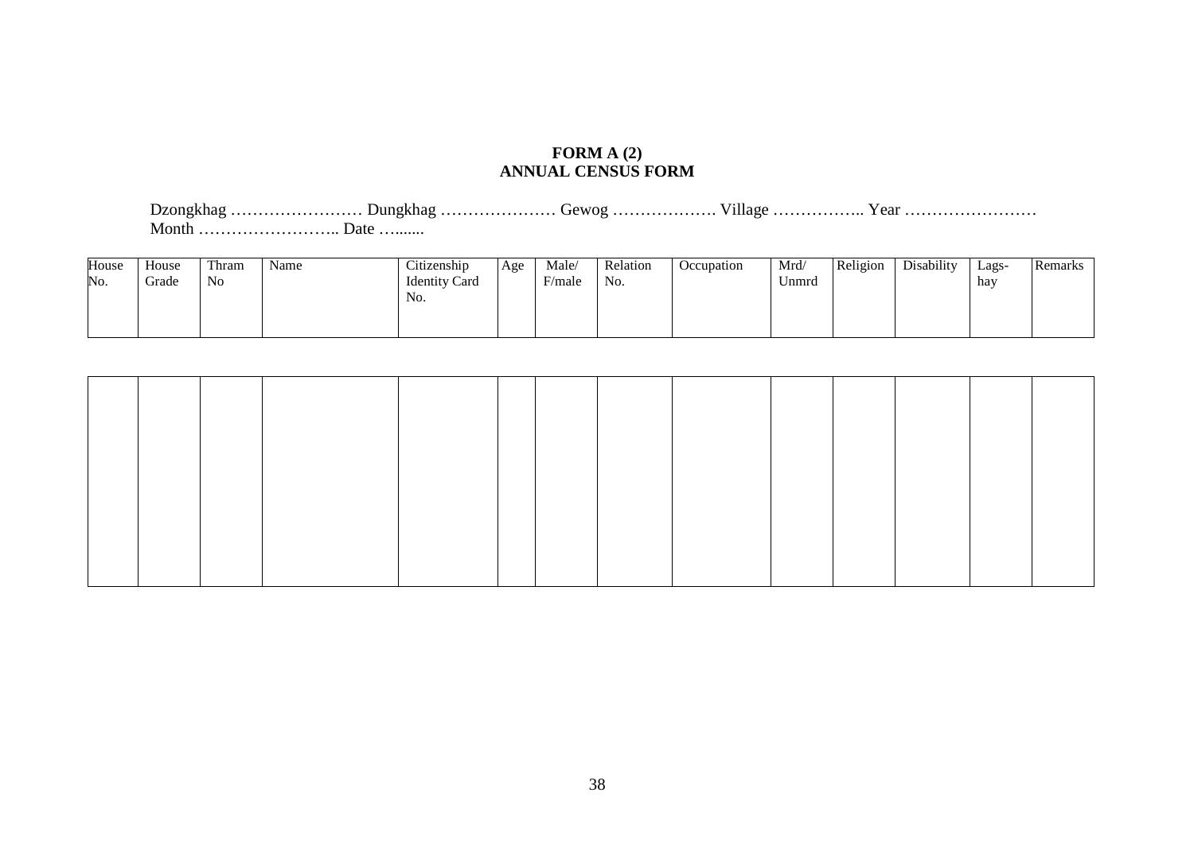**FORM A (2)**
**ANNUAL CENSUS FORM**

Dzongkhag …………………… Dungkhag ………………… Gewog ………………. Village …………….. Year ……………………
Month …………………….. Date …......

| House No. | House Grade | Thram No | Name | Citizenship Identity Card No. | Age | Male/ F/male | Relation No. | Occupation | Mrd/ Unmrd | Religion | Disability | Lags-hay | Remarks |
|---|---|---|---|---|---|---|---|---|---|---|---|---|---|
| | | | | | | | | | | | | | |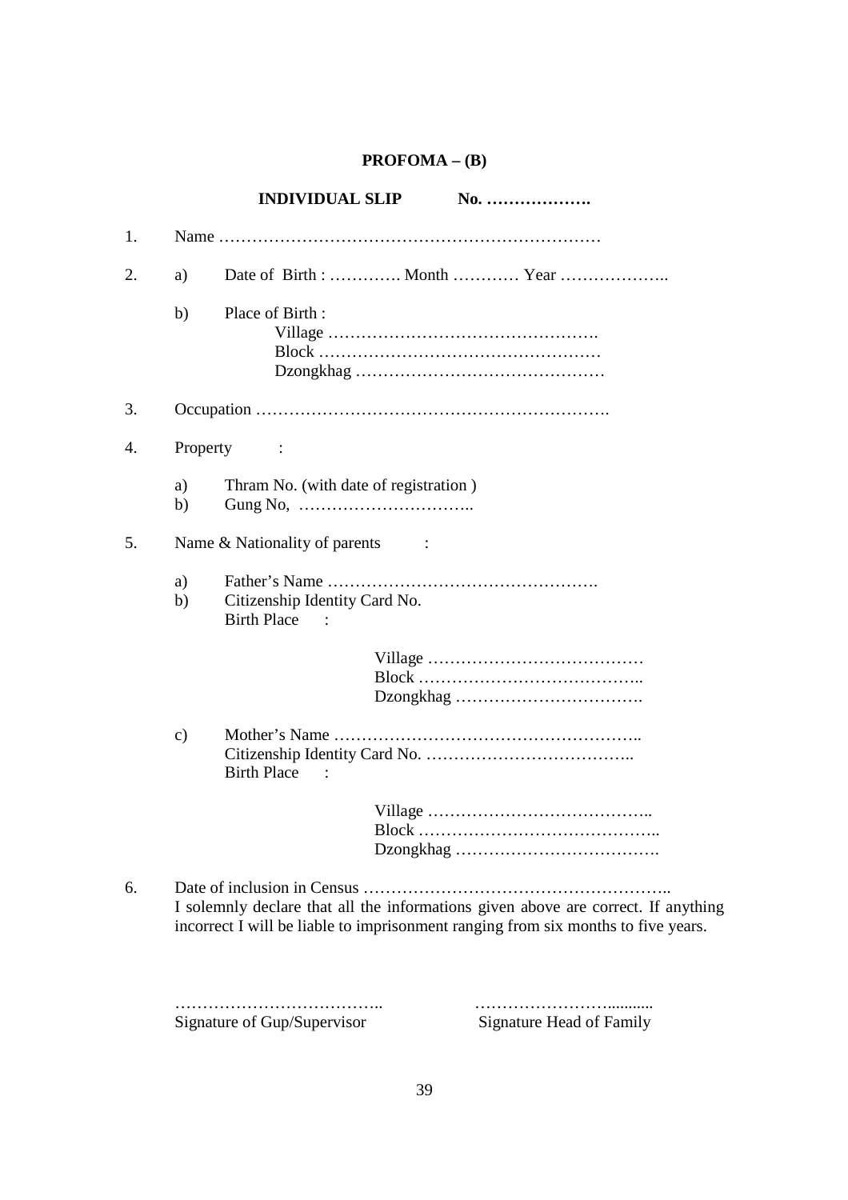**PROFOMA – (B)**

**INDIVIDUAL SLIP No. ……………….**

1. Name ……………………………………………………………

2. a) Date of Birth : …………. Month ………… Year ………………..

   b) Place of Birth :
      Village ………………………………………….
      Block ……………………………………………
      Dzongkhag ……………………………………

3. Occupation ……………………………………………………….

4. Property :

   a) Thram No. (with date of registration )
   b) Gung No, …………………………..

5. Name & Nationality of parents :

   a) Father's Name ………………………………………….
   b) Citizenship Identity Card No.
      Birth Place :

      Village …………………………………
      Block …………………………………..
      Dzongkhag …………………………….

   c) Mother's Name ………………………………………………..
      Citizenship Identity Card No. ………………………………..
      Birth Place :

      Village …………………………………..
      Block ……………………………………..
      Dzongkhag ……………………………….

6. Date of inclusion in Census ………………………………………………..
   I solemnly declare that all the informations given above are correct. If anything incorrect I will be liable to imprisonment ranging from six months to five years.

……………………………….. ……………………..........
Signature of Gup/Supervisor Signature Head of Family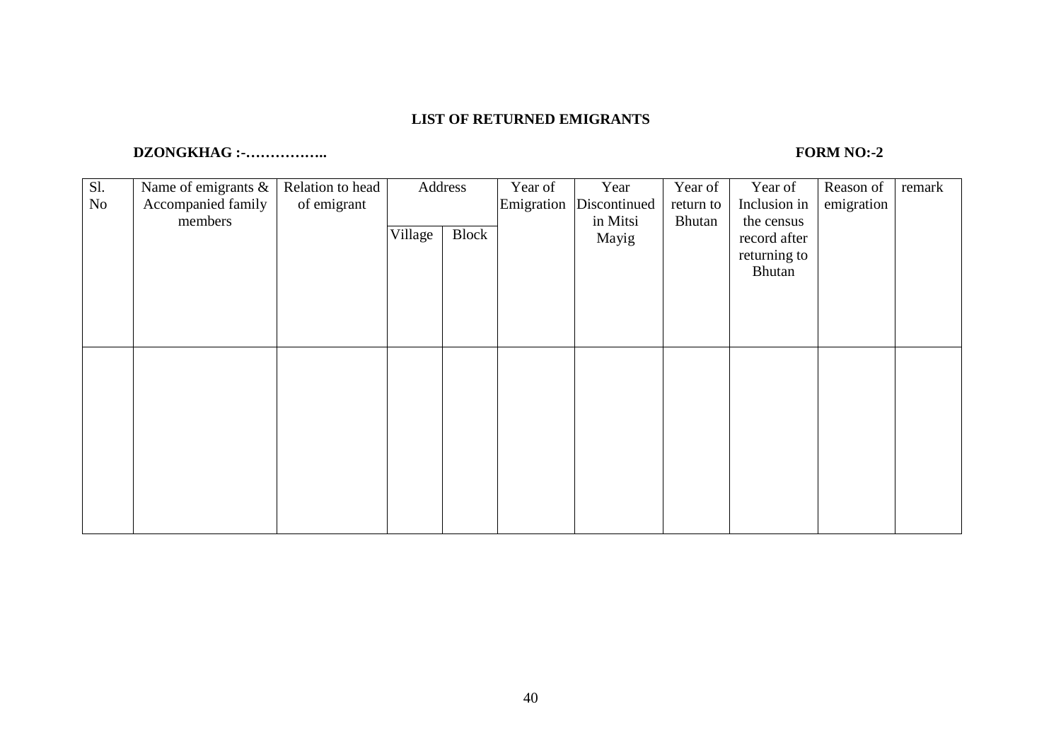**LIST OF RETURNED EMIGRANTS**

**DZONGKHAG :-……………..** **FORM NO:-2**

| Sl. No | Name of emigrants & Accompanied family members | Relation to head of emigrant | Address | | Year of Emigration | Year Discontinued in Mitsi Mayig | Year of return to Bhutan | Year of Inclusion in the census record after returning to Bhutan | Reason of emigration | remark |
|---|---|---|---|---|---|---|---|---|---|---|
| | | | Village | Block | | | | | | |
| | | | | | | | | | | |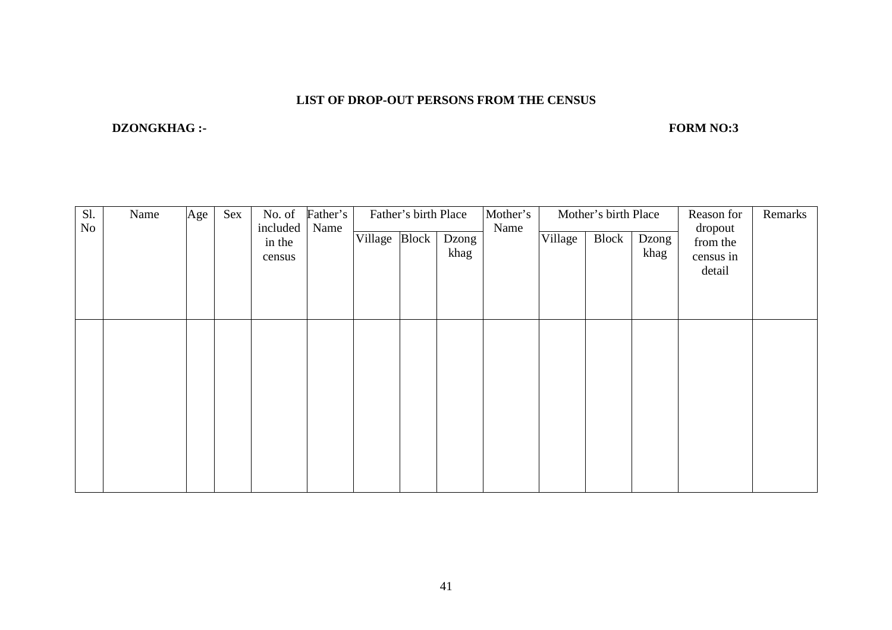**LIST OF DROP-OUT PERSONS FROM THE CENSUS**

**DZONGKHAG :-** **FORM NO:3**

| Sl. No | Name | Age | Sex | No. of included in the census | Father's Name | Father's birth Place | | | Mother's Name | Mother's birth Place | | | Reason for dropout from the census in detail | Remarks |
|---|---|---|---|---|---|---|---|---|---|---|---|---|---|---|
| | | | | | | Village | Block | Dzong khag | | Village | Block | Dzong khag | | |
| | | | | | | | | | | | | | | |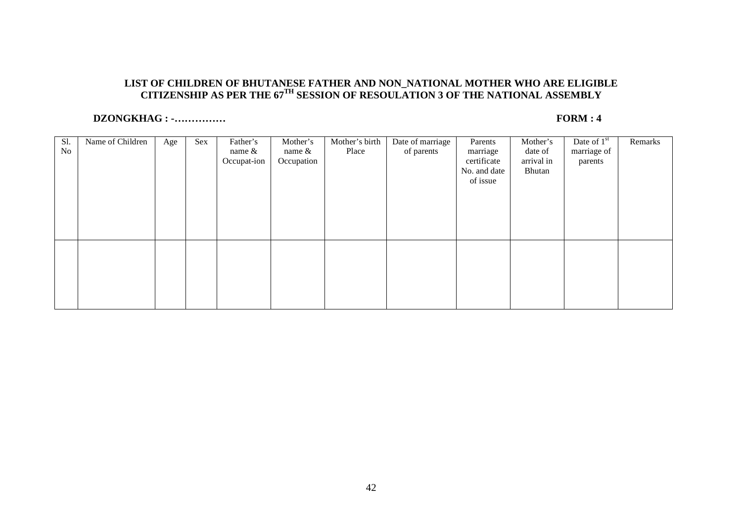**LIST OF CHILDREN OF BHUTANESE FATHER AND NON_NATIONAL MOTHER WHO ARE ELIGIBLE CITIZENSHIP AS PER THE 67[TH] SESSION OF RESOULATION 3 OF THE NATIONAL ASSEMBLY**

**DZONGKHAG : -……………** **FORM : 4**

| Sl. No | Name of Children | Age | Sex | Father's name & Occupat-ion | Mother's name & Occupation | Mother's birth Place | Date of marriage of parents | Parents marriage certificate No. and date of issue | Mother's date of arrival in Bhutan | Date of 1st marriage of parents | Remarks |
|---|---|---|---|---|---|---|---|---|---|---|---|
| | | | | | | | | | | | |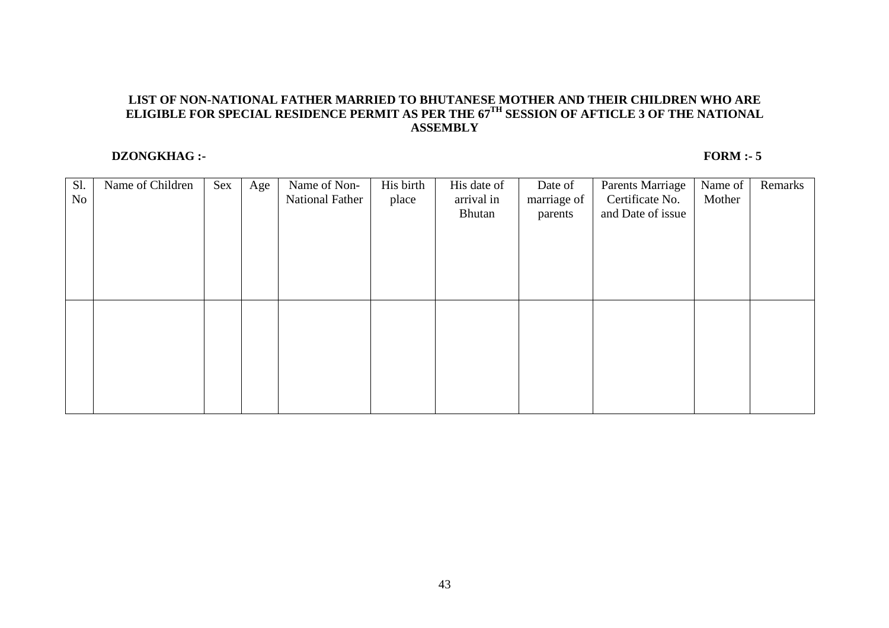**LIST OF NON-NATIONAL FATHER MARRIED TO BHUTANESE MOTHER AND THEIR CHILDREN WHO ARE ELIGIBLE FOR SPECIAL RESIDENCE PERMIT AS PER THE 67TH SESSION OF ARTICLE 3 OF THE NATIONAL ASSEMBLY**

**DZONGKHAG :-** **FORM :- 5**

| Sl. No | Name of Children | Sex | Age | Name of Non-National Father | His birth place | His date of arrival in Bhutan | Date of marriage of parents | Parents Marriage Certificate No. and Date of issue | Name of Mother | Remarks |
|---|---|---|---|---|---|---|---|---|---|---|
| | | | | | | | | | | |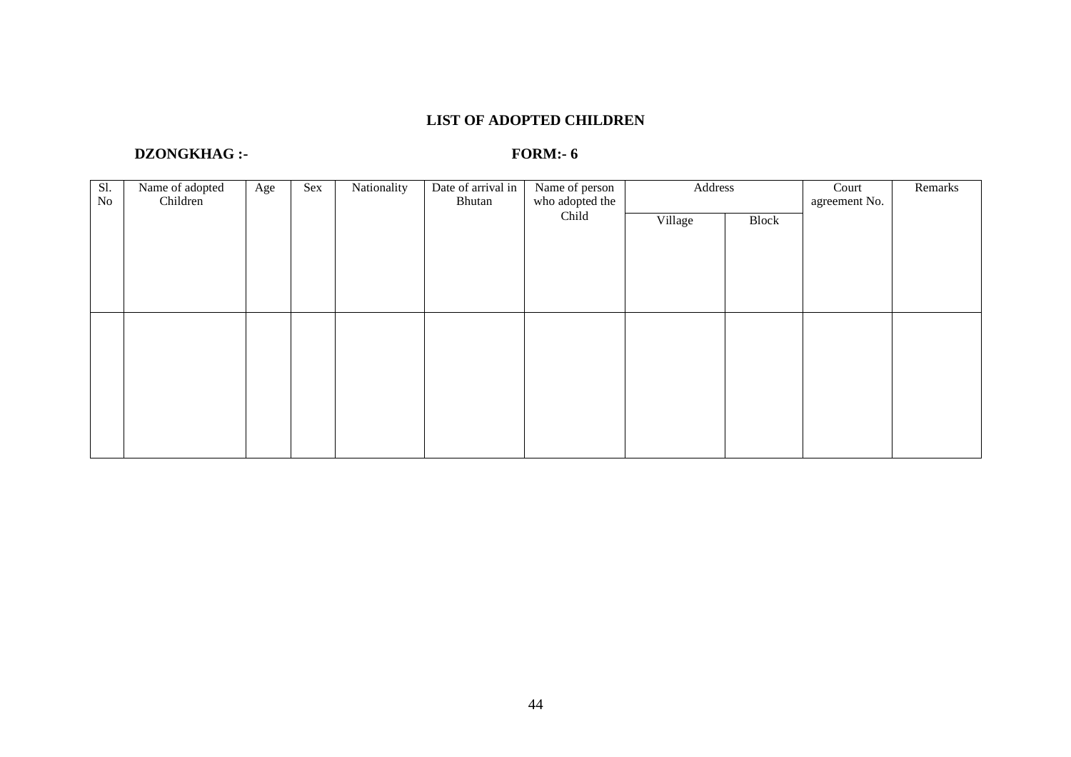## LIST OF ADOPTED CHILDREN

**DZONGKHAG :-** **FORM:- 6**

| Sl. No | Name of adopted Children | Age | Sex | Nationality | Date of arrival in Bhutan | Name of person who adopted the Child | Address | | Court agreement No. | Remarks |
|---|---|---|---|---|---|---|---|---|---|---|
| | | | | | | | Village | Block | | |
| | | | | | | | | | | |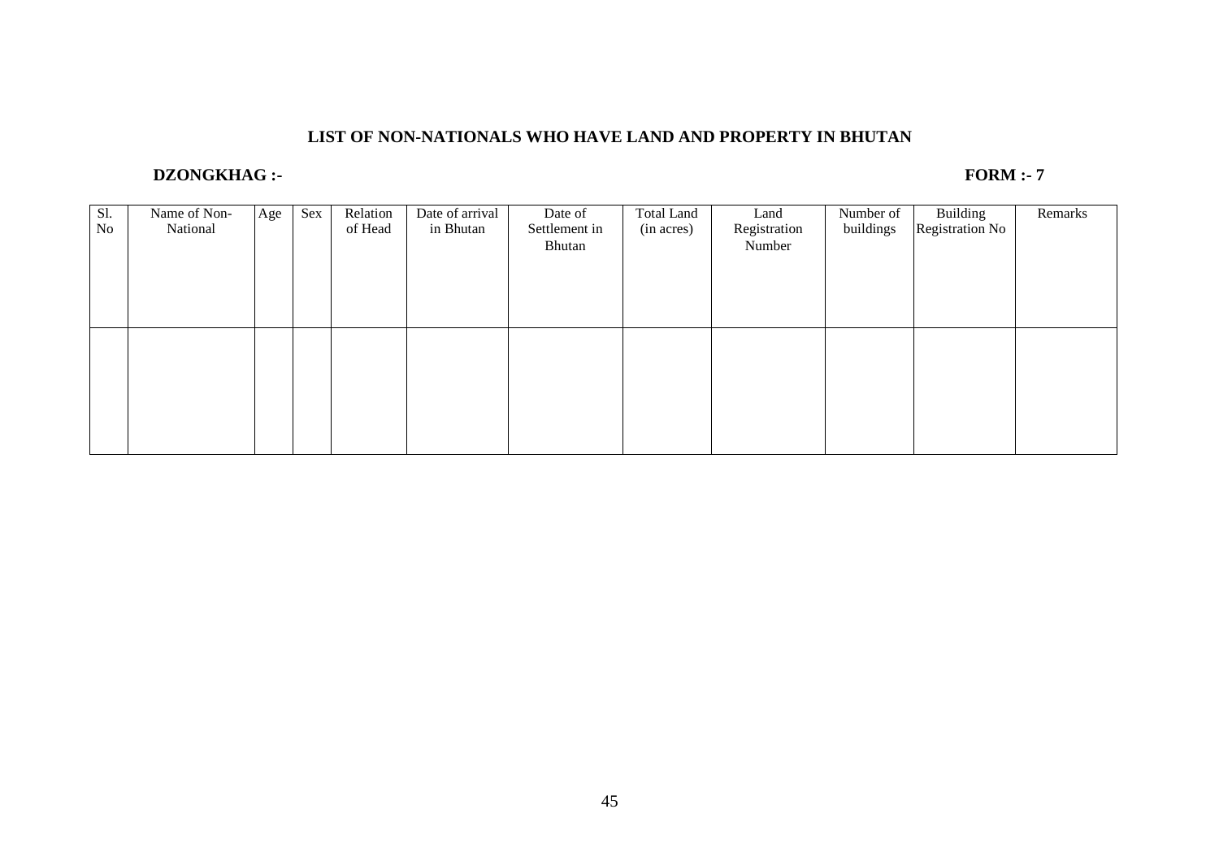**LIST OF NON-NATIONALS WHO HAVE LAND AND PROPERTY IN BHUTAN**

**DZONGKHAG :-** **FORM :- 7**

| Sl. No | Name of Non-National | Age | Sex | Relation of Head | Date of arrival in Bhutan | Date of Settlement in Bhutan | Total Land (in acres) | Land Registration Number | Number of buildings | Building Registration No | Remarks |
|---|---|---|---|---|---|---|---|---|---|---|---|
| | | | | | | | | | | | |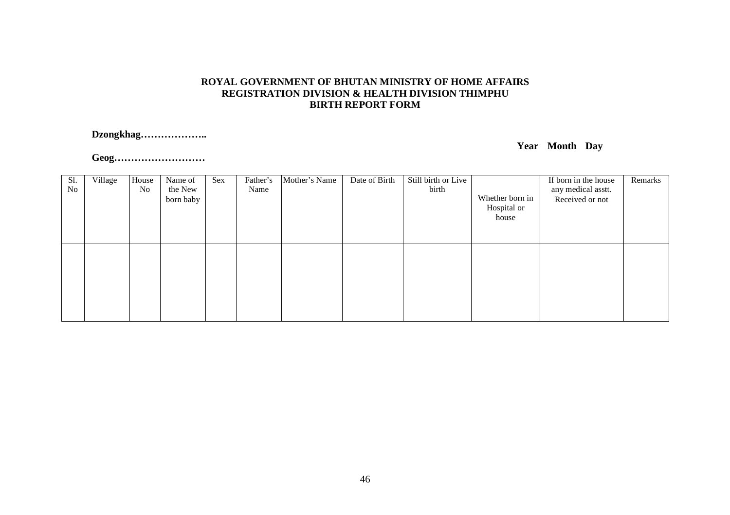**ROYAL GOVERNMENT OF BHUTAN MINISTRY OF HOME AFFAIRS**
**REGISTRATION DIVISION & HEALTH DIVISION THIMPHU**
**BIRTH REPORT FORM**

**Dzongkhag………………..**

**Year Month Day**

**Geog………………………**

| Sl. No | Village | House No | Name of the New born baby | Sex | Father's Name | Mother's Name | Date of Birth | Still birth or Live birth | Whether born in Hospital or house | If born in the house any medical asstt. Received or not | Remarks |
|---|---|---|---|---|---|---|---|---|---|---|---|
| | | | | | | | | | | | |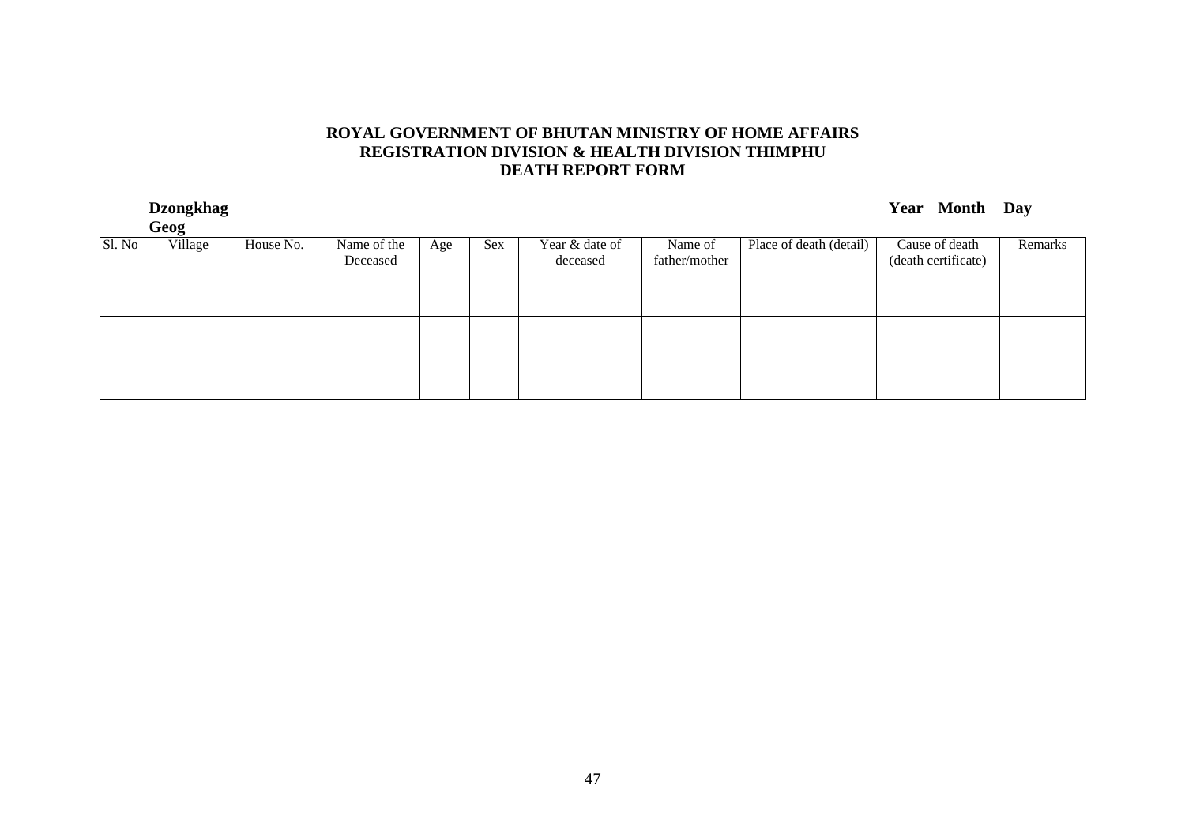**ROYAL GOVERNMENT OF BHUTAN MINISTRY OF HOME AFFAIRS**
**REGISTRATION DIVISION & HEALTH DIVISION THIMPHU**
**DEATH REPORT FORM**

**Dzongkhag** **Year Month Day**

**Geog**

| Sl. No | Village | House No. | Name of the Deceased | Age | Sex | Year & date of deceased | Name of father/mother | Place of death (detail) | Cause of death (death certificate) | Remarks |
|---|---|---|---|---|---|---|---|---|---|---|
| | | | | | | | | | | |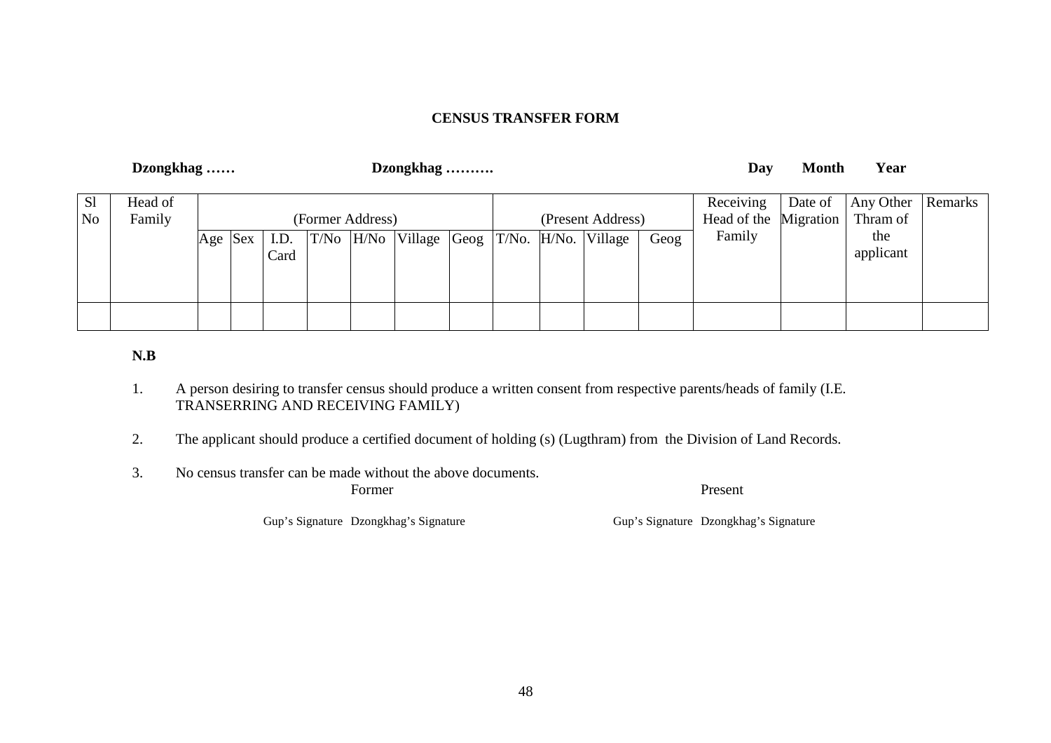**CENSUS TRANSFER FORM**

**Dzongkhag ……** **Dzongkhag ……….** **Day** **Month** **Year**

| Sl No | Head of Family | (Former Address) | | | | | | | (Present Address) | | | | Receiving Head of the Family | Date of Migration | Any Other Thram of the applicant | Remarks |
|---|---|---|---|---|---|---|---|---|---|---|---|---|---|---|---|---|
| | | Age | Sex | I.D. Card | T/No | H/No | Village | Geog | T/No. | H/No. | Village | Geog | | | | |
| | | | | | | | | | | | | | | | | |

**N.B**

1. A person desiring to transfer census should produce a written consent from respective parents/heads of family (I.E. TRANSERRING AND RECEIVING FAMILY)

2. The applicant should produce a certified document of holding (s) (Lugthram) from the Division of Land Records.

3. No census transfer can be made without the above documents.

Former

Gup's Signature Dzongkhag's Signature

Present

Gup's Signature Dzongkhag's Signature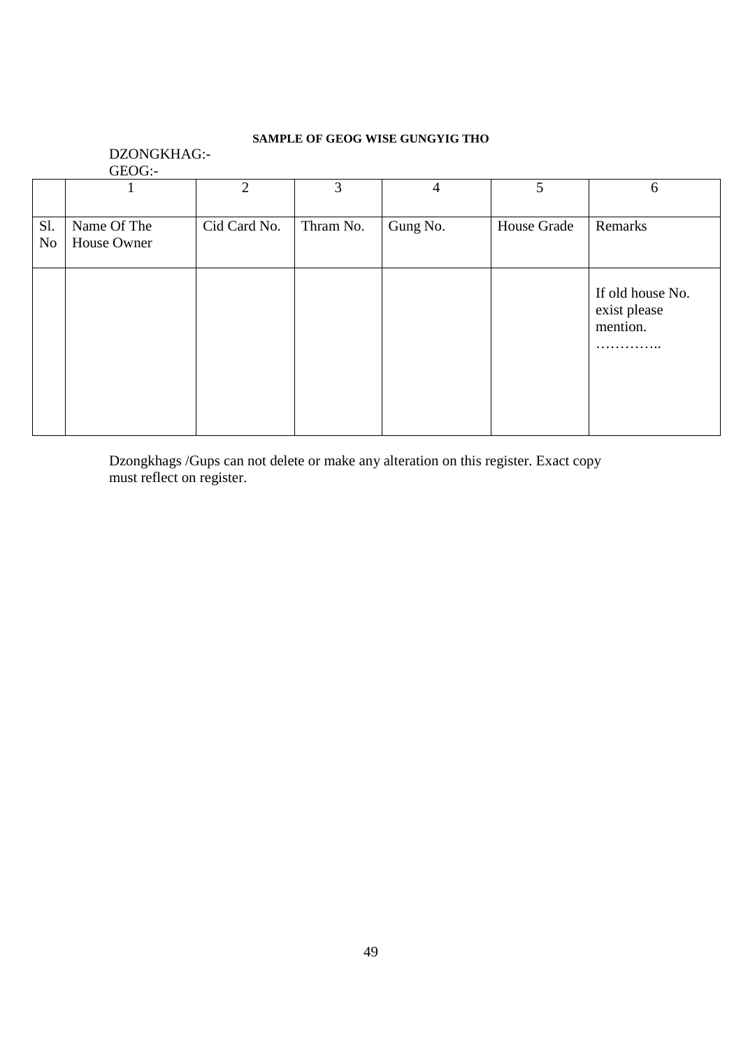**SAMPLE OF GEOG WISE GUNGYIG THO**

DZONGKHAG:-

GEOG:-

| | 1 | 2 | 3 | 4 | 5 | 6 |
|---|---|---|---|---|---|---|
| Sl. No | Name Of The House Owner | Cid Card No. | Thram No. | Gung No. | House Grade | Remarks |
| | | | | | | If old house No. exist please mention. ………….. |

Dzongkhags /Gups can not delete or make any alteration on this register. Exact copy must reflect on register.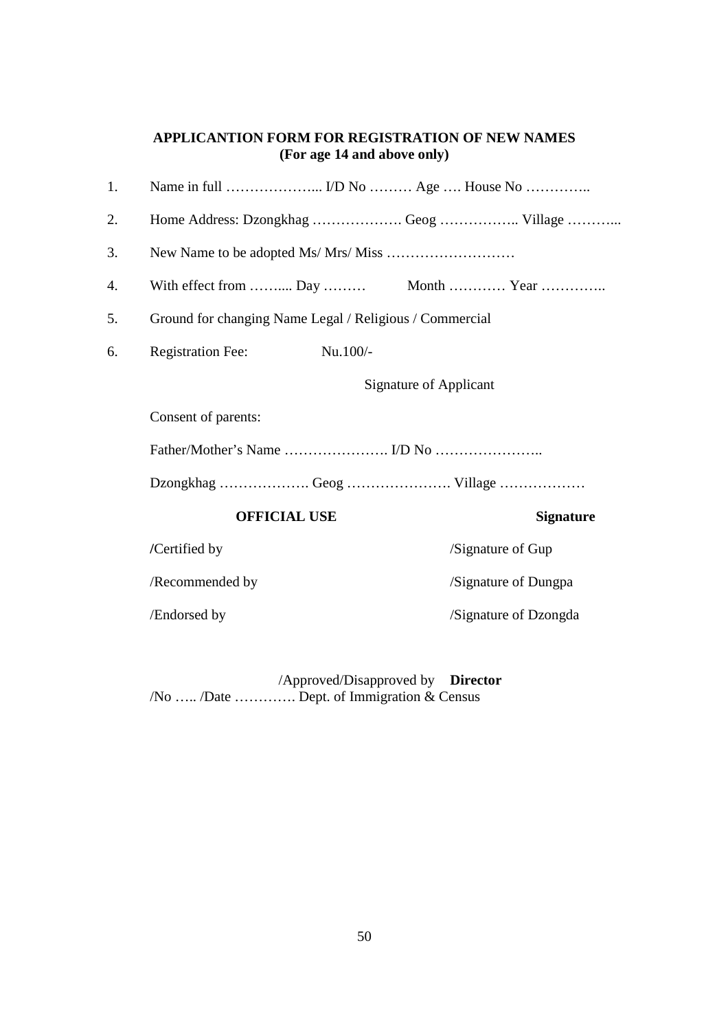**APPLICANTION FORM FOR REGISTRATION OF NEW NAMES**
**(For age 14 and above only)**

1. Name in full ………………... I/D No ……… Age …. House No …………..
2. Home Address: Dzongkhag ………………. Geog …………….. Village ………...
3. New Name to be adopted Ms/ Mrs/ Miss ………………………
4. With effect from …….... Day ……… Month ………… Year …………..
5. Ground for changing Name Legal / Religious / Commercial
6. Registration Fee: Nu.100/-

Signature of Applicant

Consent of parents:

Father/Mother's Name …………………. I/D No …………………..

Dzongkhag ………………. Geog …………………. Village ………………

| **OFFICIAL USE** | **Signature** |
|---|---|
| /Certified by | /Signature of Gup |
| /Recommended by | /Signature of Dungpa |
| /Endorsed by | /Signature of Dzongda |

/Approved/Disapproved by **Director**
/No ….. /Date …………. Dept. of Immigration & Census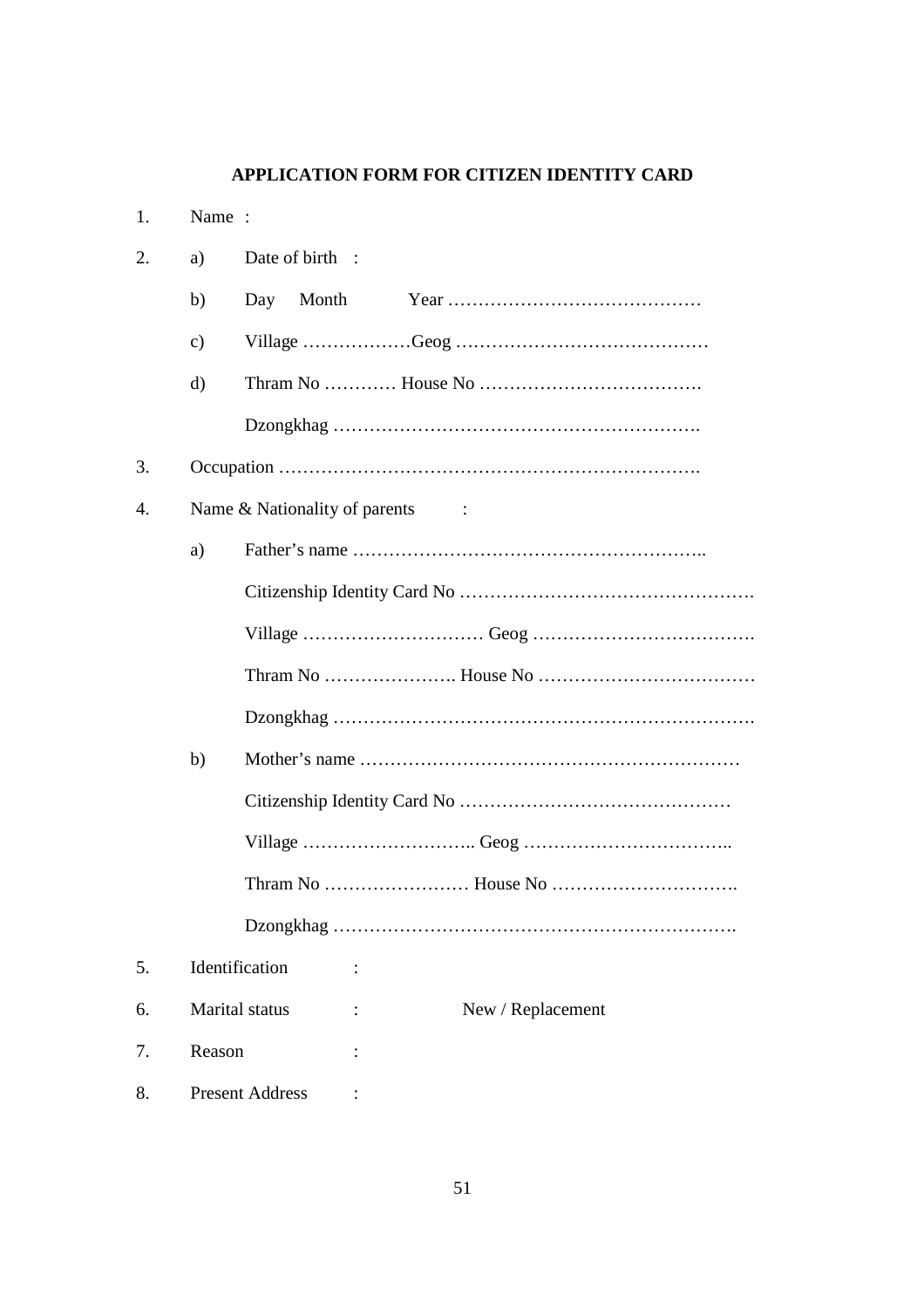**APPLICATION FORM FOR CITIZEN IDENTITY CARD**

1. Name :
2. a) Date of birth :

   b) Day Month Year ……………………………………

   c) Village ………………Geog ……………………………………

   d) Thram No ………… House No ……………………………….

   Dzongkhag …………………………………………………….
3. Occupation …………………………………………………………….
4. Name & Nationality of parents :

   a) Father's name …………………………………………………..

   Citizenship Identity Card No ………………………………………….

   Village ………………………… Geog ……………………………….

   Thram No …………………. House No ………………………………

   Dzongkhag …………………………………………………………….

   b) Mother's name ………………………………………………………

   Citizenship Identity Card No ………………………………………

   Village ……………………….. Geog ……………………………..

   Thram No …………………… House No ………………………….

   Dzongkhag ………………………………………………………….
5. Identification :
6. Marital status : New / Replacement
7. Reason :
8. Present Address :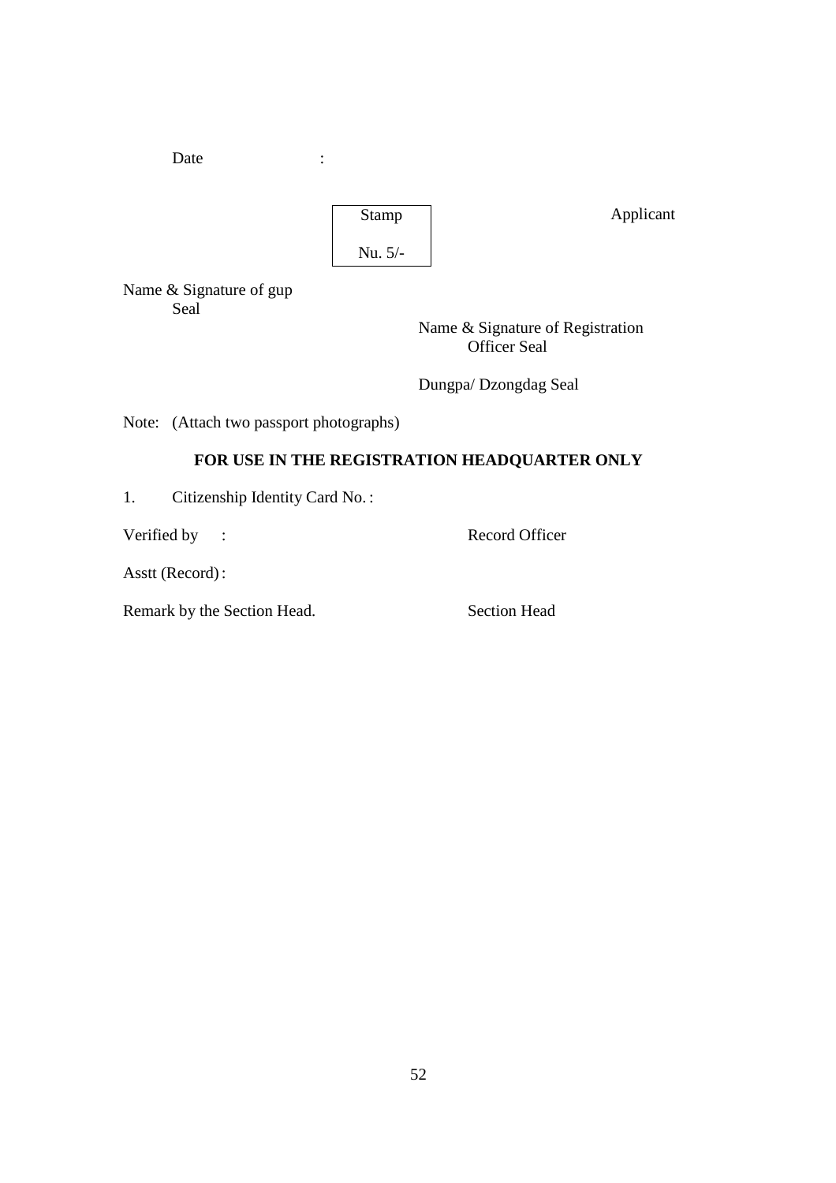Date :

| Stamp |
|---|
| Nu. 5/- |

Applicant

Name & Signature of gup
Seal

Name & Signature of Registration
Officer Seal

Dungpa/ Dzongdag Seal

Note: (Attach two passport photographs)

**FOR USE IN THE REGISTRATION HEADQUARTER ONLY**

1. Citizenship Identity Card No. :

Verified by : Record Officer

Asstt (Record) :

Remark by the Section Head. Section Head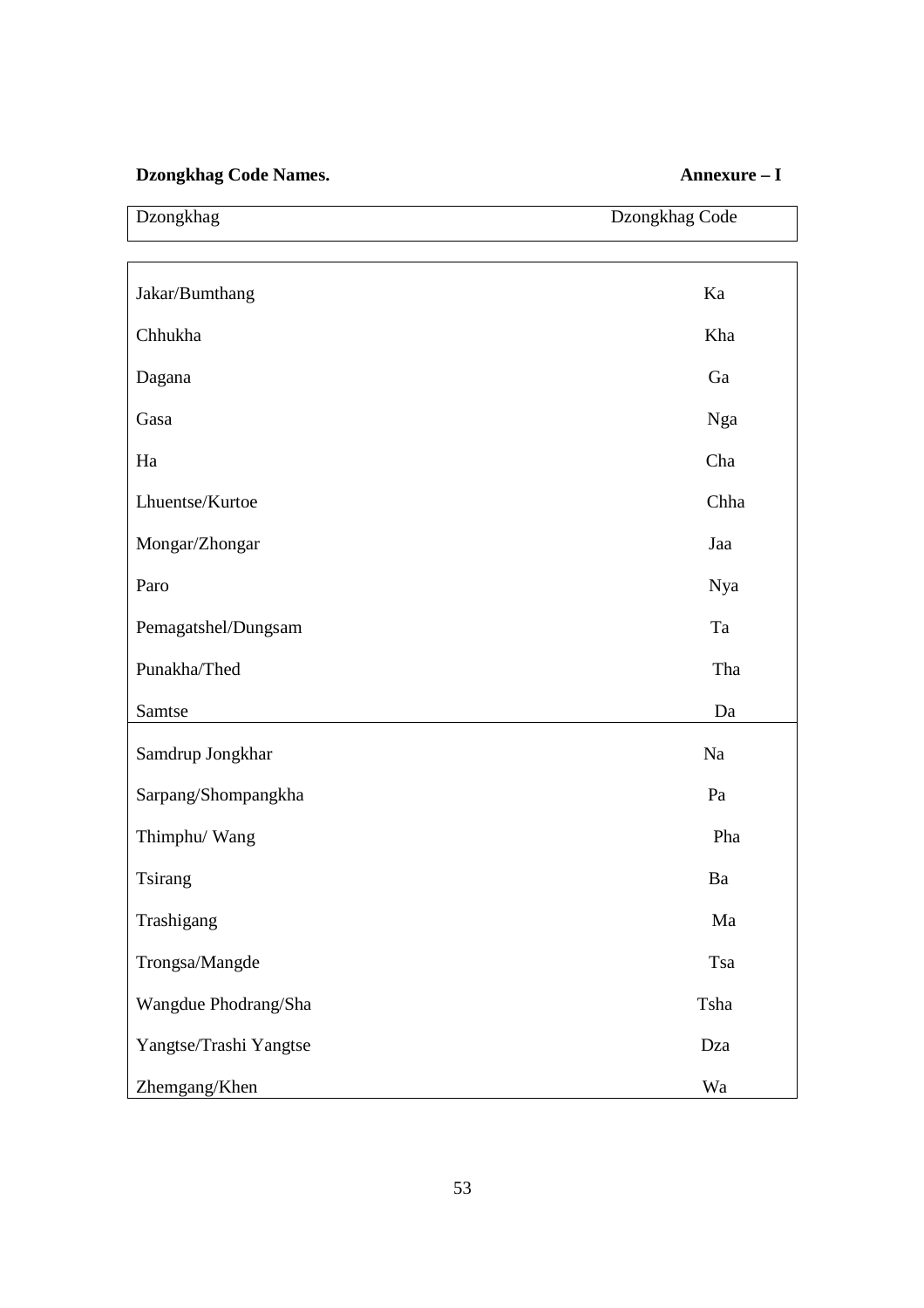**Dzongkhag Code Names.** **Annexure – I**

| Dzongkhag | Dzongkhag Code |
| --- | --- |
| Jakar/Bumthang | Ka |
| Chhukha | Kha |
| Dagana | Ga |
| Gasa | Nga |
| Ha | Cha |
| Lhuentse/Kurtoe | Chha |
| Mongar/Zhongar | Jaa |
| Paro | Nya |
| Pemagatshel/Dungsam | Ta |
| Punakha/Thed | Tha |
| Samtse | Da |
| Samdrup Jongkhar | Na |
| Sarpang/Shompangkha | Pa |
| Thimphu/ Wang | Pha |
| Tsirang | Ba |
| Trashigang | Ma |
| Trongsa/Mangde | Tsa |
| Wangdue Phodrang/Sha | Tsha |
| Yangtse/Trashi Yangtse | Dza |
| Zhemgang/Khen | Wa |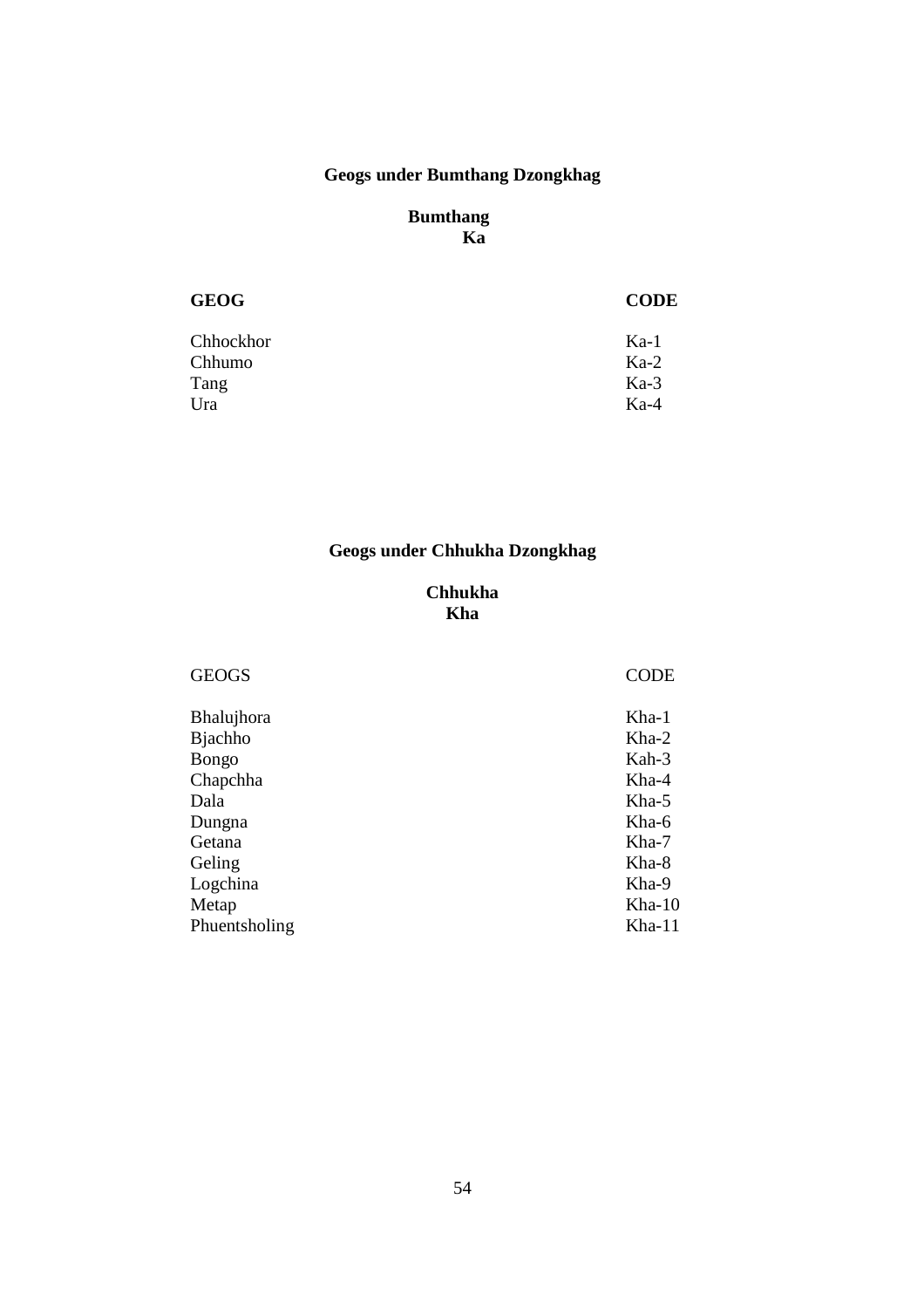## Geogs under Bumthang Dzongkhag

**Bumthang**
**Ka**

| GEOG | CODE |
| --- | --- |
| Chhockhor | Ka-1 |
| Chhumo | Ka-2 |
| Tang | Ka-3 |
| Ura | Ka-4 |

## Geogs under Chhukha Dzongkhag

**Chhukha**
**Kha**

| GEOGS | CODE |
| --- | --- |
| Bhalujhora | Kha-1 |
| Bjachho | Kha-2 |
| Bongo | Kah-3 |
| Chapchha | Kha-4 |
| Dala | Kha-5 |
| Dungna | Kha-6 |
| Getana | Kha-7 |
| Geling | Kha-8 |
| Logchina | Kha-9 |
| Metap | Kha-10 |
| Phuentsholing | Kha-11 |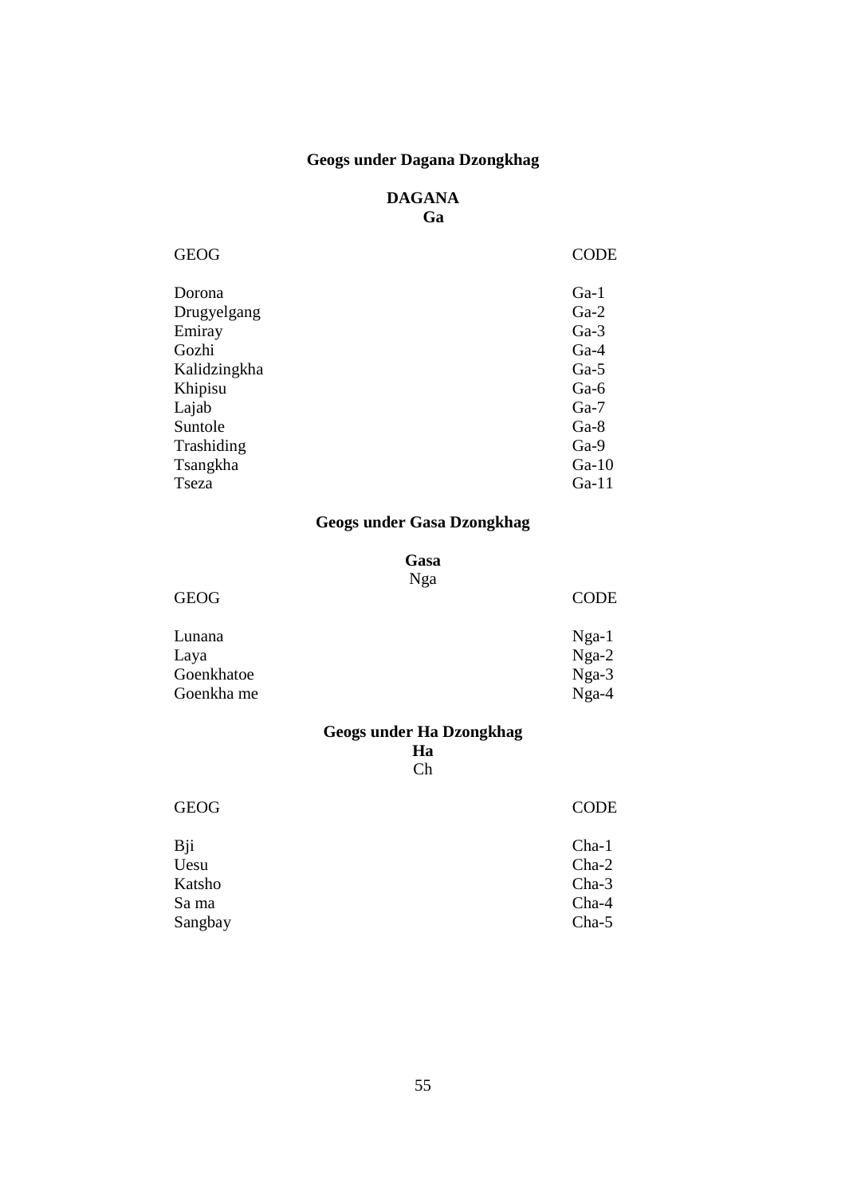## Geogs under Dagana Dzongkhag

**DAGANA**
**Ga**

| GEOG | CODE |
|---|---|
| Dorona | Ga-1 |
| Drugyelgang | Ga-2 |
| Emiray | Ga-3 |
| Gozhi | Ga-4 |
| Kalidzingkha | Ga-5 |
| Khipisu | Ga-6 |
| Lajab | Ga-7 |
| Suntole | Ga-8 |
| Trashiding | Ga-9 |
| Tsangkha | Ga-10 |
| Tseza | Ga-11 |

## Geogs under Gasa Dzongkhag

**Gasa**
Nga

| GEOG | CODE |
|---|---|
| Lunana | Nga-1 |
| Laya | Nga-2 |
| Goenkhatoe | Nga-3 |
| Goenkha me | Nga-4 |

## Geogs under Ha Dzongkhag

**Ha**
Ch

| GEOG | CODE |
|---|---|
| Bji | Cha-1 |
| Uesu | Cha-2 |
| Katsho | Cha-3 |
| Sa ma | Cha-4 |
| Sangbay | Cha-5 |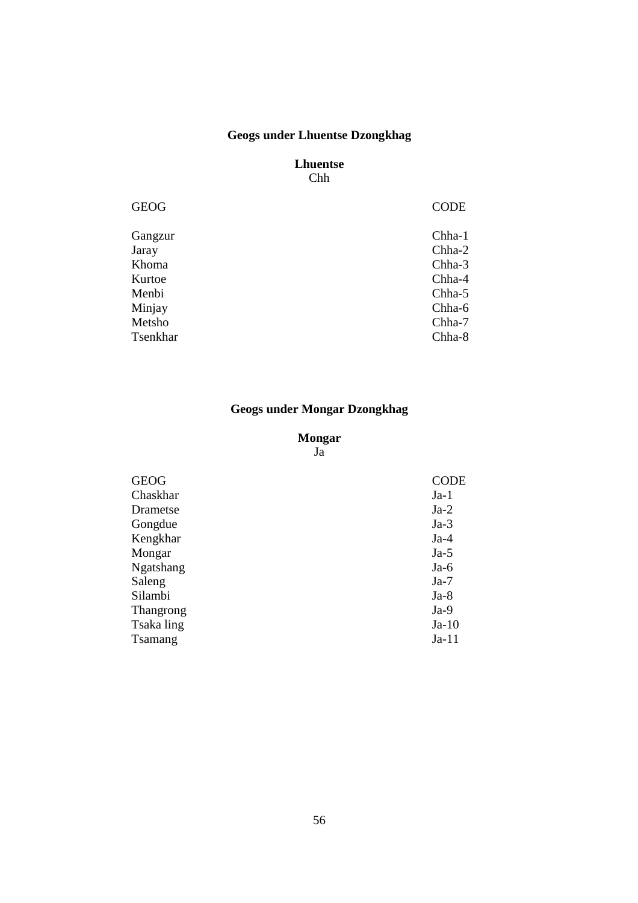## Geogs under Lhuentse Dzongkhag

**Lhuentse**
Chh

| GEOG | CODE |
|---|---|
| Gangzur | Chha-1 |
| Jaray | Chha-2 |
| Khoma | Chha-3 |
| Kurtoe | Chha-4 |
| Menbi | Chha-5 |
| Minjay | Chha-6 |
| Metsho | Chha-7 |
| Tsenkhar | Chha-8 |

## Geogs under Mongar Dzongkhag

**Mongar**
Ja

| GEOG | CODE |
|---|---|
| Chaskhar | Ja-1 |
| Drametse | Ja-2 |
| Gongdue | Ja-3 |
| Kengkhar | Ja-4 |
| Mongar | Ja-5 |
| Ngatshang | Ja-6 |
| Saleng | Ja-7 |
| Silambi | Ja-8 |
| Thangrong | Ja-9 |
| Tsaka ling | Ja-10 |
| Tsamang | Ja-11 |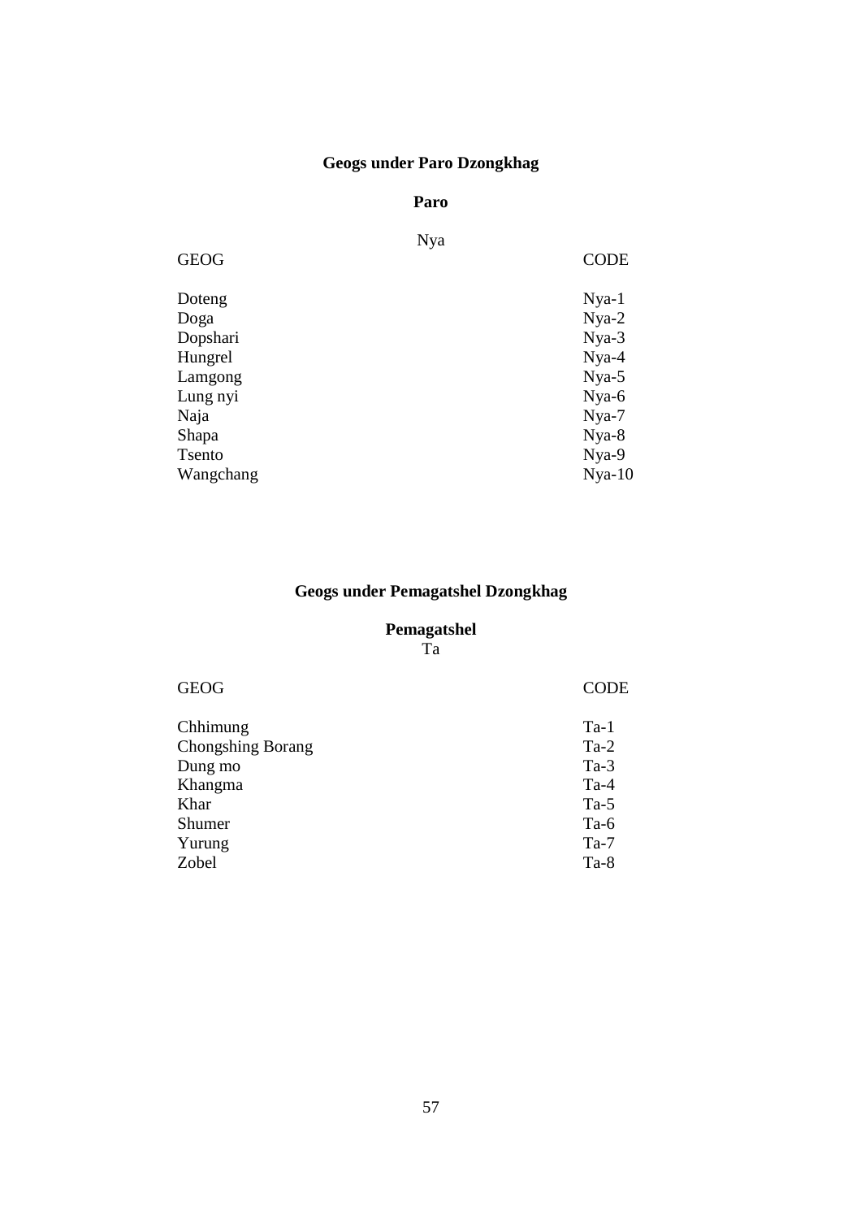## Geogs under Paro Dzongkhag

### Paro

Nya

| GEOG | CODE |
|---|---|
| Doteng | Nya-1 |
| Doga | Nya-2 |
| Dopshari | Nya-3 |
| Hungrel | Nya-4 |
| Lamgong | Nya-5 |
| Lung nyi | Nya-6 |
| Naja | Nya-7 |
| Shapa | Nya-8 |
| Tsento | Nya-9 |
| Wangchang | Nya-10 |

## Geogs under Pemagatshel Dzongkhag

### Pemagatshel

Ta

| GEOG | CODE |
|---|---|
| Chhimung | Ta-1 |
| Chongshing Borang | Ta-2 |
| Dung mo | Ta-3 |
| Khangma | Ta-4 |
| Khar | Ta-5 |
| Shumer | Ta-6 |
| Yurung | Ta-7 |
| Zobel | Ta-8 |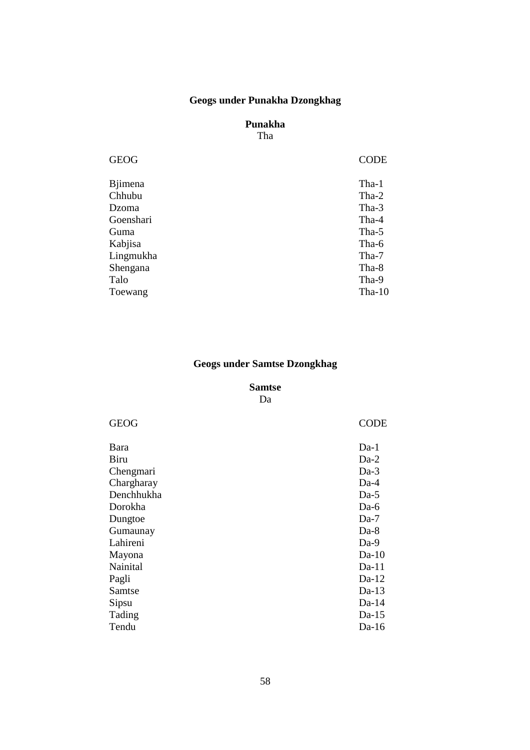## Geogs under Punakha Dzongkhag

**Punakha**
Tha

| GEOG | CODE |
|---|---|
| Bjimena | Tha-1 |
| Chhubu | Tha-2 |
| Dzoma | Tha-3 |
| Goenshari | Tha-4 |
| Guma | Tha-5 |
| Kabjisa | Tha-6 |
| Lingmukha | Tha-7 |
| Shengana | Tha-8 |
| Talo | Tha-9 |
| Toewang | Tha-10 |

## Geogs under Samtse Dzongkhag

**Samtse**
Da

| GEOG | CODE |
|---|---|
| Bara | Da-1 |
| Biru | Da-2 |
| Chengmari | Da-3 |
| Chargharay | Da-4 |
| Denchhukha | Da-5 |
| Dorokha | Da-6 |
| Dungtoe | Da-7 |
| Gumaunay | Da-8 |
| Lahireni | Da-9 |
| Mayona | Da-10 |
| Nainital | Da-11 |
| Pagli | Da-12 |
| Samtse | Da-13 |
| Sipsu | Da-14 |
| Tading | Da-15 |
| Tendu | Da-16 |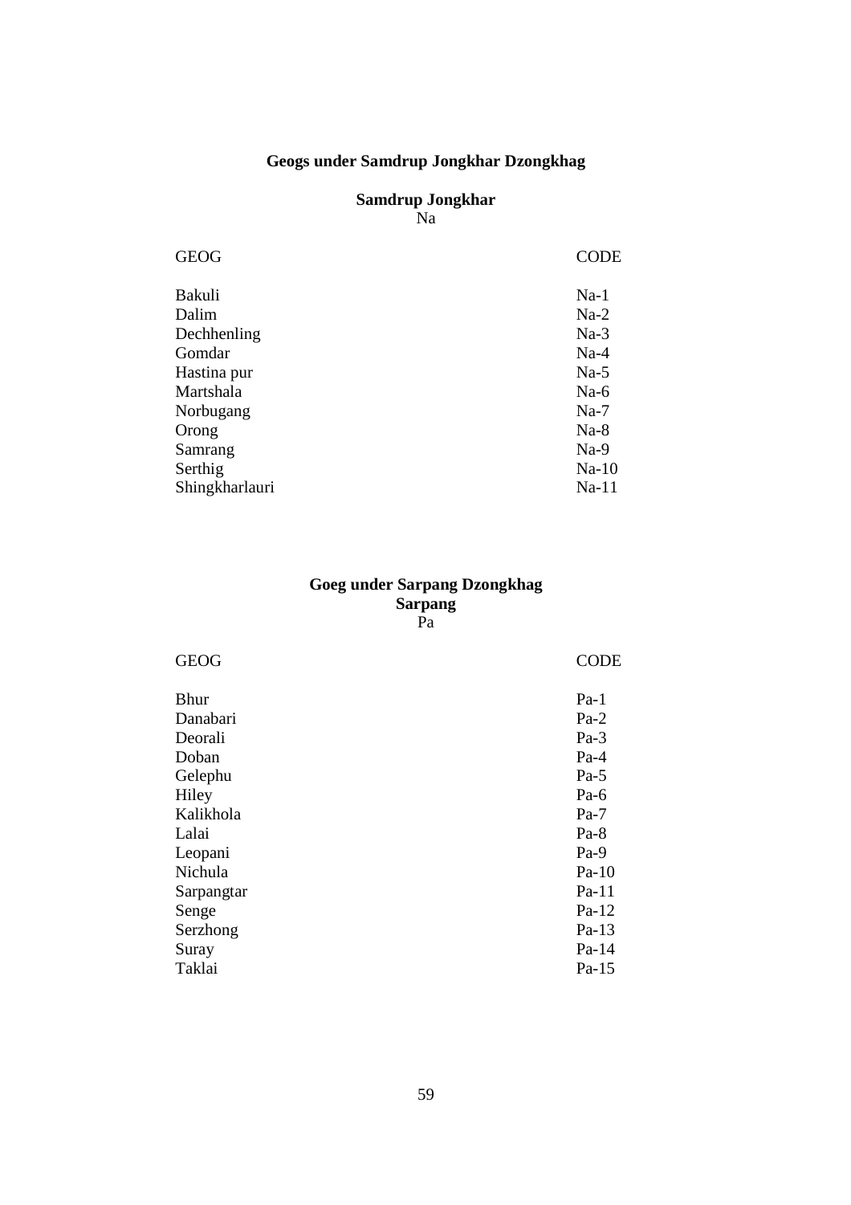## Geogs under Samdrup Jongkhar Dzongkhag

### Samdrup Jongkhar

Na

| GEOG | CODE |
| --- | --- |
| Bakuli | Na-1 |
| Dalim | Na-2 |
| Dechhenling | Na-3 |
| Gomdar | Na-4 |
| Hastina pur | Na-5 |
| Martshala | Na-6 |
| Norbugang | Na-7 |
| Orong | Na-8 |
| Samrang | Na-9 |
| Serthig | Na-10 |
| Shingkharlauri | Na-11 |

## Goeg under Sarpang Dzongkhag

### Sarpang

Pa

| GEOG | CODE |
| --- | --- |
| Bhur | Pa-1 |
| Danabari | Pa-2 |
| Deorali | Pa-3 |
| Doban | Pa-4 |
| Gelephu | Pa-5 |
| Hiley | Pa-6 |
| Kalikhola | Pa-7 |
| Lalai | Pa-8 |
| Leopani | Pa-9 |
| Nichula | Pa-10 |
| Sarpangtar | Pa-11 |
| Senge | Pa-12 |
| Serzhong | Pa-13 |
| Suray | Pa-14 |
| Taklai | Pa-15 |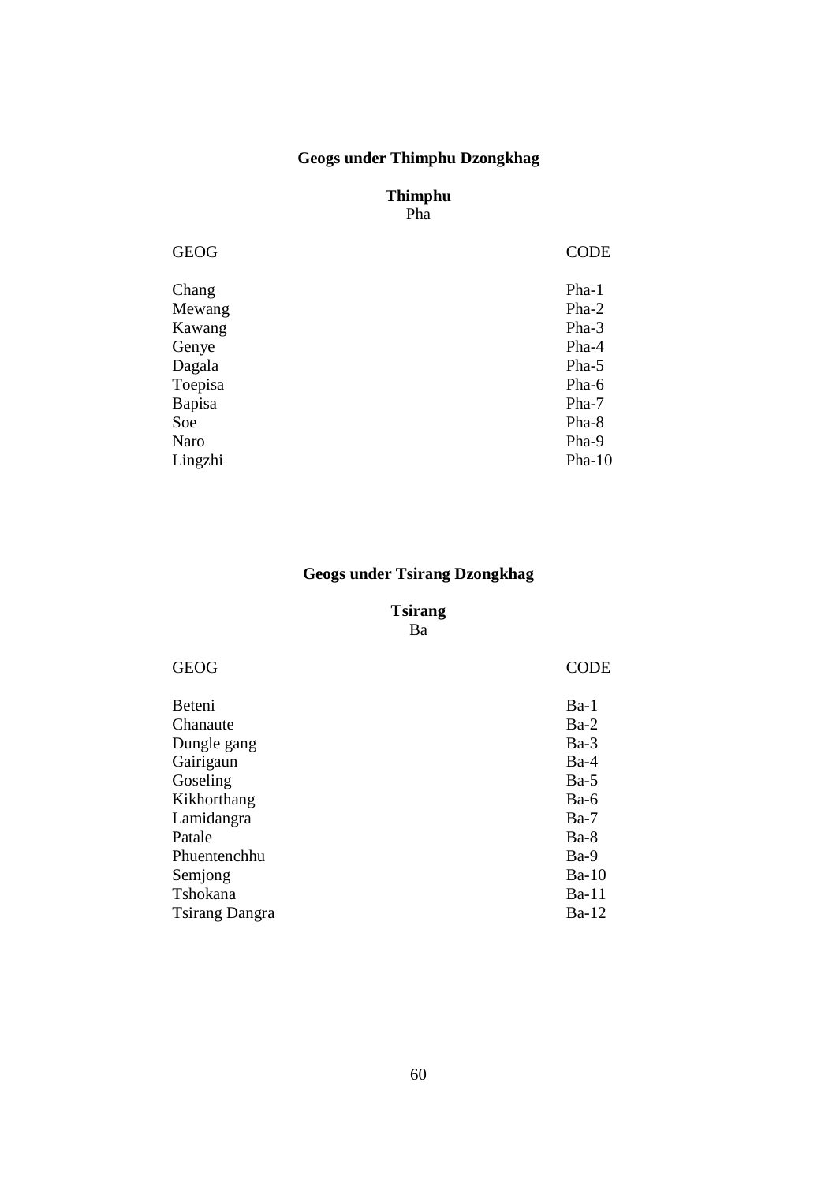## Geogs under Thimphu Dzongkhag

**Thimphu**
Pha

| GEOG | CODE |
|---|---|
| Chang | Pha-1 |
| Mewang | Pha-2 |
| Kawang | Pha-3 |
| Genye | Pha-4 |
| Dagala | Pha-5 |
| Toepisa | Pha-6 |
| Bapisa | Pha-7 |
| Soe | Pha-8 |
| Naro | Pha-9 |
| Lingzhi | Pha-10 |

## Geogs under Tsirang Dzongkhag

**Tsirang**
Ba

| GEOG | CODE |
|---|---|
| Beteni | Ba-1 |
| Chanaute | Ba-2 |
| Dungle gang | Ba-3 |
| Gairigaun | Ba-4 |
| Goseling | Ba-5 |
| Kikhorthang | Ba-6 |
| Lamidangra | Ba-7 |
| Patale | Ba-8 |
| Phuentenchhu | Ba-9 |
| Semjong | Ba-10 |
| Tshokana | Ba-11 |
| Tsirang Dangra | Ba-12 |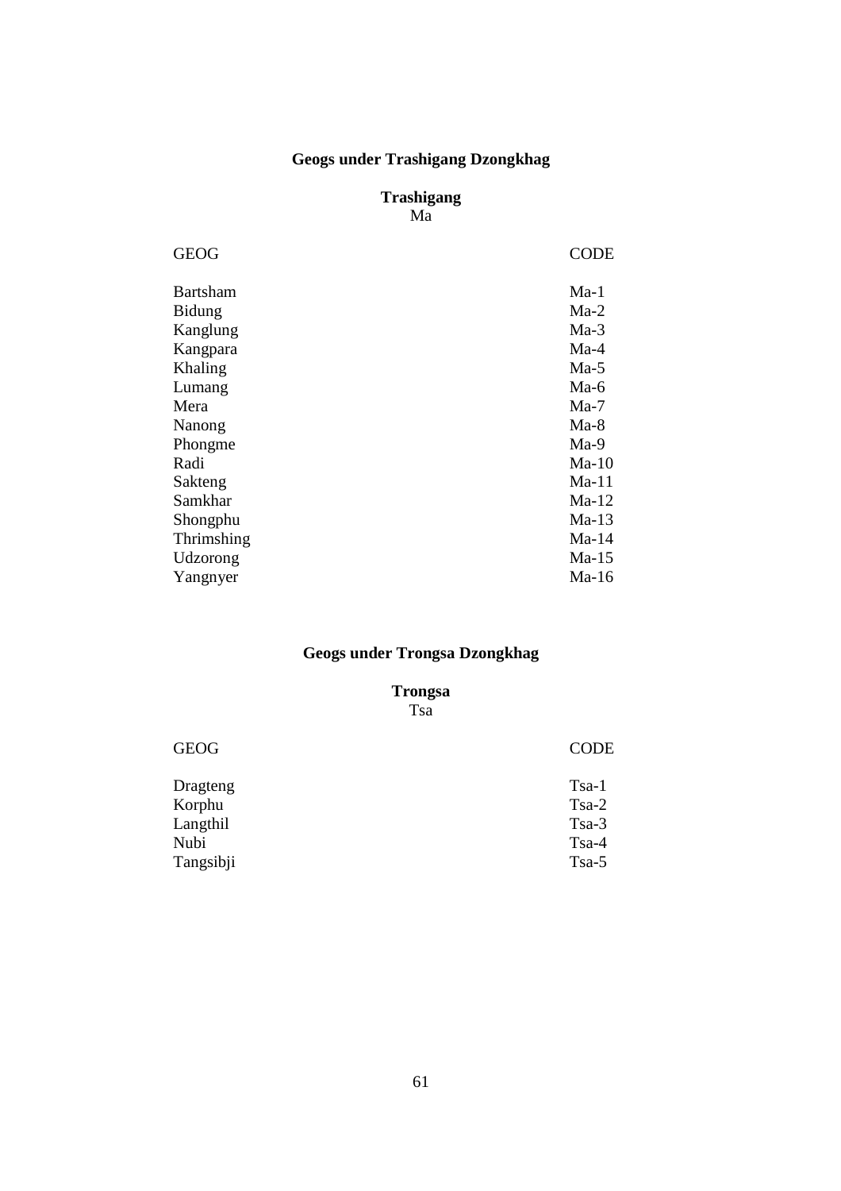## Geogs under Trashigang Dzongkhag

**Trashigang**
Ma

| GEOG | CODE |
|---|---|
| Bartsham | Ma-1 |
| Bidung | Ma-2 |
| Kanglung | Ma-3 |
| Kangpara | Ma-4 |
| Khaling | Ma-5 |
| Lumang | Ma-6 |
| Mera | Ma-7 |
| Nanong | Ma-8 |
| Phongme | Ma-9 |
| Radi | Ma-10 |
| Sakteng | Ma-11 |
| Samkhar | Ma-12 |
| Shongphu | Ma-13 |
| Thrimshing | Ma-14 |
| Udzorong | Ma-15 |
| Yangnyer | Ma-16 |

## Geogs under Trongsa Dzongkhag

**Trongsa**
Tsa

| GEOG | CODE |
|---|---|
| Dragteng | Tsa-1 |
| Korphu | Tsa-2 |
| Langthil | Tsa-3 |
| Nubi | Tsa-4 |
| Tangsibji | Tsa-5 |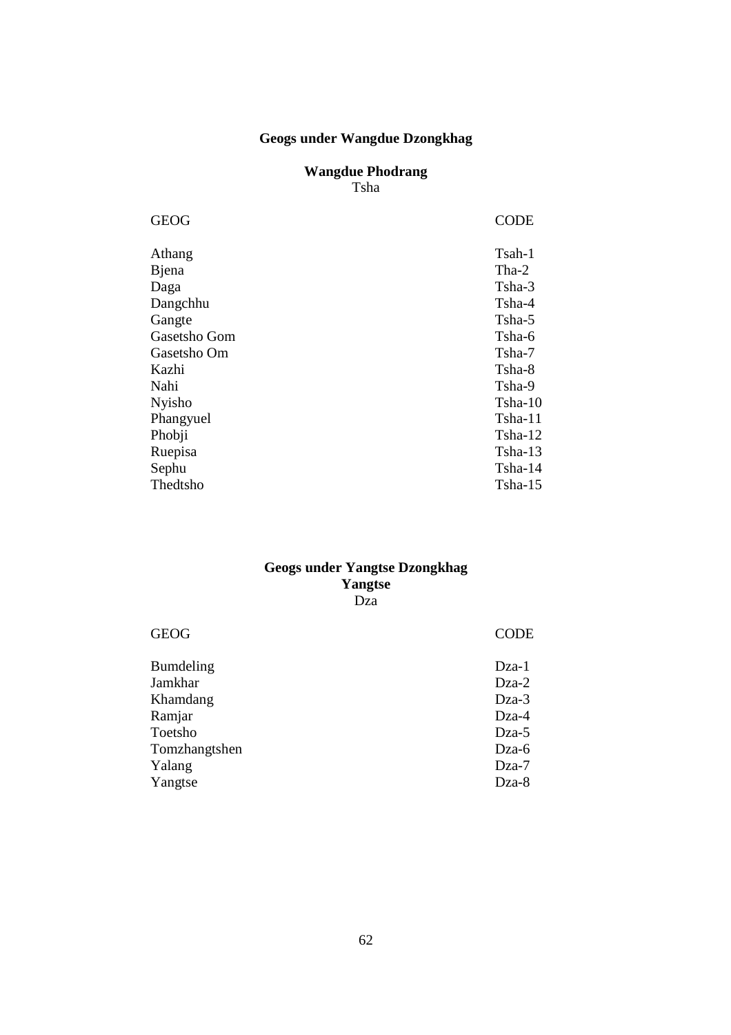## Geogs under Wangdue Dzongkhag

**Wangdue Phodrang**
Tsha

| GEOG | CODE |
|---|---|
| Athang | Tsah-1 |
| Bjena | Tha-2 |
| Daga | Tsha-3 |
| Dangchhu | Tsha-4 |
| Gangte | Tsha-5 |
| Gasetsho Gom | Tsha-6 |
| Gasetsho Om | Tsha-7 |
| Kazhi | Tsha-8 |
| Nahi | Tsha-9 |
| Nyisho | Tsha-10 |
| Phangyuel | Tsha-11 |
| Phobji | Tsha-12 |
| Ruepisa | Tsha-13 |
| Sephu | Tsha-14 |
| Thedtsho | Tsha-15 |

## Geogs under Yangtse Dzongkhag

**Yangtse**
Dza

| GEOG | CODE |
|---|---|
| Bumdeling | Dza-1 |
| Jamkhar | Dza-2 |
| Khamdang | Dza-3 |
| Ramjar | Dza-4 |
| Toetsho | Dza-5 |
| Tomzhangtshen | Dza-6 |
| Yalang | Dza-7 |
| Yangtse | Dza-8 |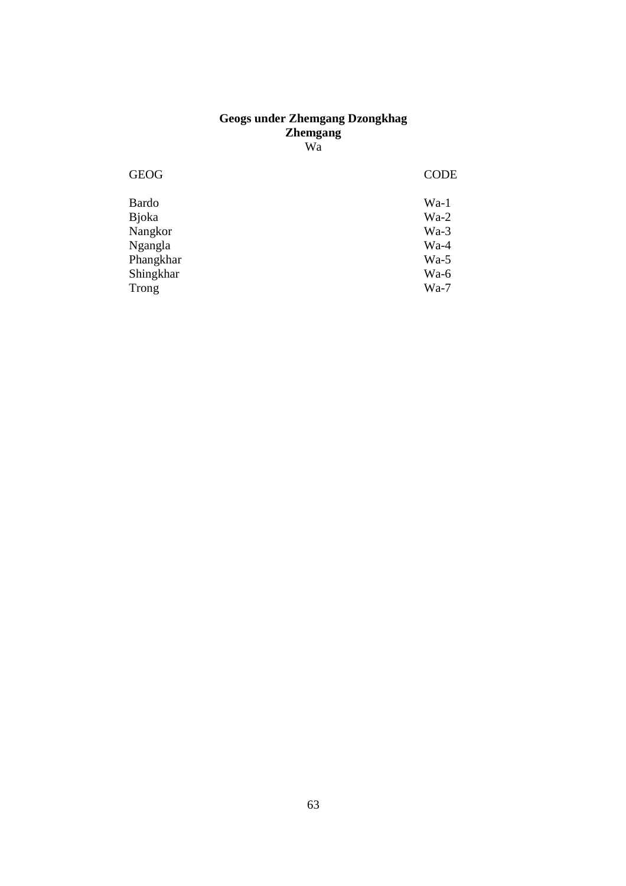**Geogs under Zhemgang Dzongkhag**
**Zhemgang**
Wa

| GEOG | CODE |
|---|---|
| Bardo | Wa-1 |
| Bjoka | Wa-2 |
| Nangkor | Wa-3 |
| Ngangla | Wa-4 |
| Phangkhar | Wa-5 |
| Shingkhar | Wa-6 |
| Trong | Wa-7 |